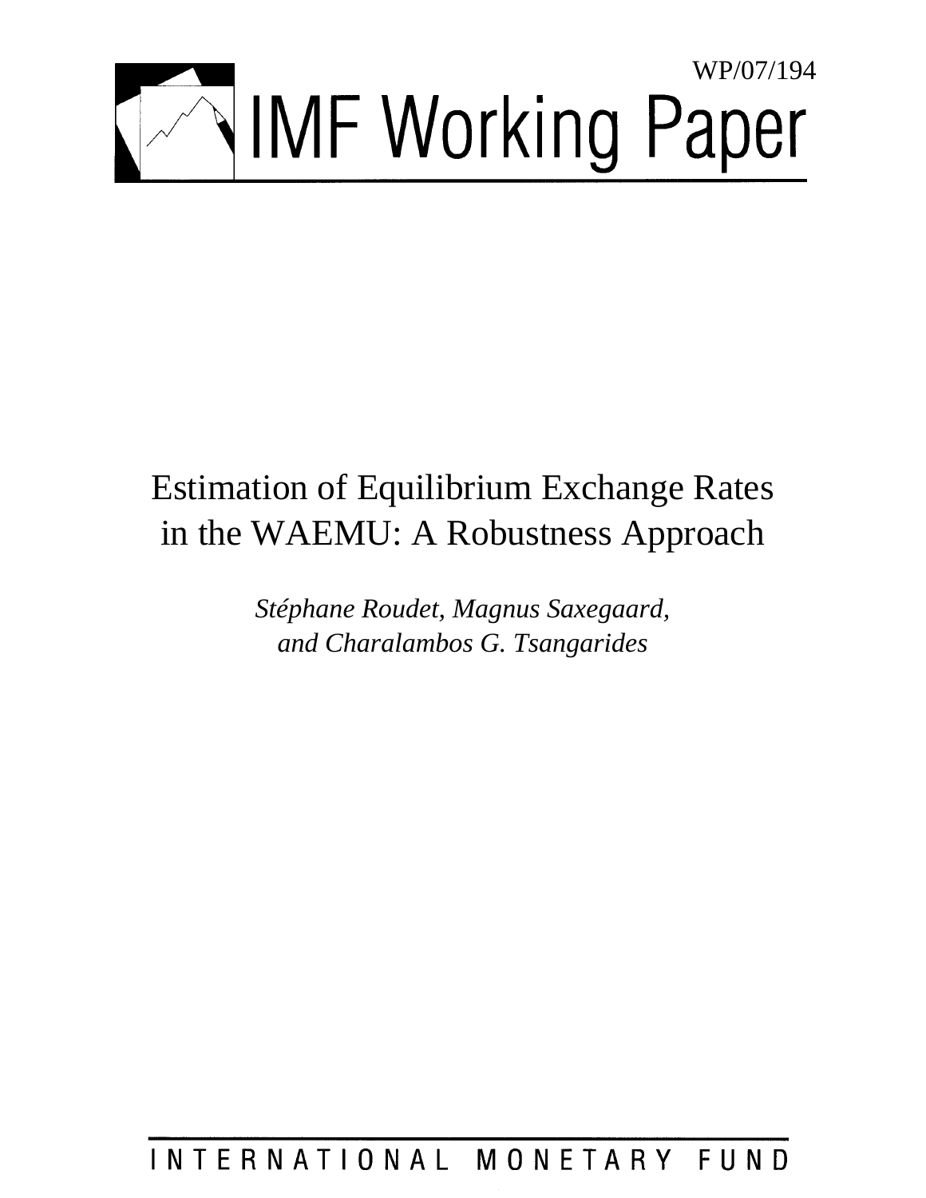WP/07/194

# IMF Working Paper

# Estimation of Equilibrium Exchange Rates in the WAEMU: A Robustness Approach

*Stéphane Roudet, Magnus Saxegaard, and Charalambos G. Tsangarides*

INTERNATIONAL MONETARY FUND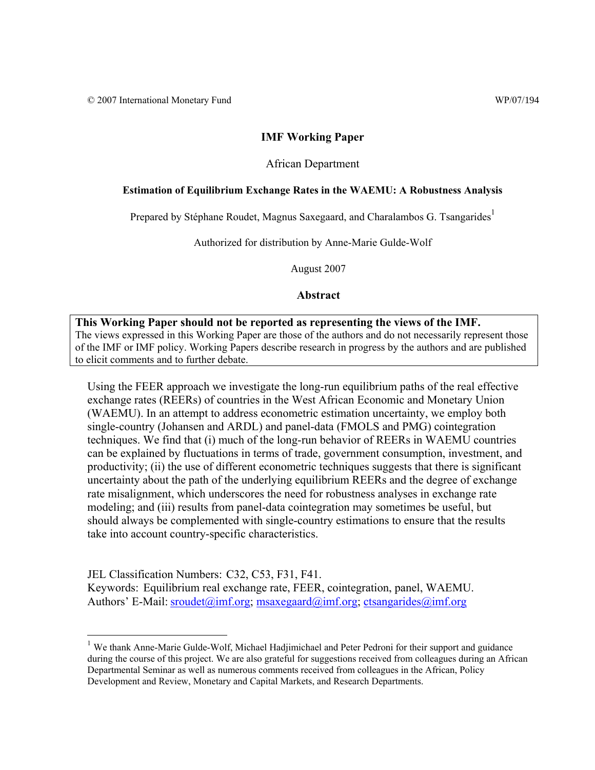© 2007 International Monetary Fund WP/07/194

# IMF Working Paper

African Department

## Estimation of Equilibrium Exchange Rates in the WAEMU: A Robustness Analysis

Prepared by Stéphane Roudet, Magnus Saxegaard, and Charalambos G. Tsangarides[1]

Authorized for distribution by Anne-Marie Gulde-Wolf

August 2007

### Abstract

**This Working Paper should not be reported as representing the views of the IMF.**
The views expressed in this Working Paper are those of the authors and do not necessarily represent those of the IMF or IMF policy. Working Papers describe research in progress by the authors and are published to elicit comments and to further debate.

Using the FEER approach we investigate the long-run equilibrium paths of the real effective exchange rates (REERs) of countries in the West African Economic and Monetary Union (WAEMU). In an attempt to address econometric estimation uncertainty, we employ both single-country (Johansen and ARDL) and panel-data (FMOLS and PMG) cointegration techniques. We find that (i) much of the long-run behavior of REERs in WAEMU countries can be explained by fluctuations in terms of trade, government consumption, investment, and productivity; (ii) the use of different econometric techniques suggests that there is significant uncertainty about the path of the underlying equilibrium REERs and the degree of exchange rate misalignment, which underscores the need for robustness analyses in exchange rate modeling; and (iii) results from panel-data cointegration may sometimes be useful, but should always be complemented with single-country estimations to ensure that the results take into account country-specific characteristics.

JEL Classification Numbers: C32, C53, F31, F41.
Keywords: Equilibrium real exchange rate, FEER, cointegration, panel, WAEMU.
Authors' E-Mail: sroudet@imf.org; msaxegaard@imf.org; ctsangarides@imf.org

[1] We thank Anne-Marie Gulde-Wolf, Michael Hadjimichael and Peter Pedroni for their support and guidance during the course of this project. We are also grateful for suggestions received from colleagues during an African Departmental Seminar as well as numerous comments received from colleagues in the African, Policy Development and Review, Monetary and Capital Markets, and Research Departments.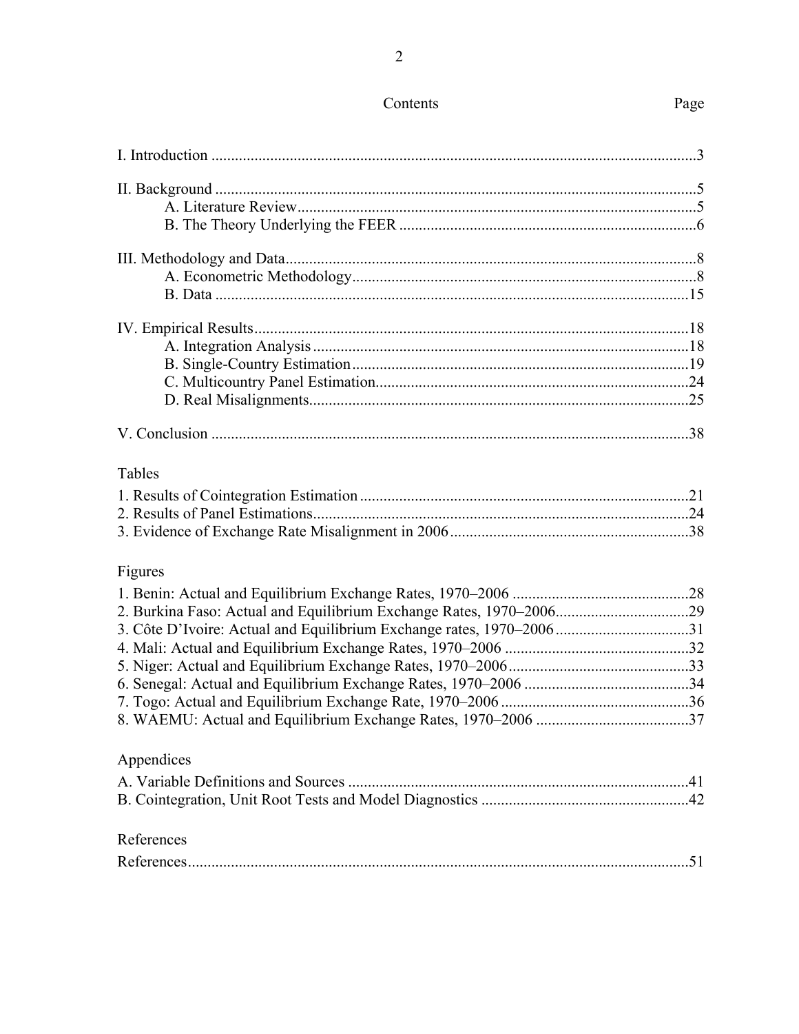## Contents

| | Page |
|---|---|
| I. Introduction | 3 |
| II. Background | 5 |
|     A. Literature Review | 5 |
|     B. The Theory Underlying the FEER | 6 |
| III. Methodology and Data | 8 |
|     A. Econometric Methodology | 8 |
|     B. Data | 15 |
| IV. Empirical Results | 18 |
|     A. Integration Analysis | 18 |
|     B. Single-Country Estimation | 19 |
|     C. Multicountry Panel Estimation | 24 |
|     D. Real Misalignments | 25 |
| V. Conclusion | 38 |

### Tables

| | |
|---|---|
| 1. Results of Cointegration Estimation | 21 |
| 2. Results of Panel Estimations | 24 |
| 3. Evidence of Exchange Rate Misalignment in 2006 | 38 |

### Figures

| | |
|---|---|
| 1. Benin: Actual and Equilibrium Exchange Rates, 1970–2006 | 28 |
| 2. Burkina Faso: Actual and Equilibrium Exchange Rates, 1970–2006 | 29 |
| 3. Côte D'Ivoire: Actual and Equilibrium Exchange rates, 1970–2006 | 31 |
| 4. Mali: Actual and Equilibrium Exchange Rates, 1970–2006 | 32 |
| 5. Niger: Actual and Equilibrium Exchange Rates, 1970–2006 | 33 |
| 6. Senegal: Actual and Equilibrium Exchange Rates, 1970–2006 | 34 |
| 7. Togo: Actual and Equilibrium Exchange Rate, 1970–2006 | 36 |
| 8. WAEMU: Actual and Equilibrium Exchange Rates, 1970–2006 | 37 |

### Appendices

| | |
|---|---|
| A. Variable Definitions and Sources | 41 |
| B. Cointegration, Unit Root Tests and Model Diagnostics | 42 |

### References

| | |
|---|---|
| References | 51 |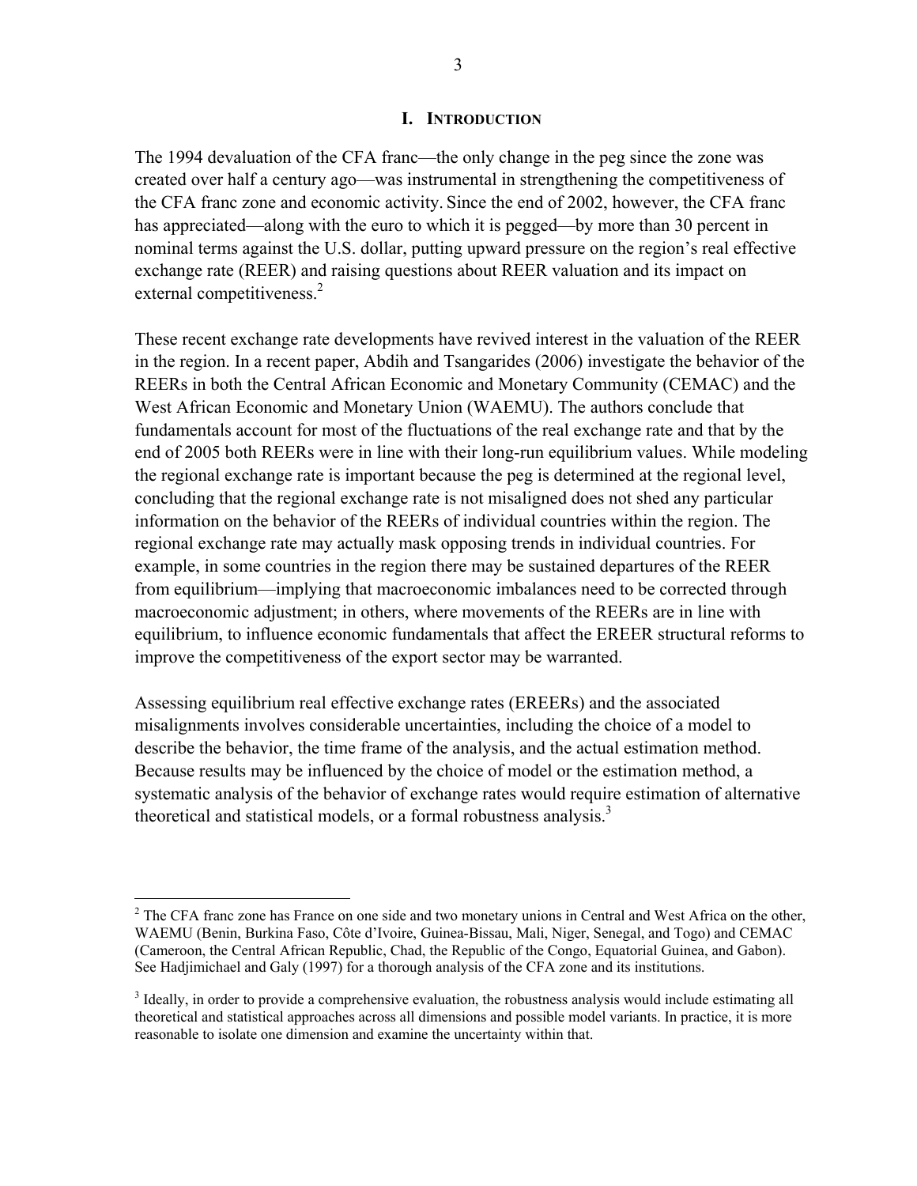# I. INTRODUCTION

The 1994 devaluation of the CFA franc—the only change in the peg since the zone was created over half a century ago—was instrumental in strengthening the competitiveness of the CFA franc zone and economic activity. Since the end of 2002, however, the CFA franc has appreciated—along with the euro to which it is pegged—by more than 30 percent in nominal terms against the U.S. dollar, putting upward pressure on the region's real effective exchange rate (REER) and raising questions about REER valuation and its impact on external competitiveness.[2]

These recent exchange rate developments have revived interest in the valuation of the REER in the region. In a recent paper, Abdih and Tsangarides (2006) investigate the behavior of the REERs in both the Central African Economic and Monetary Community (CEMAC) and the West African Economic and Monetary Union (WAEMU). The authors conclude that fundamentals account for most of the fluctuations of the real exchange rate and that by the end of 2005 both REERs were in line with their long-run equilibrium values. While modeling the regional exchange rate is important because the peg is determined at the regional level, concluding that the regional exchange rate is not misaligned does not shed any particular information on the behavior of the REERs of individual countries within the region. The regional exchange rate may actually mask opposing trends in individual countries. For example, in some countries in the region there may be sustained departures of the REER from equilibrium—implying that macroeconomic imbalances need to be corrected through macroeconomic adjustment; in others, where movements of the REERs are in line with equilibrium, to influence economic fundamentals that affect the EREER structural reforms to improve the competitiveness of the export sector may be warranted.

Assessing equilibrium real effective exchange rates (EREERs) and the associated misalignments involves considerable uncertainties, including the choice of a model to describe the behavior, the time frame of the analysis, and the actual estimation method. Because results may be influenced by the choice of model or the estimation method, a systematic analysis of the behavior of exchange rates would require estimation of alternative theoretical and statistical models, or a formal robustness analysis.[3]

---

[2] The CFA franc zone has France on one side and two monetary unions in Central and West Africa on the other, WAEMU (Benin, Burkina Faso, Côte d'Ivoire, Guinea-Bissau, Mali, Niger, Senegal, and Togo) and CEMAC (Cameroon, the Central African Republic, Chad, the Republic of the Congo, Equatorial Guinea, and Gabon). See Hadjimichael and Galy (1997) for a thorough analysis of the CFA zone and its institutions.

[3] Ideally, in order to provide a comprehensive evaluation, the robustness analysis would include estimating all theoretical and statistical approaches across all dimensions and possible model variants. In practice, it is more reasonable to isolate one dimension and examine the uncertainty within that.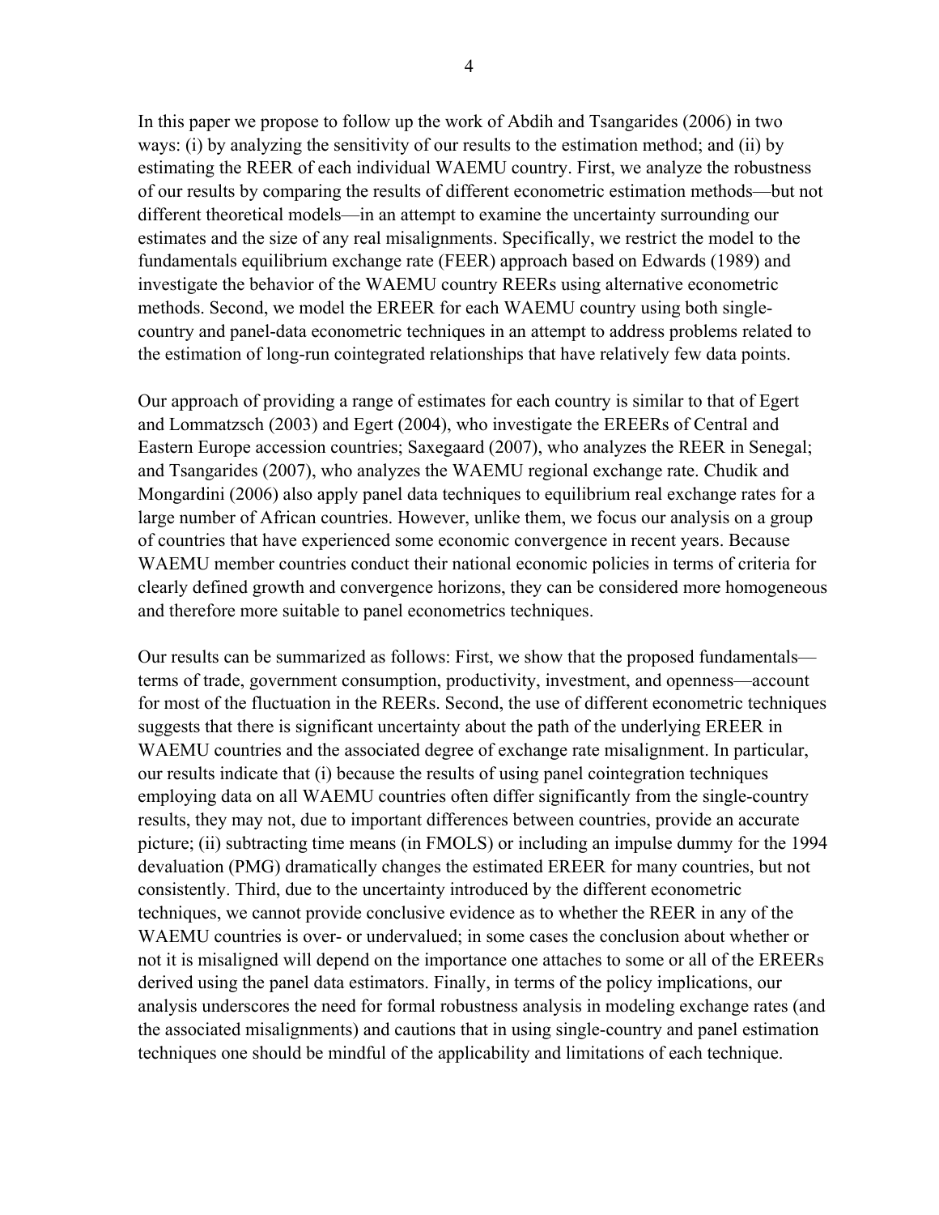In this paper we propose to follow up the work of Abdih and Tsangarides (2006) in two ways: (i) by analyzing the sensitivity of our results to the estimation method; and (ii) by estimating the REER of each individual WAEMU country. First, we analyze the robustness of our results by comparing the results of different econometric estimation methods—but not different theoretical models—in an attempt to examine the uncertainty surrounding our estimates and the size of any real misalignments. Specifically, we restrict the model to the fundamentals equilibrium exchange rate (FEER) approach based on Edwards (1989) and investigate the behavior of the WAEMU country REERs using alternative econometric methods. Second, we model the EREER for each WAEMU country using both single-country and panel-data econometric techniques in an attempt to address problems related to the estimation of long-run cointegrated relationships that have relatively few data points.

Our approach of providing a range of estimates for each country is similar to that of Egert and Lommatzsch (2003) and Egert (2004), who investigate the EREERs of Central and Eastern Europe accession countries; Saxegaard (2007), who analyzes the REER in Senegal; and Tsangarides (2007), who analyzes the WAEMU regional exchange rate. Chudik and Mongardini (2006) also apply panel data techniques to equilibrium real exchange rates for a large number of African countries. However, unlike them, we focus our analysis on a group of countries that have experienced some economic convergence in recent years. Because WAEMU member countries conduct their national economic policies in terms of criteria for clearly defined growth and convergence horizons, they can be considered more homogeneous and therefore more suitable to panel econometrics techniques.

Our results can be summarized as follows: First, we show that the proposed fundamentals—terms of trade, government consumption, productivity, investment, and openness—account for most of the fluctuation in the REERs. Second, the use of different econometric techniques suggests that there is significant uncertainty about the path of the underlying EREER in WAEMU countries and the associated degree of exchange rate misalignment. In particular, our results indicate that (i) because the results of using panel cointegration techniques employing data on all WAEMU countries often differ significantly from the single-country results, they may not, due to important differences between countries, provide an accurate picture; (ii) subtracting time means (in FMOLS) or including an impulse dummy for the 1994 devaluation (PMG) dramatically changes the estimated EREER for many countries, but not consistently. Third, due to the uncertainty introduced by the different econometric techniques, we cannot provide conclusive evidence as to whether the REER in any of the WAEMU countries is over- or undervalued; in some cases the conclusion about whether or not it is misaligned will depend on the importance one attaches to some or all of the EREERs derived using the panel data estimators. Finally, in terms of the policy implications, our analysis underscores the need for formal robustness analysis in modeling exchange rates (and the associated misalignments) and cautions that in using single-country and panel estimation techniques one should be mindful of the applicability and limitations of each technique.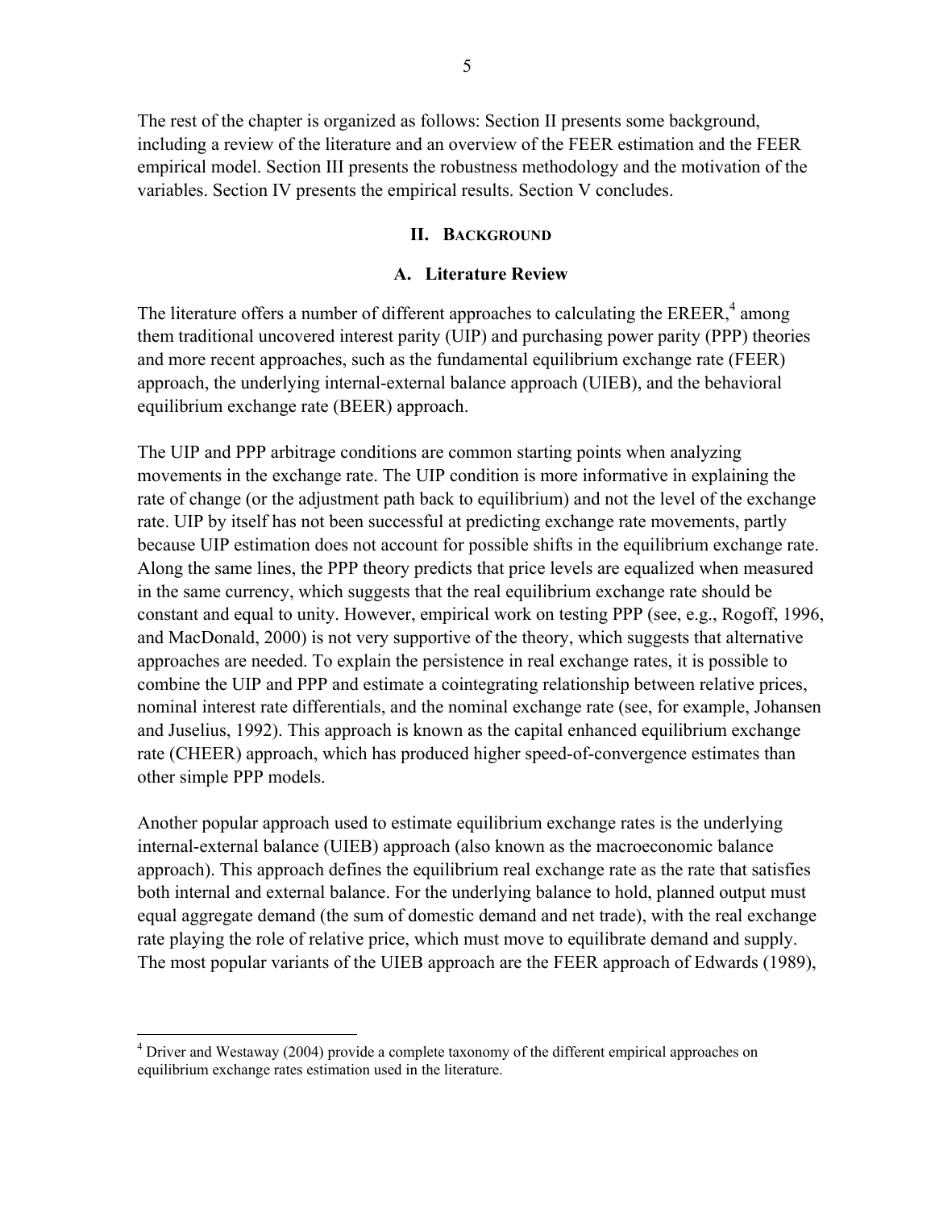The rest of the chapter is organized as follows: Section II presents some background, including a review of the literature and an overview of the FEER estimation and the FEER empirical model. Section III presents the robustness methodology and the motivation of the variables. Section IV presents the empirical results. Section V concludes.

## II. Background

### A. Literature Review

The literature offers a number of different approaches to calculating the EREER,[4] among them traditional uncovered interest parity (UIP) and purchasing power parity (PPP) theories and more recent approaches, such as the fundamental equilibrium exchange rate (FEER) approach, the underlying internal-external balance approach (UIEB), and the behavioral equilibrium exchange rate (BEER) approach.

The UIP and PPP arbitrage conditions are common starting points when analyzing movements in the exchange rate. The UIP condition is more informative in explaining the rate of change (or the adjustment path back to equilibrium) and not the level of the exchange rate. UIP by itself has not been successful at predicting exchange rate movements, partly because UIP estimation does not account for possible shifts in the equilibrium exchange rate. Along the same lines, the PPP theory predicts that price levels are equalized when measured in the same currency, which suggests that the real equilibrium exchange rate should be constant and equal to unity. However, empirical work on testing PPP (see, e.g., Rogoff, 1996, and MacDonald, 2000) is not very supportive of the theory, which suggests that alternative approaches are needed. To explain the persistence in real exchange rates, it is possible to combine the UIP and PPP and estimate a cointegrating relationship between relative prices, nominal interest rate differentials, and the nominal exchange rate (see, for example, Johansen and Juselius, 1992). This approach is known as the capital enhanced equilibrium exchange rate (CHEER) approach, which has produced higher speed-of-convergence estimates than other simple PPP models.

Another popular approach used to estimate equilibrium exchange rates is the underlying internal-external balance (UIEB) approach (also known as the macroeconomic balance approach). This approach defines the equilibrium real exchange rate as the rate that satisfies both internal and external balance. For the underlying balance to hold, planned output must equal aggregate demand (the sum of domestic demand and net trade), with the real exchange rate playing the role of relative price, which must move to equilibrate demand and supply. The most popular variants of the UIEB approach are the FEER approach of Edwards (1989),

[4] Driver and Westaway (2004) provide a complete taxonomy of the different empirical approaches on equilibrium exchange rates estimation used in the literature.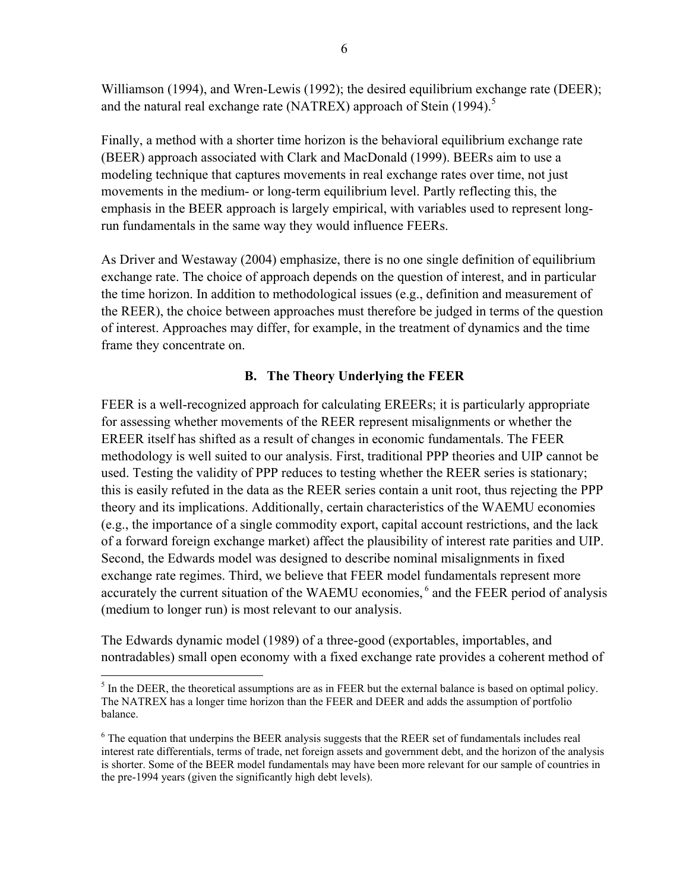Williamson (1994), and Wren-Lewis (1992); the desired equilibrium exchange rate (DEER); and the natural real exchange rate (NATREX) approach of Stein (1994).[5]

Finally, a method with a shorter time horizon is the behavioral equilibrium exchange rate (BEER) approach associated with Clark and MacDonald (1999). BEERs aim to use a modeling technique that captures movements in real exchange rates over time, not just movements in the medium- or long-term equilibrium level. Partly reflecting this, the emphasis in the BEER approach is largely empirical, with variables used to represent long-run fundamentals in the same way they would influence FEERs.

As Driver and Westaway (2004) emphasize, there is no one single definition of equilibrium exchange rate. The choice of approach depends on the question of interest, and in particular the time horizon. In addition to methodological issues (e.g., definition and measurement of the REER), the choice between approaches must therefore be judged in terms of the question of interest. Approaches may differ, for example, in the treatment of dynamics and the time frame they concentrate on.

## B. The Theory Underlying the FEER

FEER is a well-recognized approach for calculating EREERs; it is particularly appropriate for assessing whether movements of the REER represent misalignments or whether the EREER itself has shifted as a result of changes in economic fundamentals. The FEER methodology is well suited to our analysis. First, traditional PPP theories and UIP cannot be used. Testing the validity of PPP reduces to testing whether the REER series is stationary; this is easily refuted in the data as the REER series contain a unit root, thus rejecting the PPP theory and its implications. Additionally, certain characteristics of the WAEMU economies (e.g., the importance of a single commodity export, capital account restrictions, and the lack of a forward foreign exchange market) affect the plausibility of interest rate parities and UIP. Second, the Edwards model was designed to describe nominal misalignments in fixed exchange rate regimes. Third, we believe that FEER model fundamentals represent more accurately the current situation of the WAEMU economies,[6] and the FEER period of analysis (medium to longer run) is most relevant to our analysis.

The Edwards dynamic model (1989) of a three-good (exportables, importables, and nontradables) small open economy with a fixed exchange rate provides a coherent method of

---

[5] In the DEER, the theoretical assumptions are as in FEER but the external balance is based on optimal policy. The NATREX has a longer time horizon than the FEER and DEER and adds the assumption of portfolio balance.

[6] The equation that underpins the BEER analysis suggests that the REER set of fundamentals includes real interest rate differentials, terms of trade, net foreign assets and government debt, and the horizon of the analysis is shorter. Some of the BEER model fundamentals may have been more relevant for our sample of countries in the pre-1994 years (given the significantly high debt levels).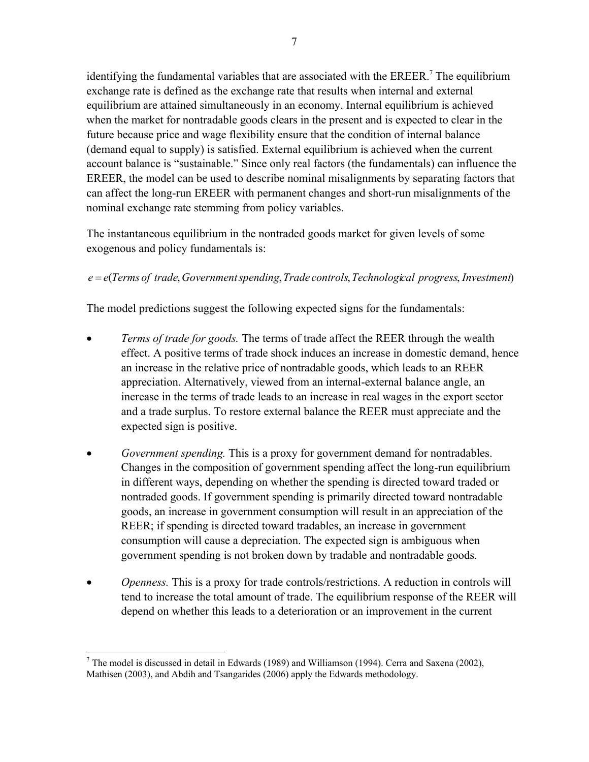identifying the fundamental variables that are associated with the EREER.[7] The equilibrium exchange rate is defined as the exchange rate that results when internal and external equilibrium are attained simultaneously in an economy. Internal equilibrium is achieved when the market for nontradable goods clears in the present and is expected to clear in the future because price and wage flexibility ensure that the condition of internal balance (demand equal to supply) is satisfied. External equilibrium is achieved when the current account balance is "sustainable." Since only real factors (the fundamentals) can influence the EREER, the model can be used to describe nominal misalignments by separating factors that can affect the long-run EREER with permanent changes and short-run misalignments of the nominal exchange rate stemming from policy variables.

The instantaneous equilibrium in the nontraded goods market for given levels of some exogenous and policy fundamentals is:

$$e = e(\mathit{Terms\ of\ trade}, \mathit{Government\ spending}, \mathit{Trade\ controls}, \mathit{Technological\ progress}, \mathit{Investment})$$

The model predictions suggest the following expected signs for the fundamentals:

- *Terms of trade for goods.* The terms of trade affect the REER through the wealth effect. A positive terms of trade shock induces an increase in domestic demand, hence an increase in the relative price of nontradable goods, which leads to an REER appreciation. Alternatively, viewed from an internal-external balance angle, an increase in the terms of trade leads to an increase in real wages in the export sector and a trade surplus. To restore external balance the REER must appreciate and the expected sign is positive.

- *Government spending.* This is a proxy for government demand for nontradables. Changes in the composition of government spending affect the long-run equilibrium in different ways, depending on whether the spending is directed toward traded or nontraded goods. If government spending is primarily directed toward nontradable goods, an increase in government consumption will result in an appreciation of the REER; if spending is directed toward tradables, an increase in government consumption will cause a depreciation. The expected sign is ambiguous when government spending is not broken down by tradable and nontradable goods.

- *Openness.* This is a proxy for trade controls/restrictions. A reduction in controls will tend to increase the total amount of trade. The equilibrium response of the REER will depend on whether this leads to a deterioration or an improvement in the current

[7] The model is discussed in detail in Edwards (1989) and Williamson (1994). Cerra and Saxena (2002), Mathisen (2003), and Abdih and Tsangarides (2006) apply the Edwards methodology.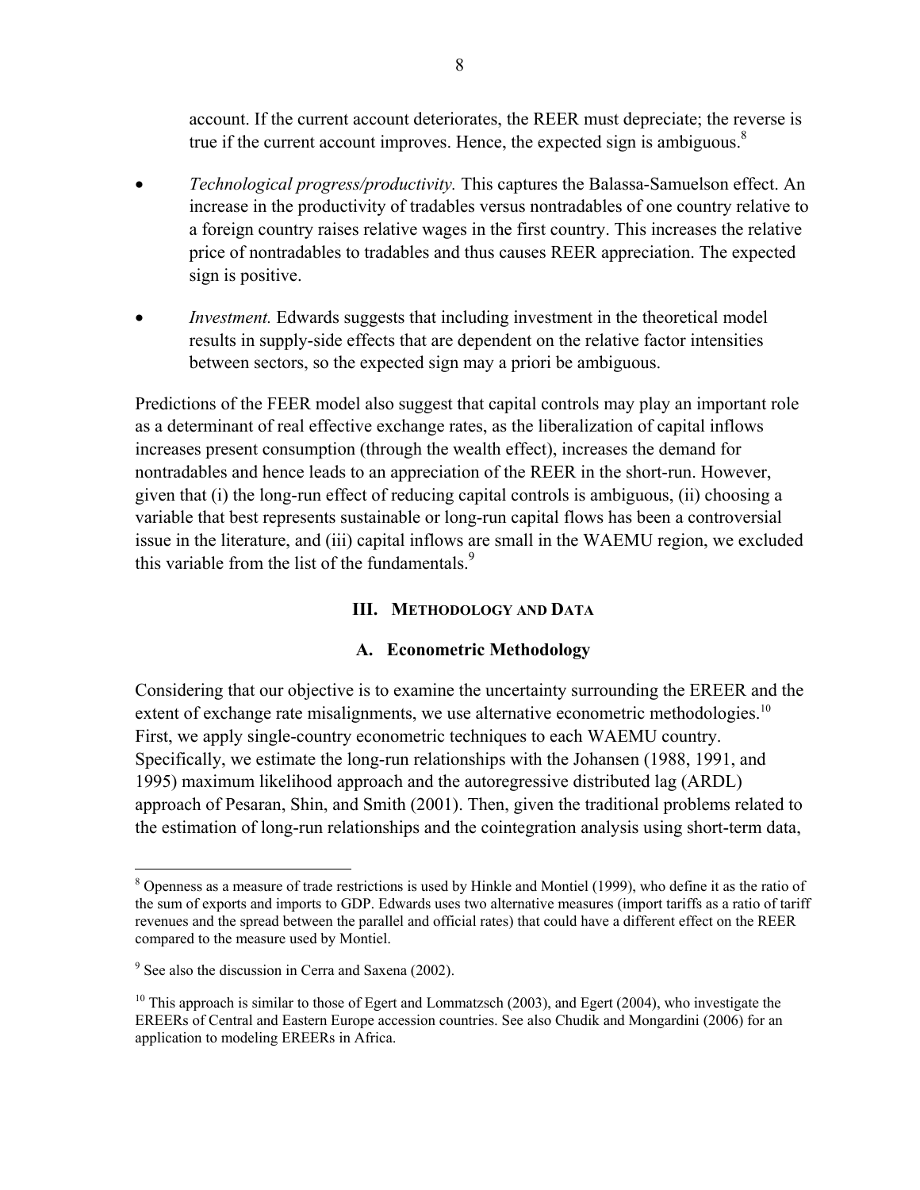account. If the current account deteriorates, the REER must depreciate; the reverse is true if the current account improves. Hence, the expected sign is ambiguous.[8]

- *Technological progress/productivity.* This captures the Balassa-Samuelson effect. An increase in the productivity of tradables versus nontradables of one country relative to a foreign country raises relative wages in the first country. This increases the relative price of nontradables to tradables and thus causes REER appreciation. The expected sign is positive.

- *Investment.* Edwards suggests that including investment in the theoretical model results in supply-side effects that are dependent on the relative factor intensities between sectors, so the expected sign may a priori be ambiguous.

Predictions of the FEER model also suggest that capital controls may play an important role as a determinant of real effective exchange rates, as the liberalization of capital inflows increases present consumption (through the wealth effect), increases the demand for nontradables and hence leads to an appreciation of the REER in the short-run. However, given that (i) the long-run effect of reducing capital controls is ambiguous, (ii) choosing a variable that best represents sustainable or long-run capital flows has been a controversial issue in the literature, and (iii) capital inflows are small in the WAEMU region, we excluded this variable from the list of the fundamentals.[9]

## III. Methodology and Data

### A. Econometric Methodology

Considering that our objective is to examine the uncertainty surrounding the EREER and the extent of exchange rate misalignments, we use alternative econometric methodologies.[10] First, we apply single-country econometric techniques to each WAEMU country. Specifically, we estimate the long-run relationships with the Johansen (1988, 1991, and 1995) maximum likelihood approach and the autoregressive distributed lag (ARDL) approach of Pesaran, Shin, and Smith (2001). Then, given the traditional problems related to the estimation of long-run relationships and the cointegration analysis using short-term data,

---

[8] Openness as a measure of trade restrictions is used by Hinkle and Montiel (1999), who define it as the ratio of the sum of exports and imports to GDP. Edwards uses two alternative measures (import tariffs as a ratio of tariff revenues and the spread between the parallel and official rates) that could have a different effect on the REER compared to the measure used by Montiel.

[9] See also the discussion in Cerra and Saxena (2002).

[10] This approach is similar to those of Egert and Lommatzsch (2003), and Egert (2004), who investigate the EREERs of Central and Eastern Europe accession countries. See also Chudik and Mongardini (2006) for an application to modeling EREERs in Africa.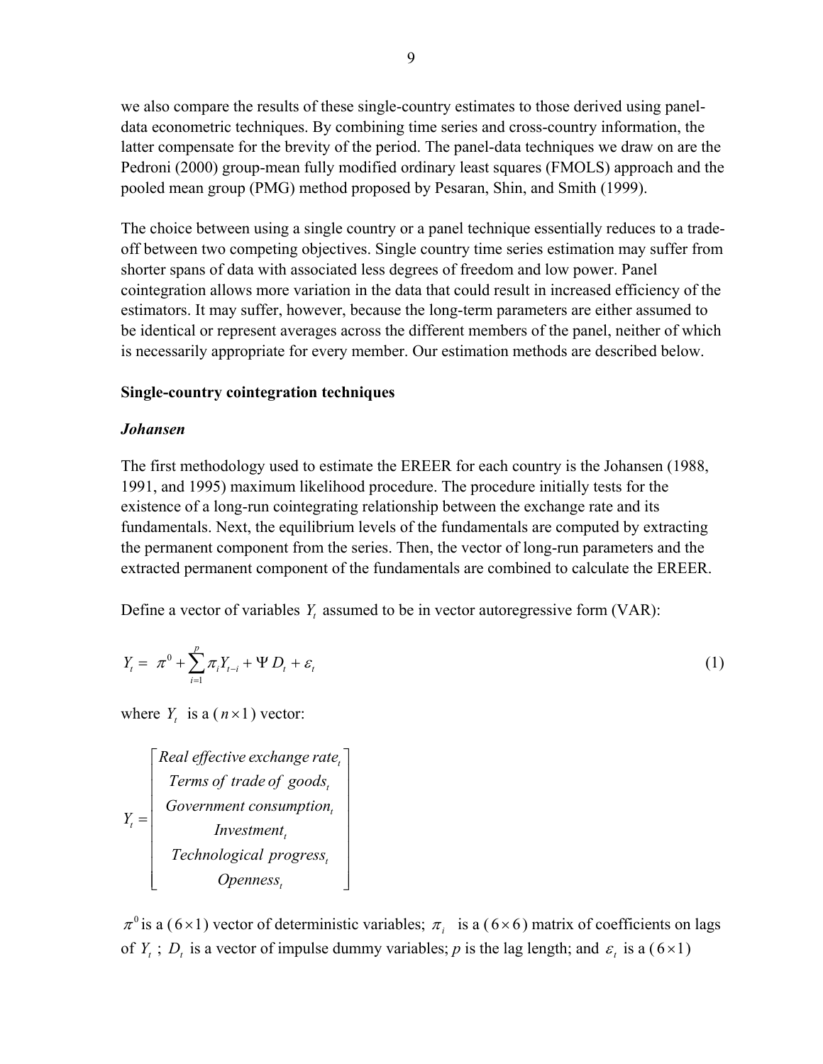we also compare the results of these single-country estimates to those derived using panel-data econometric techniques. By combining time series and cross-country information, the latter compensate for the brevity of the period. The panel-data techniques we draw on are the Pedroni (2000) group-mean fully modified ordinary least squares (FMOLS) approach and the pooled mean group (PMG) method proposed by Pesaran, Shin, and Smith (1999).

The choice between using a single country or a panel technique essentially reduces to a trade-off between two competing objectives. Single country time series estimation may suffer from shorter spans of data with associated less degrees of freedom and low power. Panel cointegration allows more variation in the data that could result in increased efficiency of the estimators. It may suffer, however, because the long-term parameters are either assumed to be identical or represent averages across the different members of the panel, neither of which is necessarily appropriate for every member. Our estimation methods are described below.

**Single-country cointegration techniques**

***Johansen***

The first methodology used to estimate the EREER for each country is the Johansen (1988, 1991, and 1995) maximum likelihood procedure. The procedure initially tests for the existence of a long-run cointegrating relationship between the exchange rate and its fundamentals. Next, the equilibrium levels of the fundamentals are computed by extracting the permanent component from the series. Then, the vector of long-run parameters and the extracted permanent component of the fundamentals are combined to calculate the EREER.

Define a vector of variables $Y_t$ assumed to be in vector autoregressive form (VAR):

$$Y_t = \pi^0 + \sum_{i=1}^{p} \pi_i Y_{t-i} + \Psi D_t + \varepsilon_t \tag{1}$$

where $Y_t$ is a ($n \times 1$) vector:

$$Y_t = \begin{bmatrix} \textit{Real effective exchange rate}_t \\ \textit{Terms of trade of goods}_t \\ \textit{Government consumption}_t \\ \textit{Investment}_t \\ \textit{Technological progress}_t \\ \textit{Openness}_t \end{bmatrix}$$

$\pi^0$ is a ($6 \times 1$) vector of deterministic variables; $\pi_i$ is a ($6 \times 6$) matrix of coefficients on lags of $Y_t$; $D_t$ is a vector of impulse dummy variables; $p$ is the lag length; and $\varepsilon_t$ is a ($6 \times 1$)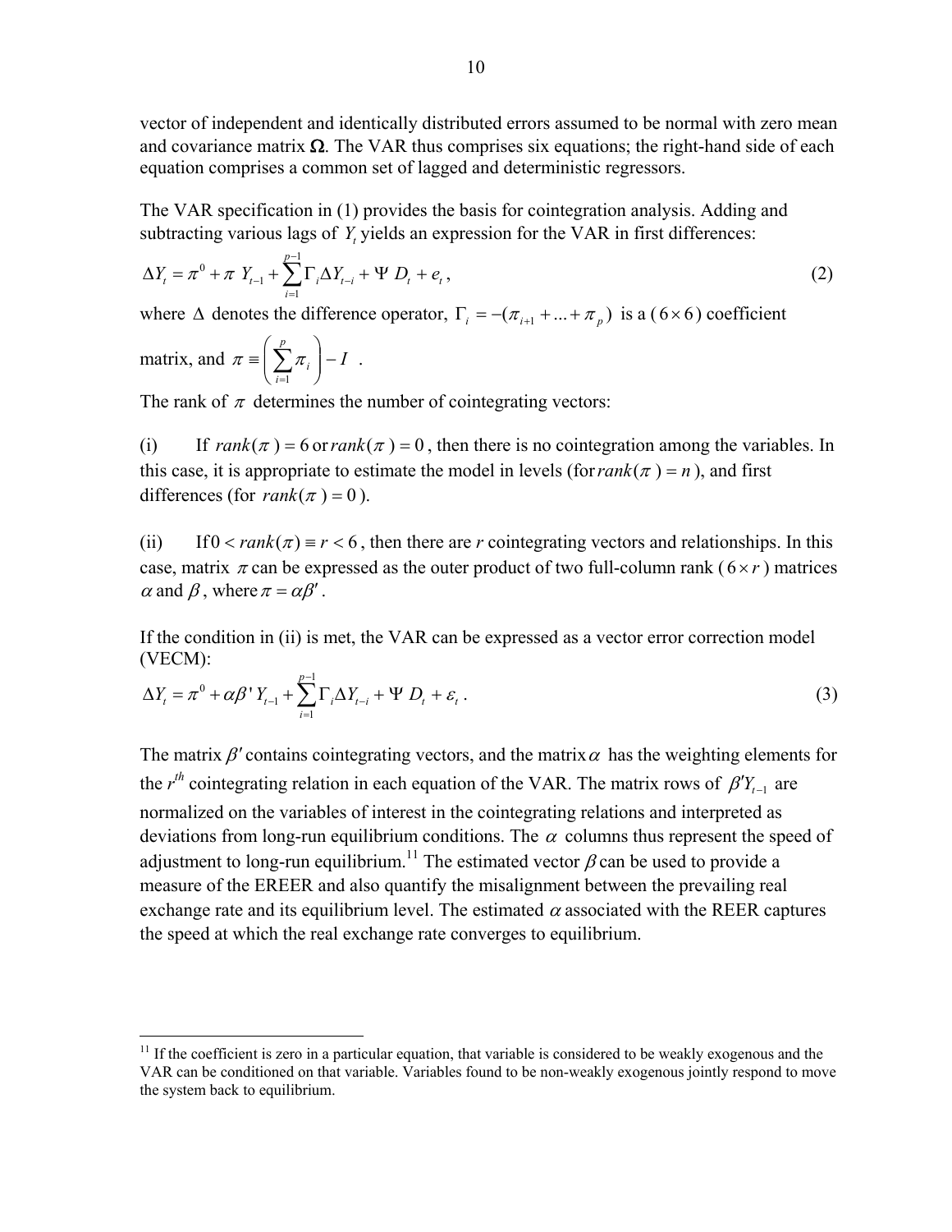vector of independent and identically distributed errors assumed to be normal with zero mean and covariance matrix $\mathbf{\Omega}$. The VAR thus comprises six equations; the right-hand side of each equation comprises a common set of lagged and deterministic regressors.

The VAR specification in (1) provides the basis for cointegration analysis. Adding and subtracting various lags of $Y_t$ yields an expression for the VAR in first differences:

$$\Delta Y_t = \pi^0 + \pi \, Y_{t-1} + \sum_{i=1}^{p-1} \Gamma_i \Delta Y_{t-i} + \Psi \, D_t + e_t , \tag{2}$$

where $\Delta$ denotes the difference operator, $\Gamma_i = -(\pi_{i+1} + ... + \pi_p)$ is a ($6 \times 6$) coefficient matrix, and $\pi \equiv \left( \sum_{i=1}^{p} \pi_i \right) - I$ .

The rank of $\pi$ determines the number of cointegrating vectors:

(i) If $rank(\pi) = 6$ or $rank(\pi) = 0$, then there is no cointegration among the variables. In this case, it is appropriate to estimate the model in levels (for $rank(\pi) = n$), and first differences (for $rank(\pi) = 0$).

(ii) If $0 < rank(\pi) \equiv r < 6$, then there are *r* cointegrating vectors and relationships. In this case, matrix $\pi$ can be expressed as the outer product of two full-column rank ($6 \times r$) matrices $\alpha$ and $\beta$, where $\pi = \alpha\beta'$.

If the condition in (ii) is met, the VAR can be expressed as a vector error correction model (VECM):

$$\Delta Y_t = \pi^0 + \alpha\beta' Y_{t-1} + \sum_{i=1}^{p-1} \Gamma_i \Delta Y_{t-i} + \Psi \, D_t + \varepsilon_t . \tag{3}$$

The matrix $\beta'$ contains cointegrating vectors, and the matrix $\alpha$ has the weighting elements for the $r^{th}$ cointegrating relation in each equation of the VAR. The matrix rows of $\beta' Y_{t-1}$ are normalized on the variables of interest in the cointegrating relations and interpreted as deviations from long-run equilibrium conditions. The $\alpha$ columns thus represent the speed of adjustment to long-run equilibrium.[11] The estimated vector $\beta$ can be used to provide a measure of the EREER and also quantify the misalignment between the prevailing real exchange rate and its equilibrium level. The estimated $\alpha$ associated with the REER captures the speed at which the real exchange rate converges to equilibrium.

[11] If the coefficient is zero in a particular equation, that variable is considered to be weakly exogenous and the VAR can be conditioned on that variable. Variables found to be non-weakly exogenous jointly respond to move the system back to equilibrium.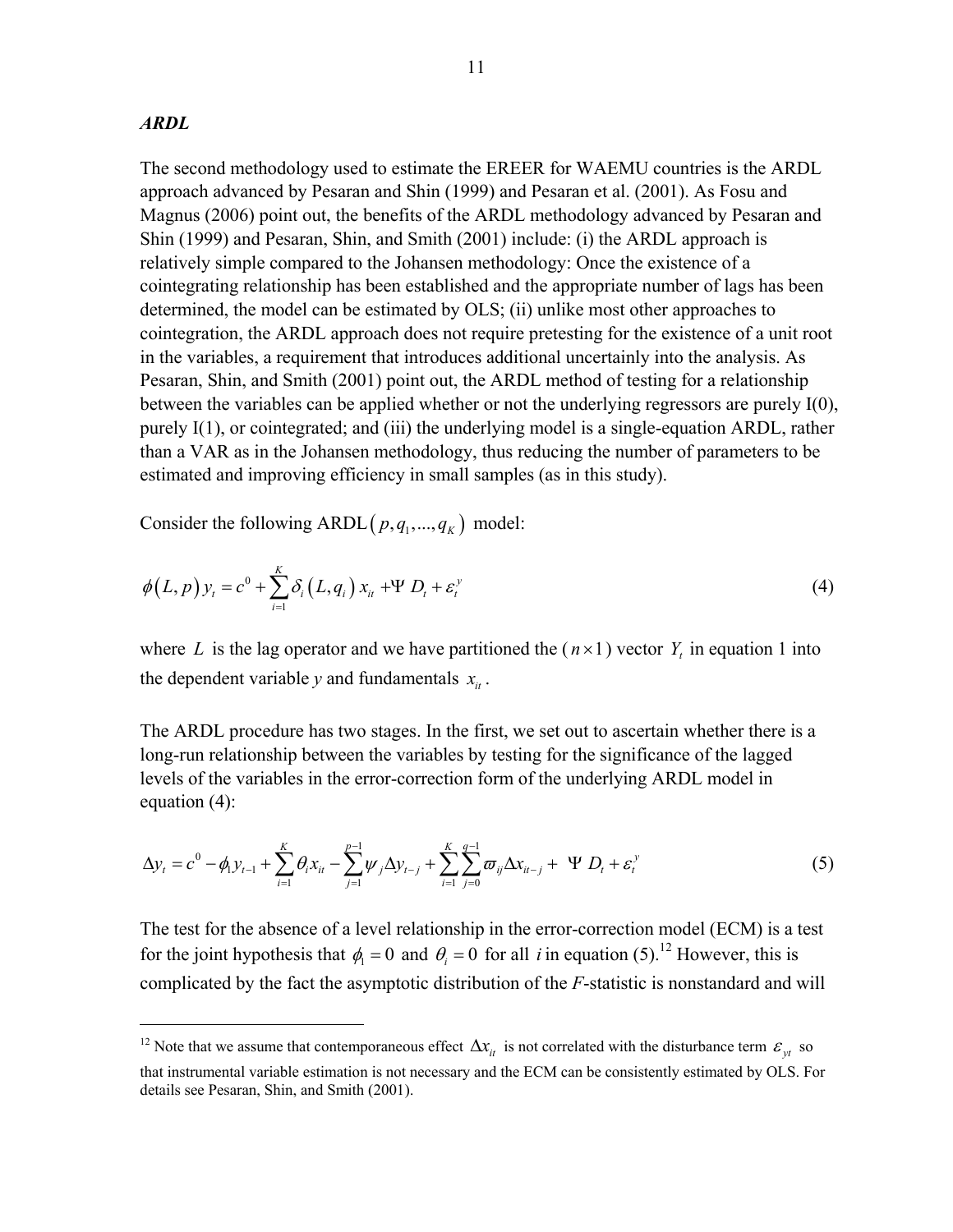***ARDL***

The second methodology used to estimate the EREER for WAEMU countries is the ARDL approach advanced by Pesaran and Shin (1999) and Pesaran et al. (2001). As Fosu and Magnus (2006) point out, the benefits of the ARDL methodology advanced by Pesaran and Shin (1999) and Pesaran, Shin, and Smith (2001) include: (i) the ARDL approach is relatively simple compared to the Johansen methodology: Once the existence of a cointegrating relationship has been established and the appropriate number of lags has been determined, the model can be estimated by OLS; (ii) unlike most other approaches to cointegration, the ARDL approach does not require pretesting for the existence of a unit root in the variables, a requirement that introduces additional uncertainly into the analysis. As Pesaran, Shin, and Smith (2001) point out, the ARDL method of testing for a relationship between the variables can be applied whether or not the underlying regressors are purely I(0), purely I(1), or cointegrated; and (iii) the underlying model is a single-equation ARDL, rather than a VAR as in the Johansen methodology, thus reducing the number of parameters to be estimated and improving efficiency in small samples (as in this study).

Consider the following ARDL$(p, q_1, ..., q_K)$ model:

$$\phi(L,p)\, y_t = c^0 + \sum_{i=1}^{K} \delta_i(L, q_i)\, x_{it} + \Psi\, D_t + \varepsilon_t^y \tag{4}$$

where $L$ is the lag operator and we have partitioned the ($n \times 1$) vector $Y_t$ in equation 1 into the dependent variable *y* and fundamentals $x_{it}$.

The ARDL procedure has two stages. In the first, we set out to ascertain whether there is a long-run relationship between the variables by testing for the significance of the lagged levels of the variables in the error-correction form of the underlying ARDL model in equation (4):

$$\Delta y_t = c^0 - \phi_1 y_{t-1} + \sum_{i=1}^{K} \theta_i x_{it} - \sum_{j=1}^{p-1} \psi_j \Delta y_{t-j} + \sum_{i=1}^{K}\sum_{j=0}^{q-1} \varpi_{ij} \Delta x_{it-j} + \Psi\, D_t + \varepsilon_t^y \tag{5}$$

The test for the absence of a level relationship in the error-correction model (ECM) is a test for the joint hypothesis that $\phi_1 = 0$ and $\theta_i = 0$ for all *i* in equation (5).[12] However, this is complicated by the fact the asymptotic distribution of the *F*-statistic is nonstandard and will

[12] Note that we assume that contemporaneous effect $\Delta x_{it}$ is not correlated with the disturbance term $\varepsilon_{yt}$ so that instrumental variable estimation is not necessary and the ECM can be consistently estimated by OLS. For details see Pesaran, Shin, and Smith (2001).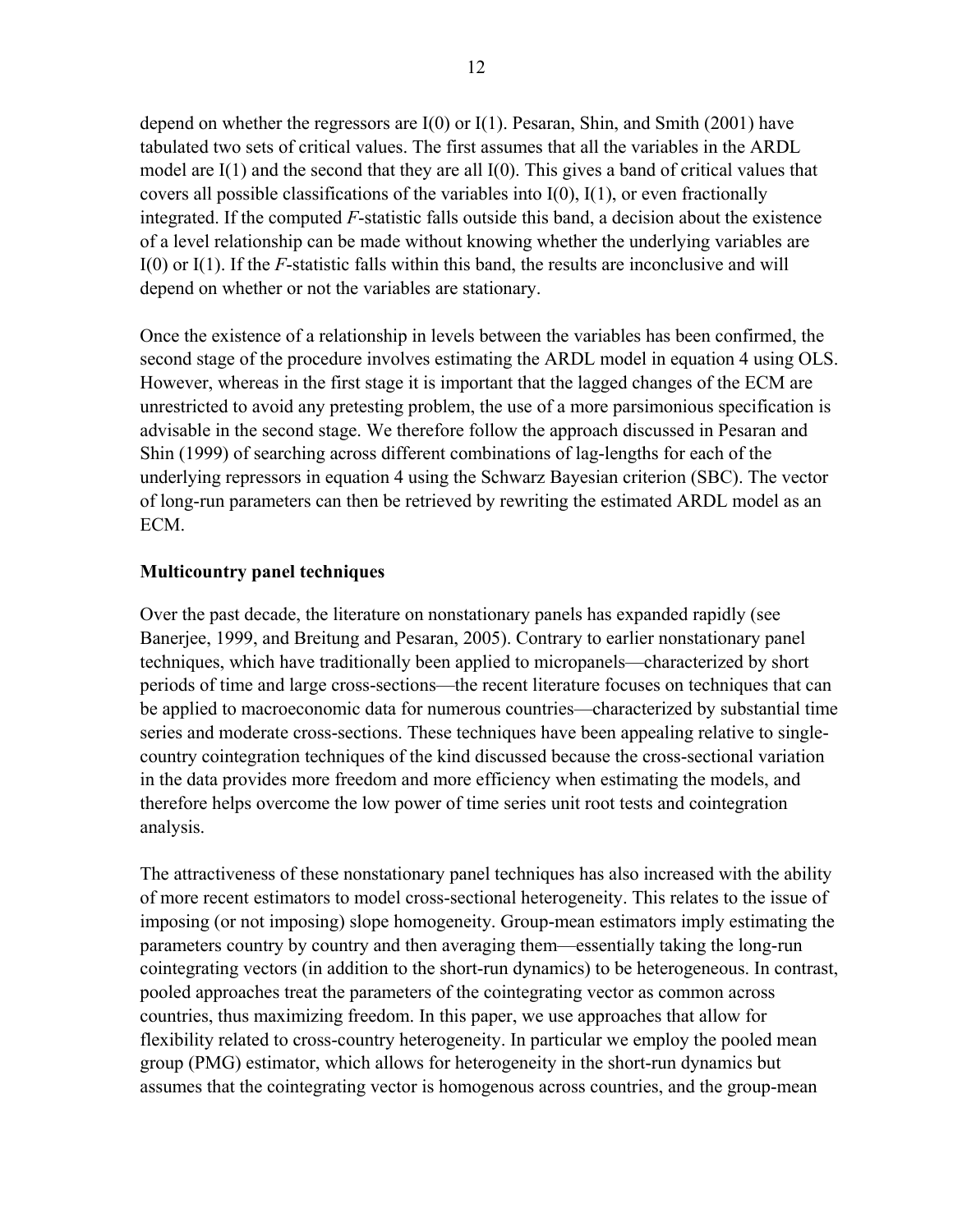depend on whether the regressors are I(0) or I(1). Pesaran, Shin, and Smith (2001) have tabulated two sets of critical values. The first assumes that all the variables in the ARDL model are I(1) and the second that they are all I(0). This gives a band of critical values that covers all possible classifications of the variables into I(0), I(1), or even fractionally integrated. If the computed *F*-statistic falls outside this band, a decision about the existence of a level relationship can be made without knowing whether the underlying variables are I(0) or I(1). If the *F*-statistic falls within this band, the results are inconclusive and will depend on whether or not the variables are stationary.

Once the existence of a relationship in levels between the variables has been confirmed, the second stage of the procedure involves estimating the ARDL model in equation 4 using OLS. However, whereas in the first stage it is important that the lagged changes of the ECM are unrestricted to avoid any pretesting problem, the use of a more parsimonious specification is advisable in the second stage. We therefore follow the approach discussed in Pesaran and Shin (1999) of searching across different combinations of lag-lengths for each of the underlying repressors in equation 4 using the Schwarz Bayesian criterion (SBC). The vector of long-run parameters can then be retrieved by rewriting the estimated ARDL model as an ECM.

**Multicountry panel techniques**

Over the past decade, the literature on nonstationary panels has expanded rapidly (see Banerjee, 1999, and Breitung and Pesaran, 2005). Contrary to earlier nonstationary panel techniques, which have traditionally been applied to micropanels—characterized by short periods of time and large cross-sections—the recent literature focuses on techniques that can be applied to macroeconomic data for numerous countries—characterized by substantial time series and moderate cross-sections. These techniques have been appealing relative to single-country cointegration techniques of the kind discussed because the cross-sectional variation in the data provides more freedom and more efficiency when estimating the models, and therefore helps overcome the low power of time series unit root tests and cointegration analysis.

The attractiveness of these nonstationary panel techniques has also increased with the ability of more recent estimators to model cross-sectional heterogeneity. This relates to the issue of imposing (or not imposing) slope homogeneity. Group-mean estimators imply estimating the parameters country by country and then averaging them—essentially taking the long-run cointegrating vectors (in addition to the short-run dynamics) to be heterogeneous. In contrast, pooled approaches treat the parameters of the cointegrating vector as common across countries, thus maximizing freedom. In this paper, we use approaches that allow for flexibility related to cross-country heterogeneity. In particular we employ the pooled mean group (PMG) estimator, which allows for heterogeneity in the short-run dynamics but assumes that the cointegrating vector is homogenous across countries, and the group-mean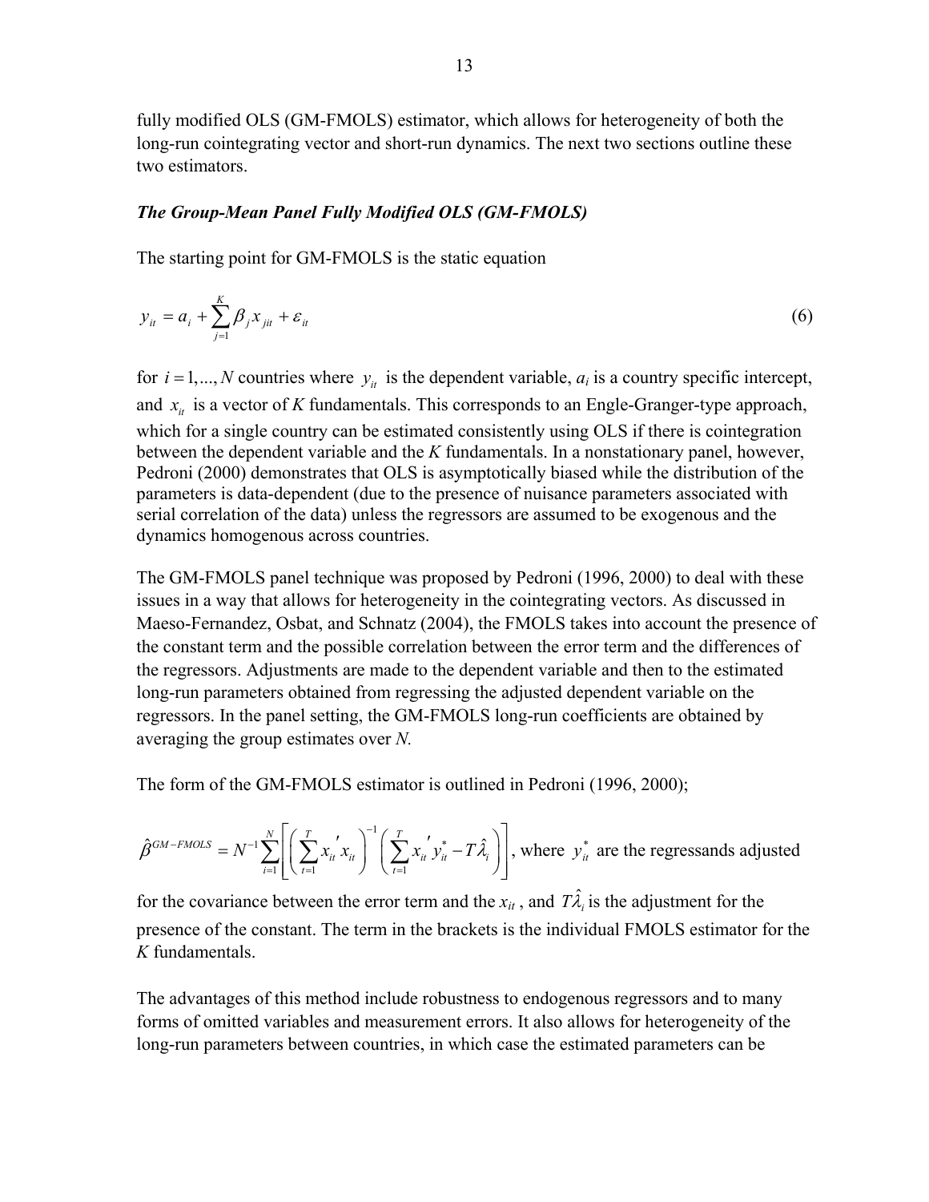fully modified OLS (GM-FMOLS) estimator, which allows for heterogeneity of both the long-run cointegrating vector and short-run dynamics. The next two sections outline these two estimators.

### *The Group-Mean Panel Fully Modified OLS (GM-FMOLS)*

The starting point for GM-FMOLS is the static equation

$$y_{it} = a_i + \sum_{j=1}^{K} \beta_j x_{jit} + \varepsilon_{it} \tag{6}$$

for $i = 1,...,N$ countries where $y_{it}$ is the dependent variable, $a_i$ is a country specific intercept, and $x_{it}$ is a vector of *K* fundamentals. This corresponds to an Engle-Granger-type approach, which for a single country can be estimated consistently using OLS if there is cointegration between the dependent variable and the *K* fundamentals. In a nonstationary panel, however, Pedroni (2000) demonstrates that OLS is asymptotically biased while the distribution of the parameters is data-dependent (due to the presence of nuisance parameters associated with serial correlation of the data) unless the regressors are assumed to be exogenous and the dynamics homogenous across countries.

The GM-FMOLS panel technique was proposed by Pedroni (1996, 2000) to deal with these issues in a way that allows for heterogeneity in the cointegrating vectors. As discussed in Maeso-Fernandez, Osbat, and Schnatz (2004), the FMOLS takes into account the presence of the constant term and the possible correlation between the error term and the differences of the regressors. Adjustments are made to the dependent variable and then to the estimated long-run parameters obtained from regressing the adjusted dependent variable on the regressors. In the panel setting, the GM-FMOLS long-run coefficients are obtained by averaging the group estimates over *N*.

The form of the GM-FMOLS estimator is outlined in Pedroni (1996, 2000);

$\hat{\beta}^{GM-FMOLS} = N^{-1} \sum_{i=1}^{N} \left[ \left( \sum_{t=1}^{T} x_{it}' x_{it} \right)^{-1} \left( \sum_{t=1}^{T} x_{it}' y_{it}^{*} - T\hat{\lambda}_i \right) \right]$, where $y_{it}^{*}$ are the regressands adjusted for the covariance between the error term and the $x_{it}$, and $T\hat{\lambda}_i$ is the adjustment for the presence of the constant. The term in the brackets is the individual FMOLS estimator for the *K* fundamentals.

The advantages of this method include robustness to endogenous regressors and to many forms of omitted variables and measurement errors. It also allows for heterogeneity of the long-run parameters between countries, in which case the estimated parameters can be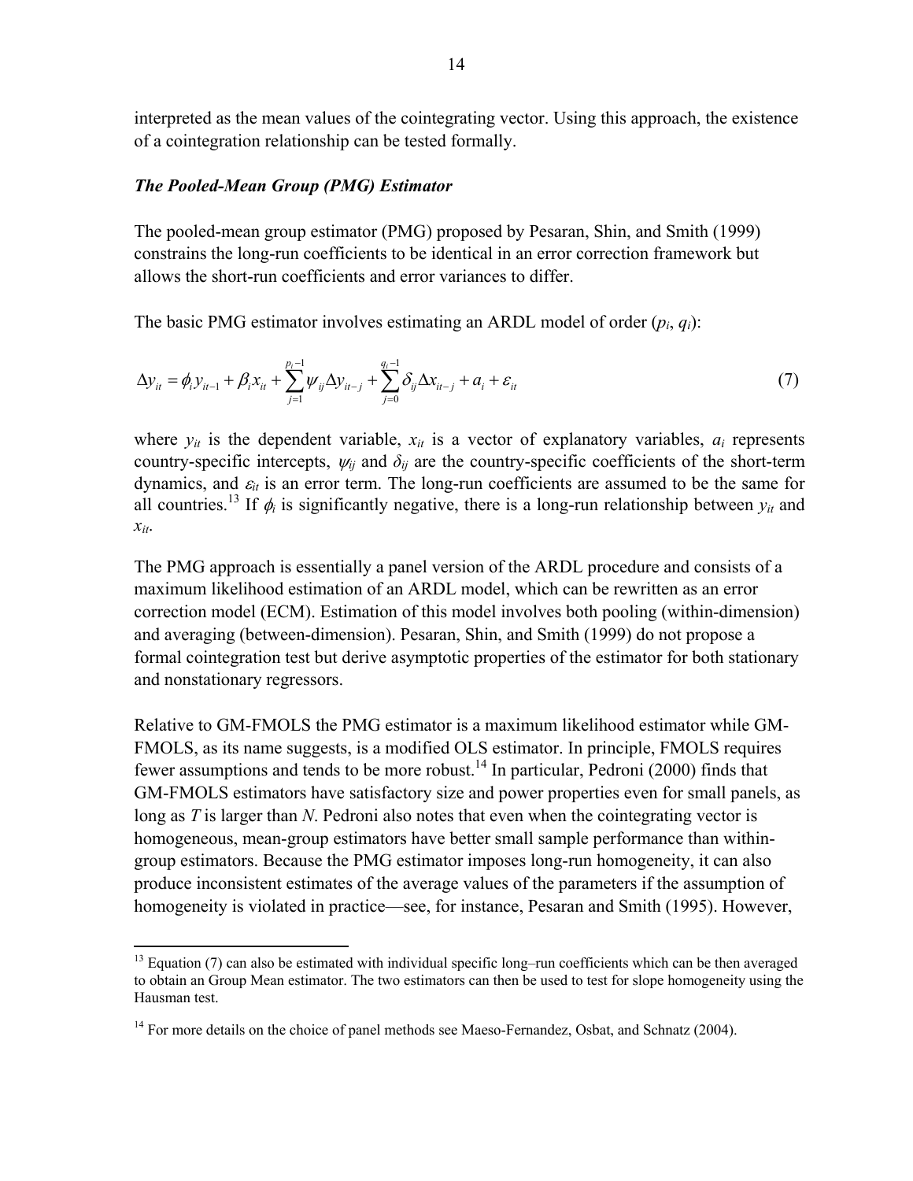interpreted as the mean values of the cointegrating vector. Using this approach, the existence of a cointegration relationship can be tested formally.

### *The Pooled-Mean Group (PMG) Estimator*

The pooled-mean group estimator (PMG) proposed by Pesaran, Shin, and Smith (1999) constrains the long-run coefficients to be identical in an error correction framework but allows the short-run coefficients and error variances to differ.

The basic PMG estimator involves estimating an ARDL model of order ($p_i$, $q_i$):

$$\Delta y_{it} = \phi_i y_{it-1} + \beta_i x_{it} + \sum_{j=1}^{p_i - 1} \psi_{ij} \Delta y_{it-j} + \sum_{j=0}^{q_i - 1} \delta_{ij} \Delta x_{it-j} + a_i + \varepsilon_{it} \tag{7}$$

where $y_{it}$ is the dependent variable, $x_{it}$ is a vector of explanatory variables, $a_i$ represents country-specific intercepts, $\psi_{ij}$ and $\delta_{ij}$ are the country-specific coefficients of the short-term dynamics, and $\varepsilon_{it}$ is an error term. The long-run coefficients are assumed to be the same for all countries.[13] If $\phi_i$ is significantly negative, there is a long-run relationship between $y_{it}$ and $x_{it}$.

The PMG approach is essentially a panel version of the ARDL procedure and consists of a maximum likelihood estimation of an ARDL model, which can be rewritten as an error correction model (ECM). Estimation of this model involves both pooling (within-dimension) and averaging (between-dimension). Pesaran, Shin, and Smith (1999) do not propose a formal cointegration test but derive asymptotic properties of the estimator for both stationary and nonstationary regressors.

Relative to GM-FMOLS the PMG estimator is a maximum likelihood estimator while GM-FMOLS, as its name suggests, is a modified OLS estimator. In principle, FMOLS requires fewer assumptions and tends to be more robust.[14] In particular, Pedroni (2000) finds that GM-FMOLS estimators have satisfactory size and power properties even for small panels, as long as $T$ is larger than $N$. Pedroni also notes that even when the cointegrating vector is homogeneous, mean-group estimators have better small sample performance than within-group estimators. Because the PMG estimator imposes long-run homogeneity, it can also produce inconsistent estimates of the average values of the parameters if the assumption of homogeneity is violated in practice—see, for instance, Pesaran and Smith (1995). However,

---

[13] Equation (7) can also be estimated with individual specific long–run coefficients which can be then averaged to obtain an Group Mean estimator. The two estimators can then be used to test for slope homogeneity using the Hausman test.

[14] For more details on the choice of panel methods see Maeso-Fernandez, Osbat, and Schnatz (2004).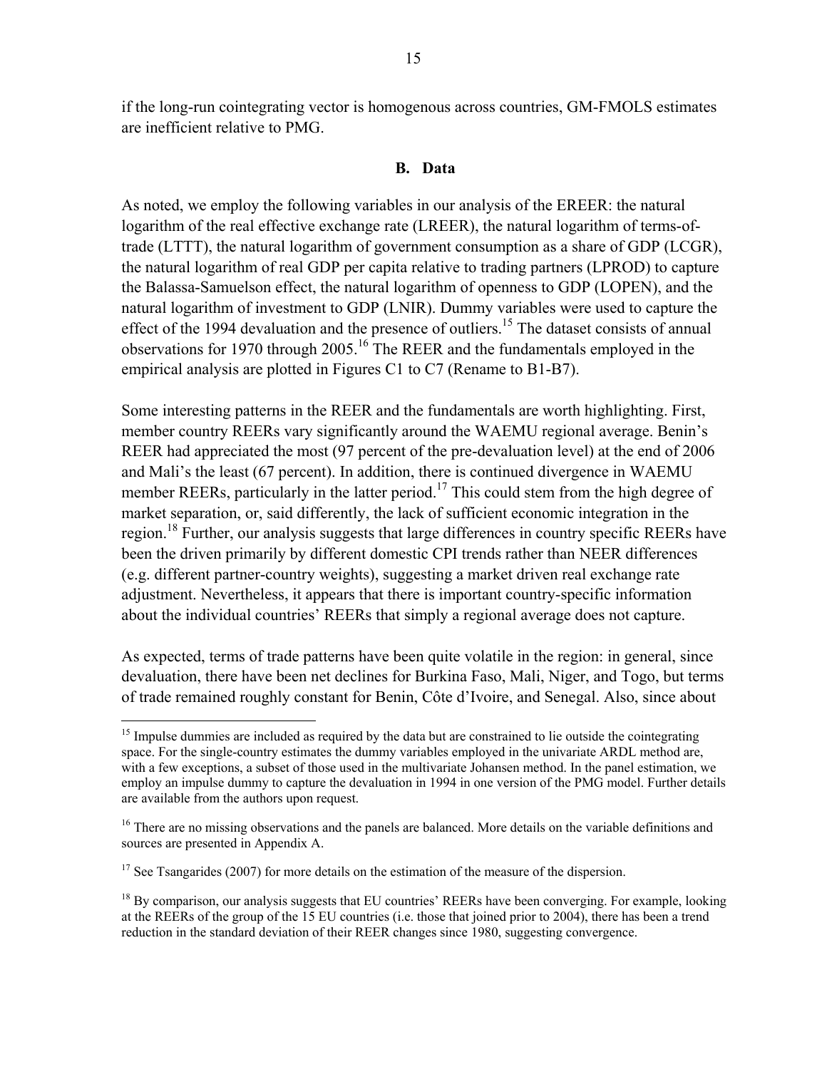if the long-run cointegrating vector is homogenous across countries, GM-FMOLS estimates are inefficient relative to PMG.

### B. Data

As noted, we employ the following variables in our analysis of the EREER: the natural logarithm of the real effective exchange rate (LREER), the natural logarithm of terms-of-trade (LTTT), the natural logarithm of government consumption as a share of GDP (LCGR), the natural logarithm of real GDP per capita relative to trading partners (LPROD) to capture the Balassa-Samuelson effect, the natural logarithm of openness to GDP (LOPEN), and the natural logarithm of investment to GDP (LNIR). Dummy variables were used to capture the effect of the 1994 devaluation and the presence of outliers.[15] The dataset consists of annual observations for 1970 through 2005.[16] The REER and the fundamentals employed in the empirical analysis are plotted in Figures C1 to C7 (Rename to B1-B7).

Some interesting patterns in the REER and the fundamentals are worth highlighting. First, member country REERs vary significantly around the WAEMU regional average. Benin's REER had appreciated the most (97 percent of the pre-devaluation level) at the end of 2006 and Mali's the least (67 percent). In addition, there is continued divergence in WAEMU member REERs, particularly in the latter period.[17] This could stem from the high degree of market separation, or, said differently, the lack of sufficient economic integration in the region.[18] Further, our analysis suggests that large differences in country specific REERs have been the driven primarily by different domestic CPI trends rather than NEER differences (e.g. different partner-country weights), suggesting a market driven real exchange rate adjustment. Nevertheless, it appears that there is important country-specific information about the individual countries' REERs that simply a regional average does not capture.

As expected, terms of trade patterns have been quite volatile in the region: in general, since devaluation, there have been net declines for Burkina Faso, Mali, Niger, and Togo, but terms of trade remained roughly constant for Benin, Côte d'Ivoire, and Senegal. Also, since about

---

[15] Impulse dummies are included as required by the data but are constrained to lie outside the cointegrating space. For the single-country estimates the dummy variables employed in the univariate ARDL method are, with a few exceptions, a subset of those used in the multivariate Johansen method. In the panel estimation, we employ an impulse dummy to capture the devaluation in 1994 in one version of the PMG model. Further details are available from the authors upon request.

[16] There are no missing observations and the panels are balanced. More details on the variable definitions and sources are presented in Appendix A.

[17] See Tsangarides (2007) for more details on the estimation of the measure of the dispersion.

[18] By comparison, our analysis suggests that EU countries' REERs have been converging. For example, looking at the REERs of the group of the 15 EU countries (i.e. those that joined prior to 2004), there has been a trend reduction in the standard deviation of their REER changes since 1980, suggesting convergence.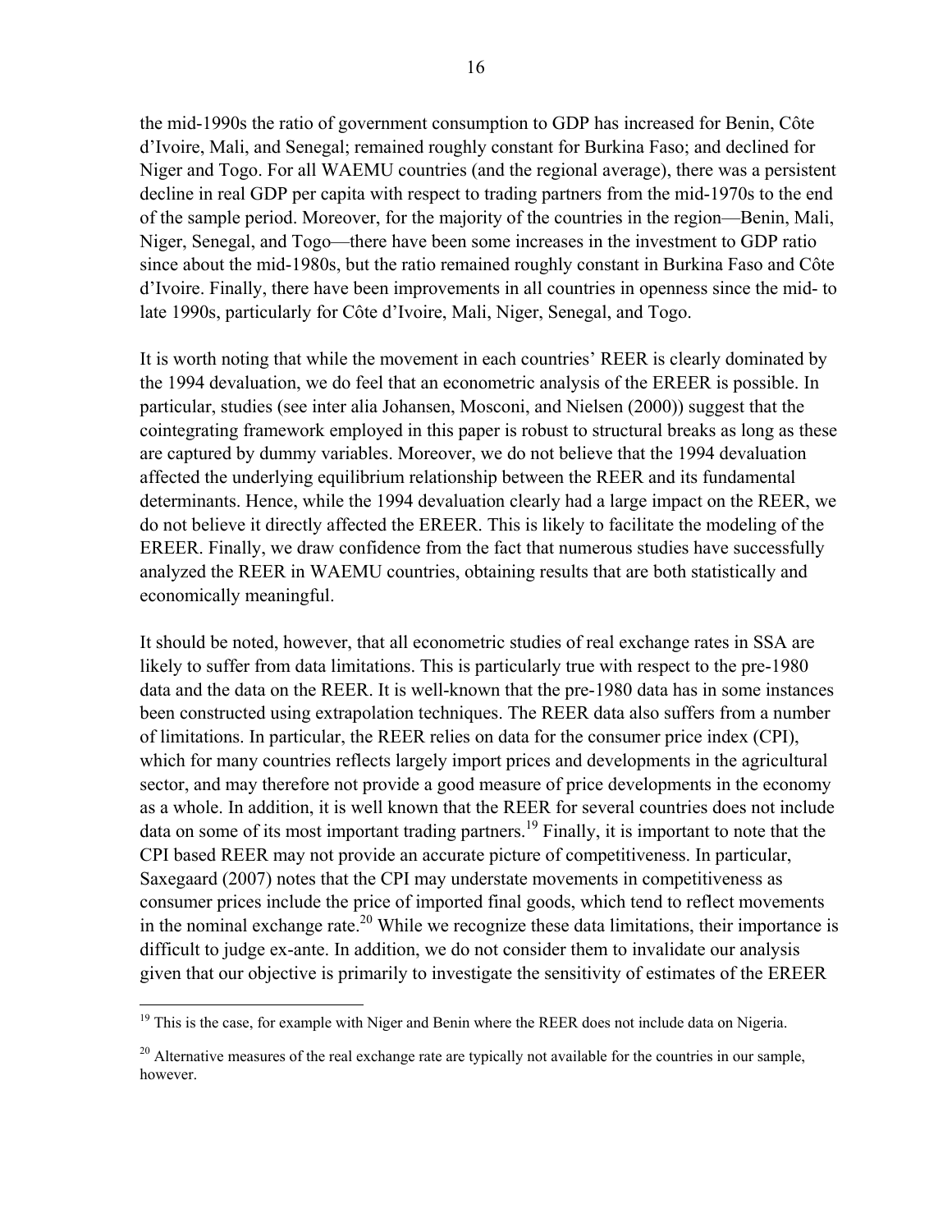the mid-1990s the ratio of government consumption to GDP has increased for Benin, Côte d'Ivoire, Mali, and Senegal; remained roughly constant for Burkina Faso; and declined for Niger and Togo. For all WAEMU countries (and the regional average), there was a persistent decline in real GDP per capita with respect to trading partners from the mid-1970s to the end of the sample period. Moreover, for the majority of the countries in the region—Benin, Mali, Niger, Senegal, and Togo—there have been some increases in the investment to GDP ratio since about the mid-1980s, but the ratio remained roughly constant in Burkina Faso and Côte d'Ivoire. Finally, there have been improvements in all countries in openness since the mid- to late 1990s, particularly for Côte d'Ivoire, Mali, Niger, Senegal, and Togo.

It is worth noting that while the movement in each countries' REER is clearly dominated by the 1994 devaluation, we do feel that an econometric analysis of the EREER is possible. In particular, studies (see inter alia Johansen, Mosconi, and Nielsen (2000)) suggest that the cointegrating framework employed in this paper is robust to structural breaks as long as these are captured by dummy variables. Moreover, we do not believe that the 1994 devaluation affected the underlying equilibrium relationship between the REER and its fundamental determinants. Hence, while the 1994 devaluation clearly had a large impact on the REER, we do not believe it directly affected the EREER. This is likely to facilitate the modeling of the EREER. Finally, we draw confidence from the fact that numerous studies have successfully analyzed the REER in WAEMU countries, obtaining results that are both statistically and economically meaningful.

It should be noted, however, that all econometric studies of real exchange rates in SSA are likely to suffer from data limitations. This is particularly true with respect to the pre-1980 data and the data on the REER. It is well-known that the pre-1980 data has in some instances been constructed using extrapolation techniques. The REER data also suffers from a number of limitations. In particular, the REER relies on data for the consumer price index (CPI), which for many countries reflects largely import prices and developments in the agricultural sector, and may therefore not provide a good measure of price developments in the economy as a whole. In addition, it is well known that the REER for several countries does not include data on some of its most important trading partners.[19] Finally, it is important to note that the CPI based REER may not provide an accurate picture of competitiveness. In particular, Saxegaard (2007) notes that the CPI may understate movements in competitiveness as consumer prices include the price of imported final goods, which tend to reflect movements in the nominal exchange rate.[20] While we recognize these data limitations, their importance is difficult to judge ex-ante. In addition, we do not consider them to invalidate our analysis given that our objective is primarily to investigate the sensitivity of estimates of the EREER

---

[19] This is the case, for example with Niger and Benin where the REER does not include data on Nigeria.

[20] Alternative measures of the real exchange rate are typically not available for the countries in our sample, however.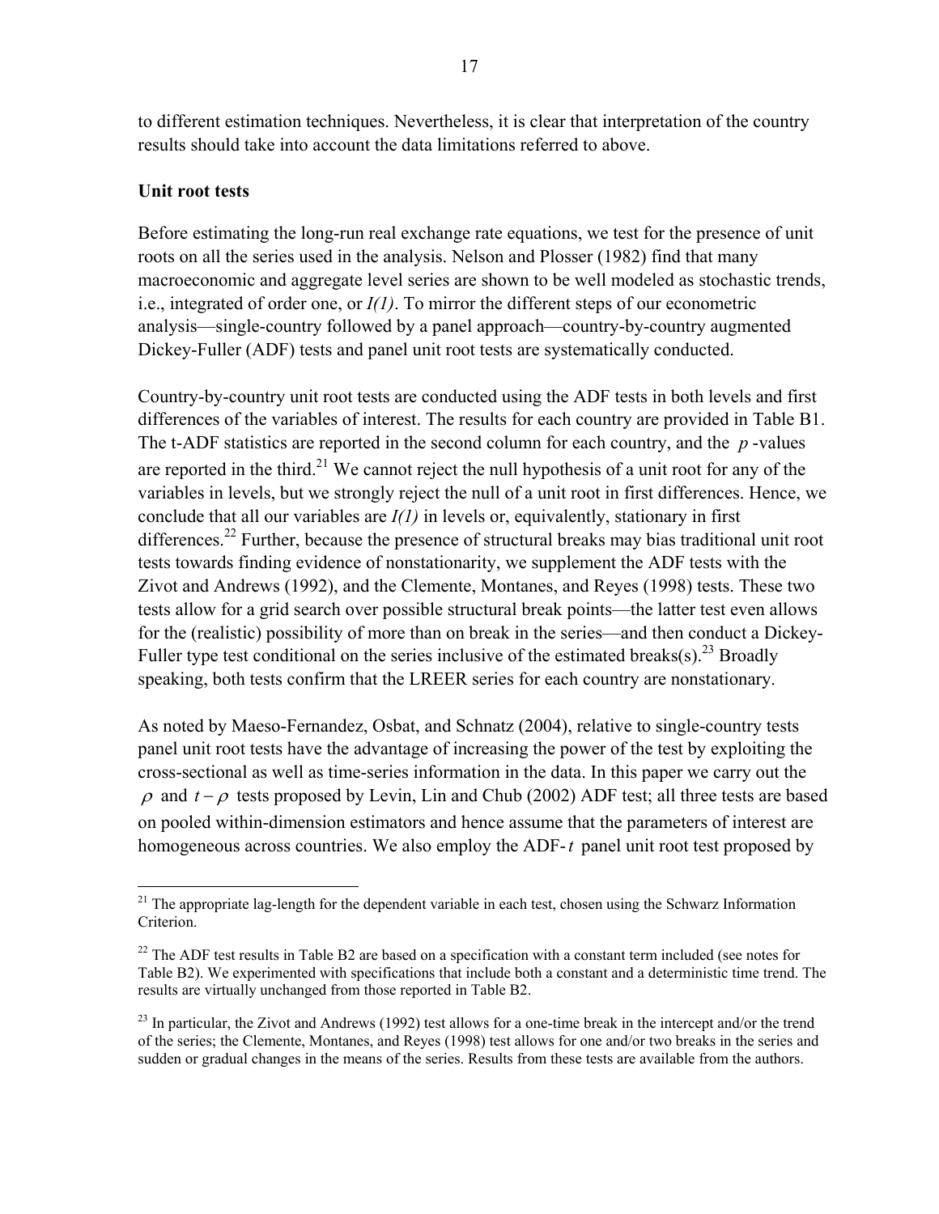to different estimation techniques. Nevertheless, it is clear that interpretation of the country results should take into account the data limitations referred to above.

**Unit root tests**

Before estimating the long-run real exchange rate equations, we test for the presence of unit roots on all the series used in the analysis. Nelson and Plosser (1982) find that many macroeconomic and aggregate level series are shown to be well modeled as stochastic trends, i.e., integrated of order one, or *I(1)*. To mirror the different steps of our econometric analysis—single-country followed by a panel approach—country-by-country augmented Dickey-Fuller (ADF) tests and panel unit root tests are systematically conducted.

Country-by-country unit root tests are conducted using the ADF tests in both levels and first differences of the variables of interest. The results for each country are provided in Table B1. The t-ADF statistics are reported in the second column for each country, and the $p$-values are reported in the third.[21] We cannot reject the null hypothesis of a unit root for any of the variables in levels, but we strongly reject the null of a unit root in first differences. Hence, we conclude that all our variables are *I(1)* in levels or, equivalently, stationary in first differences.[22] Further, because the presence of structural breaks may bias traditional unit root tests towards finding evidence of nonstationarity, we supplement the ADF tests with the Zivot and Andrews (1992), and the Clemente, Montanes, and Reyes (1998) tests. These two tests allow for a grid search over possible structural break points—the latter test even allows for the (realistic) possibility of more than on break in the series—and then conduct a Dickey-Fuller type test conditional on the series inclusive of the estimated breaks(s).[23] Broadly speaking, both tests confirm that the LREER series for each country are nonstationary.

As noted by Maeso-Fernandez, Osbat, and Schnatz (2004), relative to single-country tests panel unit root tests have the advantage of increasing the power of the test by exploiting the cross-sectional as well as time-series information in the data. In this paper we carry out the $\rho$ and $t-\rho$ tests proposed by Levin, Lin and Chub (2002) ADF test; all three tests are based on pooled within-dimension estimators and hence assume that the parameters of interest are homogeneous across countries. We also employ the ADF-$t$ panel unit root test proposed by

[21] The appropriate lag-length for the dependent variable in each test, chosen using the Schwarz Information Criterion.

[22] The ADF test results in Table B2 are based on a specification with a constant term included (see notes for Table B2). We experimented with specifications that include both a constant and a deterministic time trend. The results are virtually unchanged from those reported in Table B2.

[23] In particular, the Zivot and Andrews (1992) test allows for a one-time break in the intercept and/or the trend of the series; the Clemente, Montanes, and Reyes (1998) test allows for one and/or two breaks in the series and sudden or gradual changes in the means of the series. Results from these tests are available from the authors.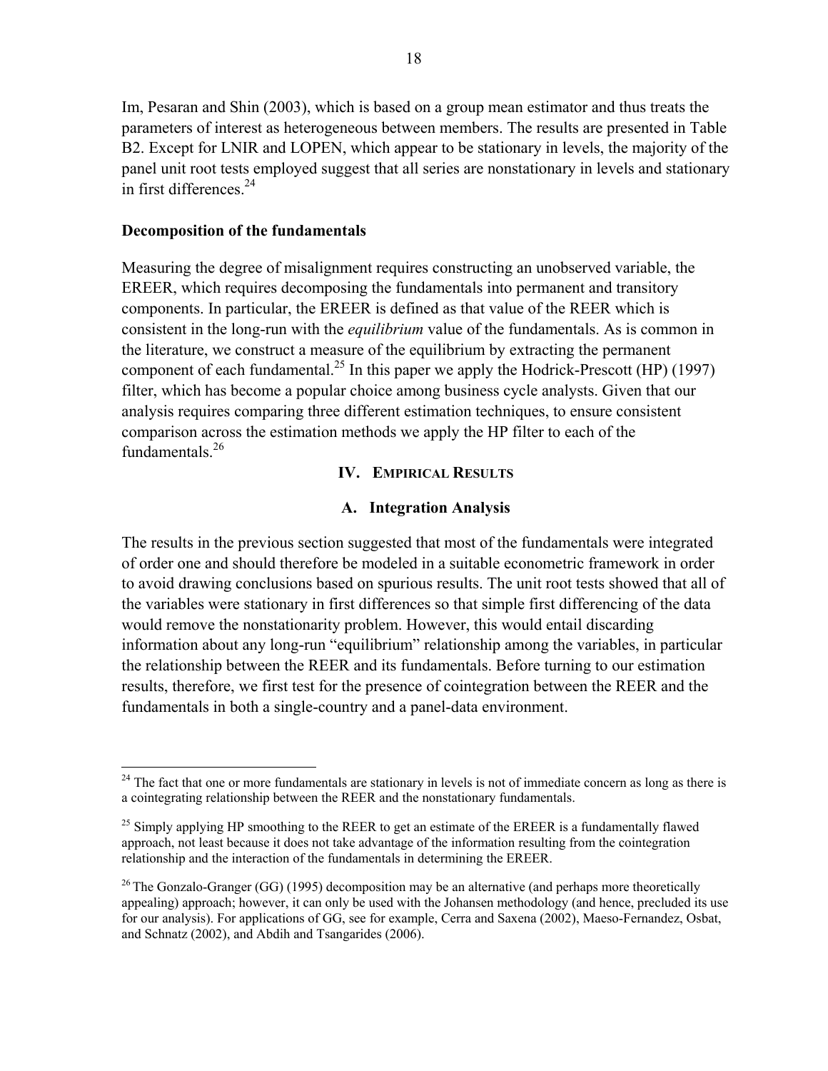Im, Pesaran and Shin (2003), which is based on a group mean estimator and thus treats the parameters of interest as heterogeneous between members. The results are presented in Table B2. Except for LNIR and LOPEN, which appear to be stationary in levels, the majority of the panel unit root tests employed suggest that all series are nonstationary in levels and stationary in first differences.[24]

**Decomposition of the fundamentals**

Measuring the degree of misalignment requires constructing an unobserved variable, the EREER, which requires decomposing the fundamentals into permanent and transitory components. In particular, the EREER is defined as that value of the REER which is consistent in the long-run with the *equilibrium* value of the fundamentals. As is common in the literature, we construct a measure of the equilibrium by extracting the permanent component of each fundamental.[25] In this paper we apply the Hodrick-Prescott (HP) (1997) filter, which has become a popular choice among business cycle analysts. Given that our analysis requires comparing three different estimation techniques, to ensure consistent comparison across the estimation methods we apply the HP filter to each of the fundamentals.[26]

## IV. Empirical Results

### A. Integration Analysis

The results in the previous section suggested that most of the fundamentals were integrated of order one and should therefore be modeled in a suitable econometric framework in order to avoid drawing conclusions based on spurious results. The unit root tests showed that all of the variables were stationary in first differences so that simple first differencing of the data would remove the nonstationarity problem. However, this would entail discarding information about any long-run "equilibrium" relationship among the variables, in particular the relationship between the REER and its fundamentals. Before turning to our estimation results, therefore, we first test for the presence of cointegration between the REER and the fundamentals in both a single-country and a panel-data environment.

---

[24] The fact that one or more fundamentals are stationary in levels is not of immediate concern as long as there is a cointegrating relationship between the REER and the nonstationary fundamentals.

[25] Simply applying HP smoothing to the REER to get an estimate of the EREER is a fundamentally flawed approach, not least because it does not take advantage of the information resulting from the cointegration relationship and the interaction of the fundamentals in determining the EREER.

[26] The Gonzalo-Granger (GG) (1995) decomposition may be an alternative (and perhaps more theoretically appealing) approach; however, it can only be used with the Johansen methodology (and hence, precluded its use for our analysis). For applications of GG, see for example, Cerra and Saxena (2002), Maeso-Fernandez, Osbat, and Schnatz (2002), and Abdih and Tsangarides (2006).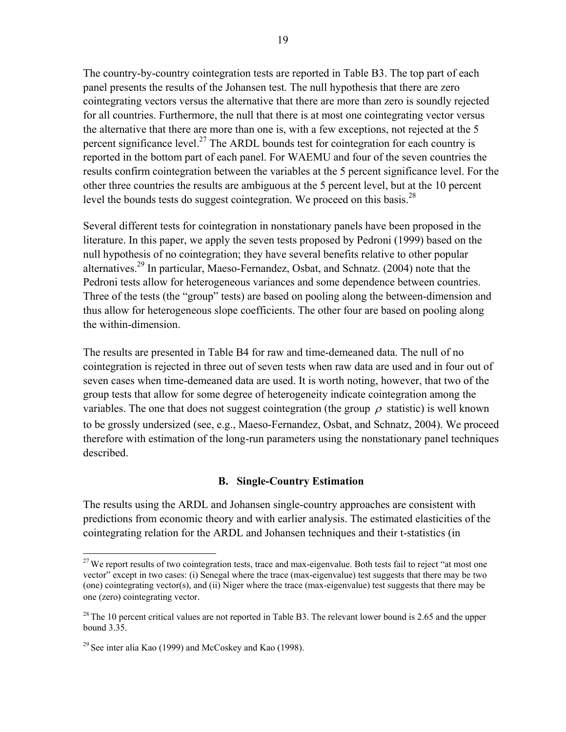The country-by-country cointegration tests are reported in Table B3. The top part of each panel presents the results of the Johansen test. The null hypothesis that there are zero cointegrating vectors versus the alternative that there are more than zero is soundly rejected for all countries. Furthermore, the null that there is at most one cointegrating vector versus the alternative that there are more than one is, with a few exceptions, not rejected at the 5 percent significance level.[27] The ARDL bounds test for cointegration for each country is reported in the bottom part of each panel. For WAEMU and four of the seven countries the results confirm cointegration between the variables at the 5 percent significance level. For the other three countries the results are ambiguous at the 5 percent level, but at the 10 percent level the bounds tests do suggest cointegration. We proceed on this basis.[28]

Several different tests for cointegration in nonstationary panels have been proposed in the literature. In this paper, we apply the seven tests proposed by Pedroni (1999) based on the null hypothesis of no cointegration; they have several benefits relative to other popular alternatives.[29] In particular, Maeso-Fernandez, Osbat, and Schnatz. (2004) note that the Pedroni tests allow for heterogeneous variances and some dependence between countries. Three of the tests (the "group" tests) are based on pooling along the between-dimension and thus allow for heterogeneous slope coefficients. The other four are based on pooling along the within-dimension.

The results are presented in Table B4 for raw and time-demeaned data. The null of no cointegration is rejected in three out of seven tests when raw data are used and in four out of seven cases when time-demeaned data are used. It is worth noting, however, that two of the group tests that allow for some degree of heterogeneity indicate cointegration among the variables. The one that does not suggest cointegration (the group $\rho$ statistic) is well known to be grossly undersized (see, e.g., Maeso-Fernandez, Osbat, and Schnatz, 2004). We proceed therefore with estimation of the long-run parameters using the nonstationary panel techniques described.

### B. Single-Country Estimation

The results using the ARDL and Johansen single-country approaches are consistent with predictions from economic theory and with earlier analysis. The estimated elasticities of the cointegrating relation for the ARDL and Johansen techniques and their t-statistics (in

---

[27] We report results of two cointegration tests, trace and max-eigenvalue. Both tests fail to reject "at most one vector" except in two cases: (i) Senegal where the trace (max-eigenvalue) test suggests that there may be two (one) cointegrating vector(s), and (ii) Niger where the trace (max-eigenvalue) test suggests that there may be one (zero) cointegrating vector.

[28] The 10 percent critical values are not reported in Table B3. The relevant lower bound is 2.65 and the upper bound 3.35.

[29] See inter alia Kao (1999) and McCoskey and Kao (1998).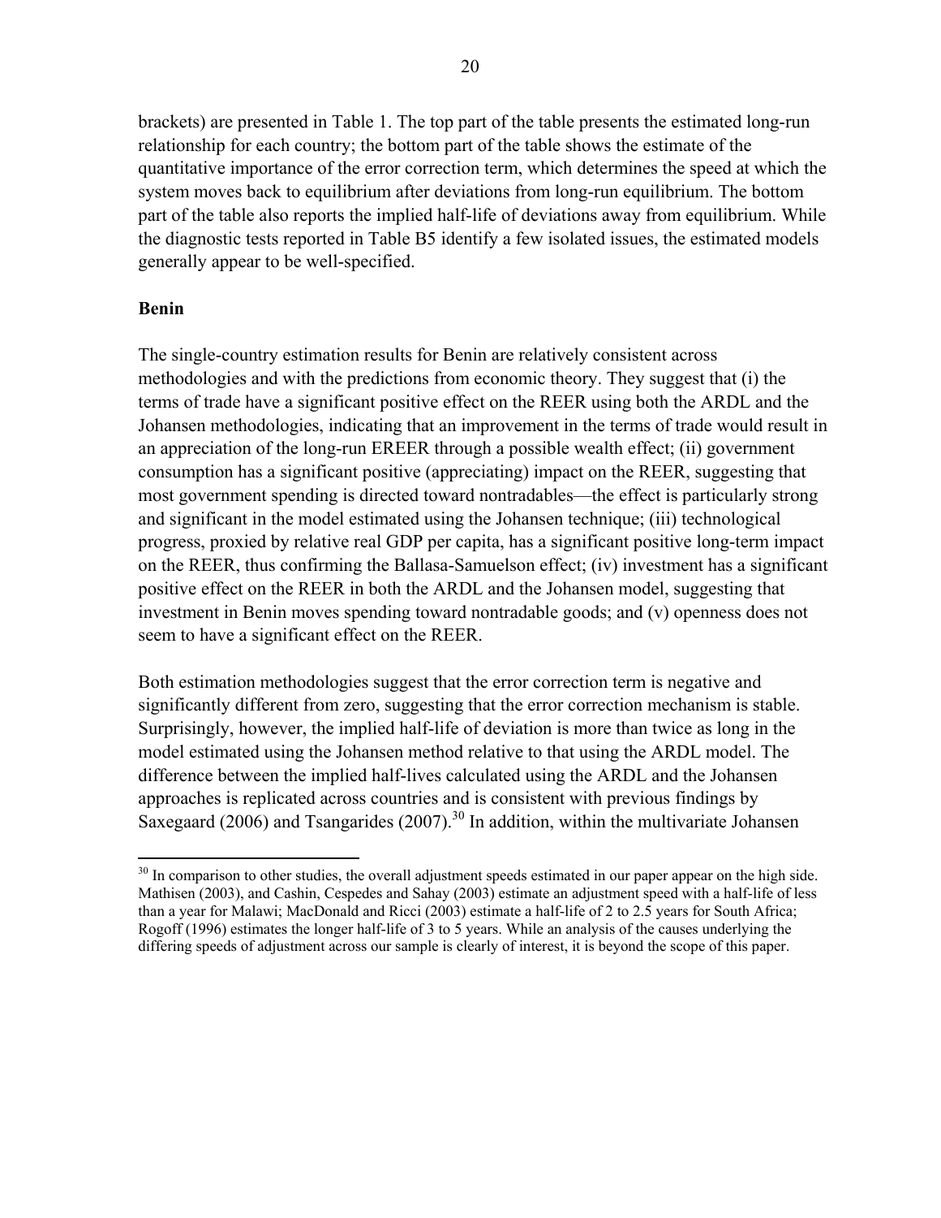brackets) are presented in Table 1. The top part of the table presents the estimated long-run relationship for each country; the bottom part of the table shows the estimate of the quantitative importance of the error correction term, which determines the speed at which the system moves back to equilibrium after deviations from long-run equilibrium. The bottom part of the table also reports the implied half-life of deviations away from equilibrium. While the diagnostic tests reported in Table B5 identify a few isolated issues, the estimated models generally appear to be well-specified.

**Benin**

The single-country estimation results for Benin are relatively consistent across methodologies and with the predictions from economic theory. They suggest that (i) the terms of trade have a significant positive effect on the REER using both the ARDL and the Johansen methodologies, indicating that an improvement in the terms of trade would result in an appreciation of the long-run EREER through a possible wealth effect; (ii) government consumption has a significant positive (appreciating) impact on the REER, suggesting that most government spending is directed toward nontradables—the effect is particularly strong and significant in the model estimated using the Johansen technique; (iii) technological progress, proxied by relative real GDP per capita, has a significant positive long-term impact on the REER, thus confirming the Ballasa-Samuelson effect; (iv) investment has a significant positive effect on the REER in both the ARDL and the Johansen model, suggesting that investment in Benin moves spending toward nontradable goods; and (v) openness does not seem to have a significant effect on the REER.

Both estimation methodologies suggest that the error correction term is negative and significantly different from zero, suggesting that the error correction mechanism is stable. Surprisingly, however, the implied half-life of deviation is more than twice as long in the model estimated using the Johansen method relative to that using the ARDL model. The difference between the implied half-lives calculated using the ARDL and the Johansen approaches is replicated across countries and is consistent with previous findings by Saxegaard (2006) and Tsangarides (2007).[30] In addition, within the multivariate Johansen

[30] In comparison to other studies, the overall adjustment speeds estimated in our paper appear on the high side. Mathisen (2003), and Cashin, Cespedes and Sahay (2003) estimate an adjustment speed with a half-life of less than a year for Malawi; MacDonald and Ricci (2003) estimate a half-life of 2 to 2.5 years for South Africa; Rogoff (1996) estimates the longer half-life of 3 to 5 years. While an analysis of the causes underlying the differing speeds of adjustment across our sample is clearly of interest, it is beyond the scope of this paper.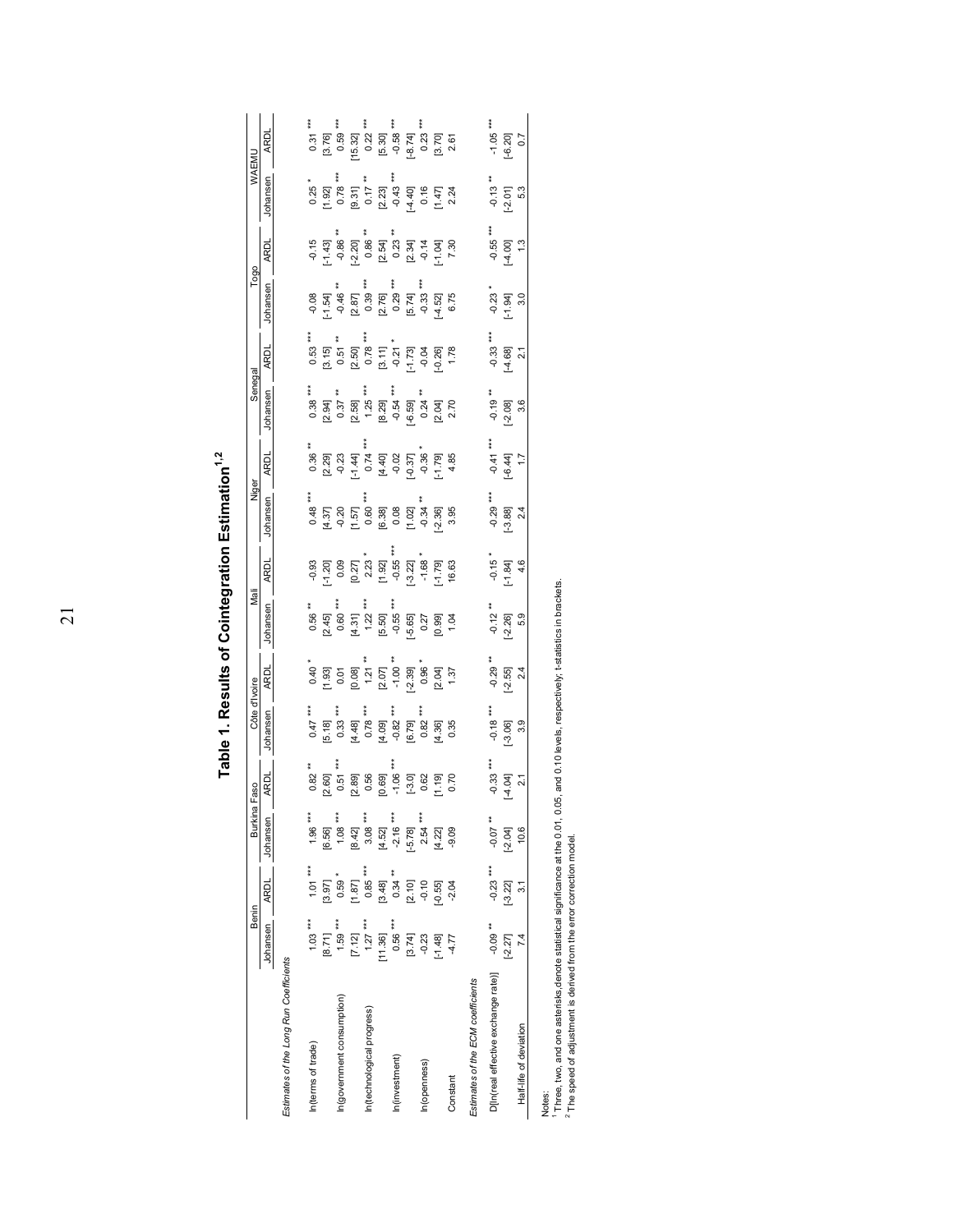# Table 1. Results of Cointegration Estimation[1,2]

| | Benin | | Burkina Faso | | Côte d'Ivoire | | Mali | | Niger | | Senegal | | Togo | | WAEMU | |
|---|---|---|---|---|---|---|---|---|---|---|---|---|---|---|---|---|
| | Johansen | ARDL | Johansen | ARDL | Johansen | ARDL | Johansen | ARDL | Johansen | ARDL | Johansen | ARDL | Johansen | ARDL | Johansen | ARDL |
| *Estimates of the Long Run Coefficients* | | | | | | | | | | | | | | | | |
| ln(terms of trade) | 1.03 *** | 1.01 *** | 1.96 *** | 0.82 ** | 0.47 *** | 0.40 * | 0.56 ** | -0.93 | 0.48 *** | 0.36 ** | 0.38 *** | 0.53 *** | -0.08 | -0.15 | 0.25 * | 0.31 *** |
| | [8.71] | [3.97] | [6.56] | [2.60] | [5.18] | [1.93] | [2.45] | [-1.20] | [4.37] | [2.29] | [2.94] | [3.15] | [-1.54] | [-1.43] | [1.92] | [3.76] |
| ln(government consumption) | 1.59 *** | 0.59 * | 1.08 *** | 0.51 *** | 0.33 *** | 0.01 | 0.60 *** | 0.09 | -0.20 | -0.23 | 0.37 ** | 0.51 ** | -0.46 ** | -0.86 ** | 0.78 *** | 0.59 *** |
| | [7.12] | [1.87] | [8.42] | [2.89] | [4.48] | [0.08] | [4.31] | [0.27] | [1.57] | [-1.44] | [2.58] | [2.50] | [2.87] | [-2.20] | [9.31] | [15.32] |
| ln(technological progress) | 1.27 *** | 0.85 *** | 3.08 *** | 0.56 | 0.78 *** | 1.21 ** | 1.22 *** | 2.23 * | 0.60 *** | 0.74 *** | 1.25 *** | 0.78 *** | 0.39 *** | 0.86 ** | 0.17 ** | 0.22 *** |
| | [11.36] | [3.48] | [4.52] | [0.69] | [4.09] | [2.07] | [5.50] | [1.92] | [6.38] | [4.40] | [8.29] | [3.11] | [2.76] | [2.54] | [2.23] | [5.30] |
| ln(investment) | 0.56 *** | 0.34 ** | -2.16 *** | -1.06 *** | -0.82 *** | -1.00 ** | -0.55 *** | -0.55 *** | 0.08 | -0.02 | -0.54 *** | -0.21 * | 0.29 *** | 0.23 ** | -0.43 *** | -0.58 *** |
| | [3.74] | [2.10] | [-5.78] | [-3.0] | [6.79] | [-2.39] | [-5.65] | [-3.22] | [1.02] | [-0.37] | [-6.59] | [-1.73] | [5.74] | [2.34] | [-4.40] | [-8.74] |
| ln(openness) | -0.23 | -0.10 | 2.54 *** | 0.62 | 0.82 *** | 0.96 * | 0.27 | -1.68 * | -0.34 ** | -0.36 * | 0.24 ** | -0.04 | -0.33 *** | -0.14 | 0.16 | 0.23 *** |
| | [-1.48] | [-0.55] | [4.22] | [1.19] | [4.36] | [2.04] | [0.99] | [-1.79] | [-2.36] | [-1.79] | [2.04] | [-0.26] | [-4.52] | [-1.04] | [1.47] | [3.70] |
| Constant | -4.77 | -2.04 | -9.09 | 0.70 | 0.35 | 1.37 | 1.04 | 16.63 | 3.95 | 4.85 | 2.70 | 1.78 | 6.75 | 7.30 | 2.24 | 2.61 |
| *Estimates of the ECM coefficients* | | | | | | | | | | | | | | | | |
| D[ln(real effective exchange rate)] | -0.09 ** | -0.23 *** | -0.07 ** | -0.33 *** | -0.18 *** | -0.29 ** | -0.12 ** | -0.15 * | -0.29 *** | -0.41 *** | -0.19 ** | -0.33 *** | -0.23 * | -0.55 *** | -0.13 ** | -1.05 *** |
| | [-2.27] | [-3.22] | [-2.04] | [-4.04] | [-3.06] | [-2.55] | [-2.26] | [-1.84] | [-3.88] | [-6.44] | [-2.08] | [-4.68] | [-1.94] | [-4.00] | [-2.01] | [-6.20] |
| Half-life of deviation | 7.4 | 3.1 | 10.6 | 2.1 | 3.9 | 2.4 | 5.9 | 4.6 | 2.4 | 1.7 | 3.6 | 2.1 | 3.0 | 1.3 | 5.3 | 0.7 |

Notes:

[1] Three, two, and one asterisks denote statistical significance at the 0.01, 0.05, and 0.10 levels, respectively; t-statistics in brackets.

[2] The speed of adjustment is derived from the error correction model.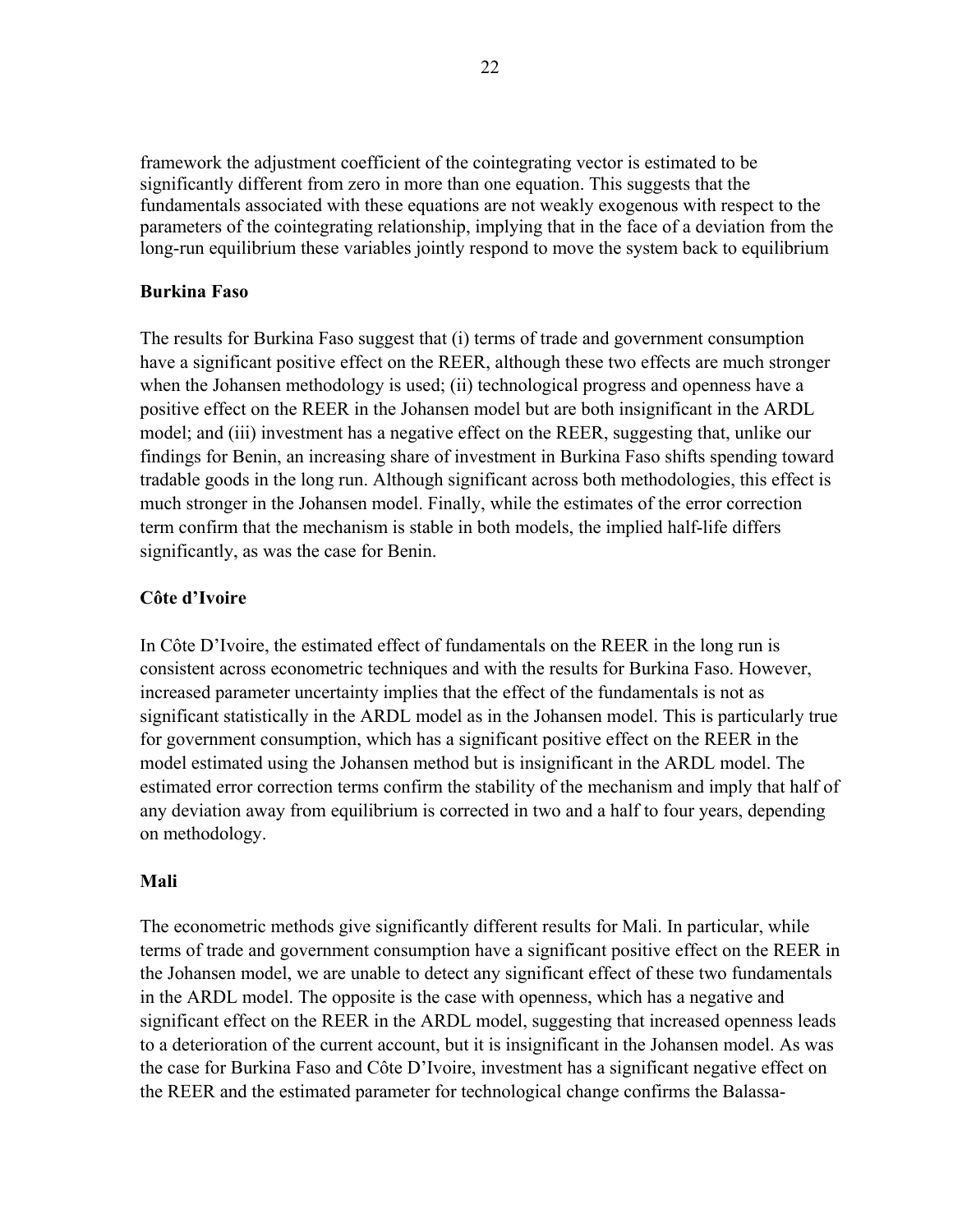framework the adjustment coefficient of the cointegrating vector is estimated to be significantly different from zero in more than one equation. This suggests that the fundamentals associated with these equations are not weakly exogenous with respect to the parameters of the cointegrating relationship, implying that in the face of a deviation from the long-run equilibrium these variables jointly respond to move the system back to equilibrium

**Burkina Faso**

The results for Burkina Faso suggest that (i) terms of trade and government consumption have a significant positive effect on the REER, although these two effects are much stronger when the Johansen methodology is used; (ii) technological progress and openness have a positive effect on the REER in the Johansen model but are both insignificant in the ARDL model; and (iii) investment has a negative effect on the REER, suggesting that, unlike our findings for Benin, an increasing share of investment in Burkina Faso shifts spending toward tradable goods in the long run. Although significant across both methodologies, this effect is much stronger in the Johansen model. Finally, while the estimates of the error correction term confirm that the mechanism is stable in both models, the implied half-life differs significantly, as was the case for Benin.

**Côte d'Ivoire**

In Côte D'Ivoire, the estimated effect of fundamentals on the REER in the long run is consistent across econometric techniques and with the results for Burkina Faso. However, increased parameter uncertainty implies that the effect of the fundamentals is not as significant statistically in the ARDL model as in the Johansen model. This is particularly true for government consumption, which has a significant positive effect on the REER in the model estimated using the Johansen method but is insignificant in the ARDL model. The estimated error correction terms confirm the stability of the mechanism and imply that half of any deviation away from equilibrium is corrected in two and a half to four years, depending on methodology.

**Mali**

The econometric methods give significantly different results for Mali. In particular, while terms of trade and government consumption have a significant positive effect on the REER in the Johansen model, we are unable to detect any significant effect of these two fundamentals in the ARDL model. The opposite is the case with openness, which has a negative and significant effect on the REER in the ARDL model, suggesting that increased openness leads to a deterioration of the current account, but it is insignificant in the Johansen model. As was the case for Burkina Faso and Côte D'Ivoire, investment has a significant negative effect on the REER and the estimated parameter for technological change confirms the Balassa-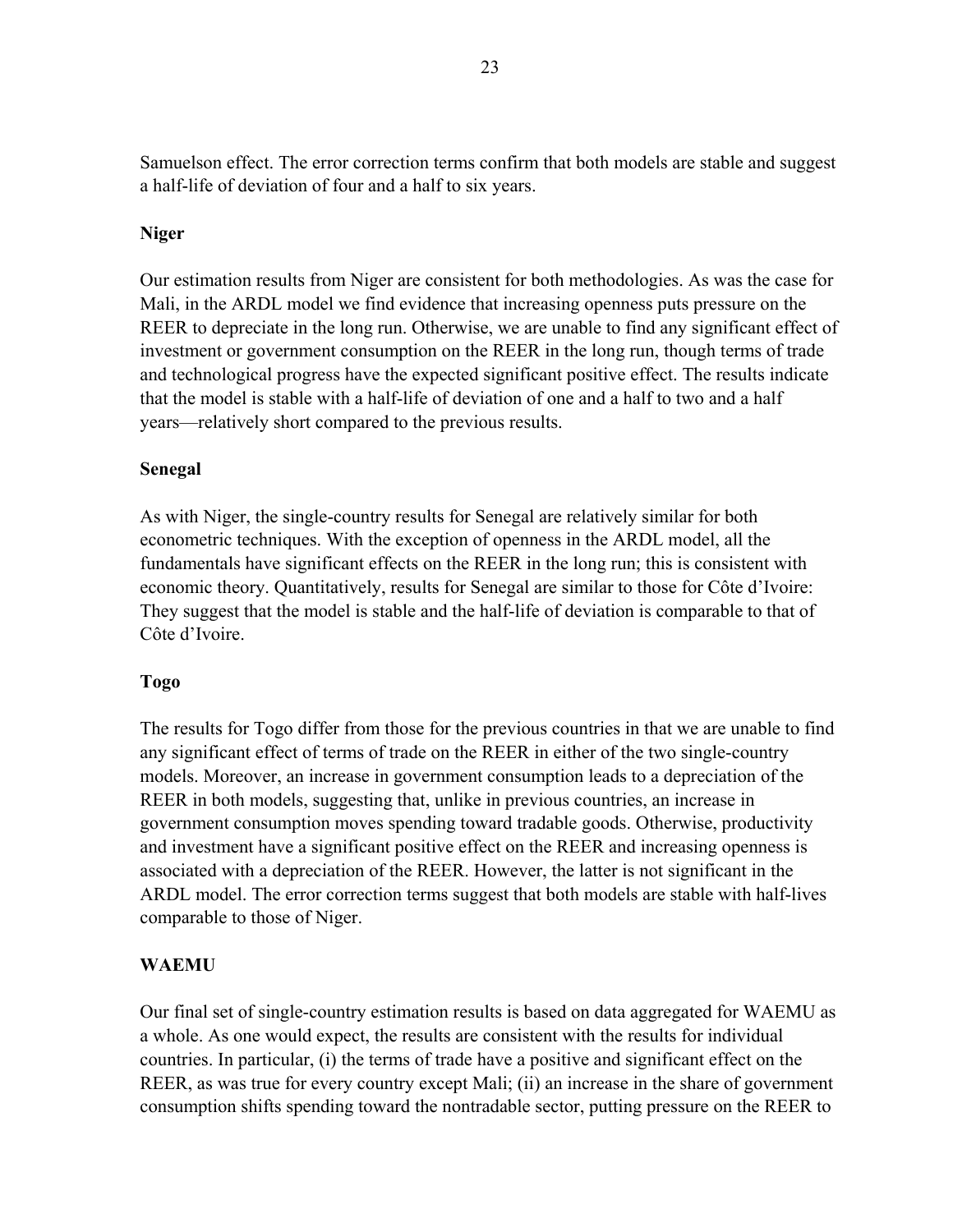Samuelson effect. The error correction terms confirm that both models are stable and suggest a half-life of deviation of four and a half to six years.

**Niger**

Our estimation results from Niger are consistent for both methodologies. As was the case for Mali, in the ARDL model we find evidence that increasing openness puts pressure on the REER to depreciate in the long run. Otherwise, we are unable to find any significant effect of investment or government consumption on the REER in the long run, though terms of trade and technological progress have the expected significant positive effect. The results indicate that the model is stable with a half-life of deviation of one and a half to two and a half years—relatively short compared to the previous results.

**Senegal**

As with Niger, the single-country results for Senegal are relatively similar for both econometric techniques. With the exception of openness in the ARDL model, all the fundamentals have significant effects on the REER in the long run; this is consistent with economic theory. Quantitatively, results for Senegal are similar to those for Côte d'Ivoire: They suggest that the model is stable and the half-life of deviation is comparable to that of Côte d'Ivoire.

**Togo**

The results for Togo differ from those for the previous countries in that we are unable to find any significant effect of terms of trade on the REER in either of the two single-country models. Moreover, an increase in government consumption leads to a depreciation of the REER in both models, suggesting that, unlike in previous countries, an increase in government consumption moves spending toward tradable goods. Otherwise, productivity and investment have a significant positive effect on the REER and increasing openness is associated with a depreciation of the REER. However, the latter is not significant in the ARDL model. The error correction terms suggest that both models are stable with half-lives comparable to those of Niger.

**WAEMU**

Our final set of single-country estimation results is based on data aggregated for WAEMU as a whole. As one would expect, the results are consistent with the results for individual countries. In particular, (i) the terms of trade have a positive and significant effect on the REER, as was true for every country except Mali; (ii) an increase in the share of government consumption shifts spending toward the nontradable sector, putting pressure on the REER to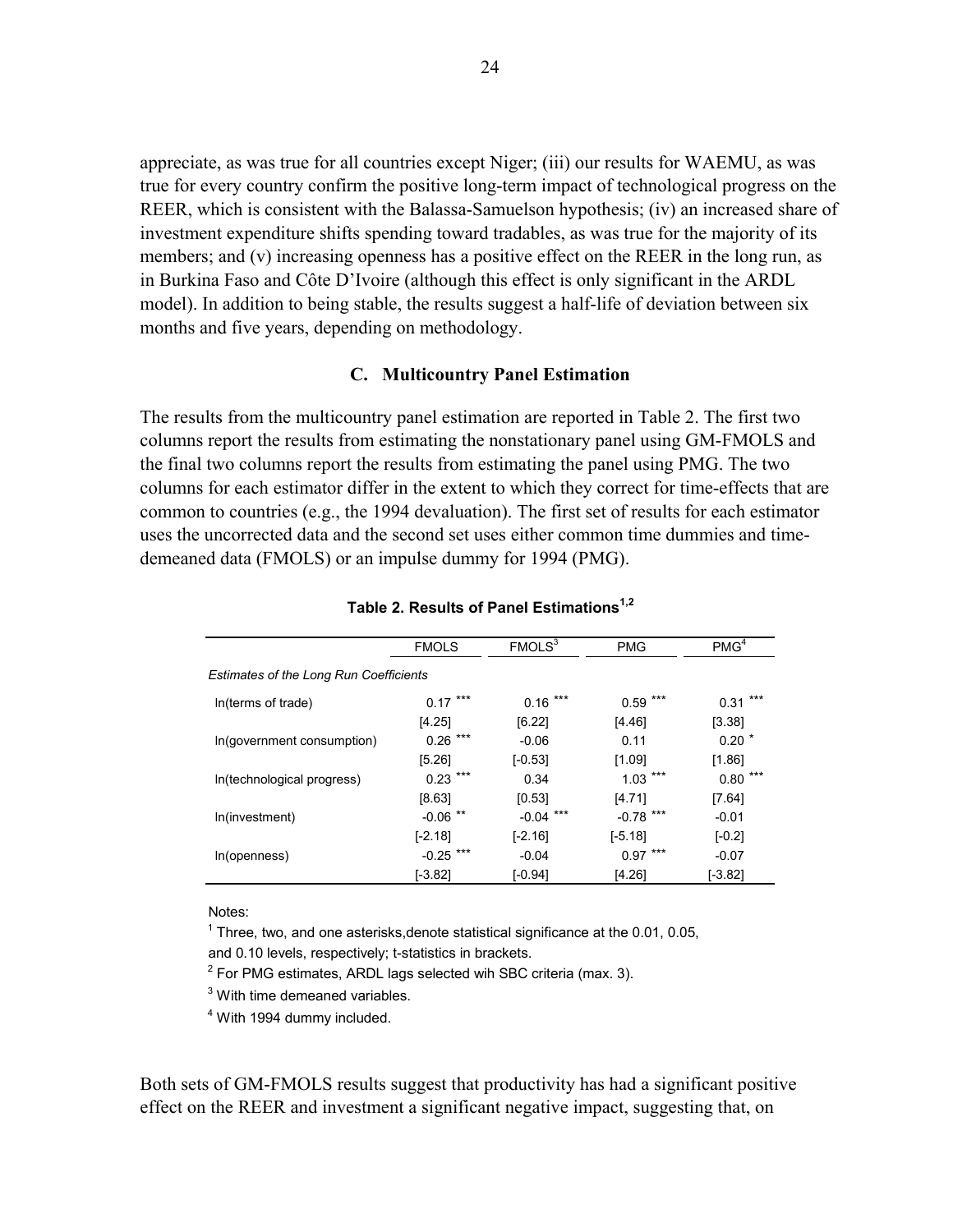appreciate, as was true for all countries except Niger; (iii) our results for WAEMU, as was true for every country confirm the positive long-term impact of technological progress on the REER, which is consistent with the Balassa-Samuelson hypothesis; (iv) an increased share of investment expenditure shifts spending toward tradables, as was true for the majority of its members; and (v) increasing openness has a positive effect on the REER in the long run, as in Burkina Faso and Côte D'Ivoire (although this effect is only significant in the ARDL model). In addition to being stable, the results suggest a half-life of deviation between six months and five years, depending on methodology.

### C. Multicountry Panel Estimation

The results from the multicountry panel estimation are reported in Table 2. The first two columns report the results from estimating the nonstationary panel using GM-FMOLS and the final two columns report the results from estimating the panel using PMG. The two columns for each estimator differ in the extent to which they correct for time-effects that are common to countries (e.g., the 1994 devaluation). The first set of results for each estimator uses the uncorrected data and the second set uses either common time dummies and time-demeaned data (FMOLS) or an impulse dummy for 1994 (PMG).

**Table 2. Results of Panel Estimations[1,2]**

| | FMOLS | FMOLS[3] | PMG | PMG[4] |
|---|---|---|---|---|
| *Estimates of the Long Run Coefficients* | | | | |
| ln(terms of trade) | 0.17 *** | 0.16 *** | 0.59 *** | 0.31 *** |
| | [4.25] | [6.22] | [4.46] | [3.38] |
| ln(government consumption) | 0.26 *** | -0.06 | 0.11 | 0.20 * |
| | [5.26] | [-0.53] | [1.09] | [1.86] |
| ln(technological progress) | 0.23 *** | 0.34 | 1.03 *** | 0.80 *** |
| | [8.63] | [0.53] | [4.71] | [7.64] |
| ln(investment) | -0.06 ** | -0.04 *** | -0.78 *** | -0.01 |
| | [-2.18] | [-2.16] | [-5.18] | [-0.2] |
| ln(openness) | -0.25 *** | -0.04 | 0.97 *** | -0.07 |
| | [-3.82] | [-0.94] | [4.26] | [-3.82] |

Notes:

[1] Three, two, and one asterisks,denote statistical significance at the 0.01, 0.05, and 0.10 levels, respectively; t-statistics in brackets.

[2] For PMG estimates, ARDL lags selected wih SBC criteria (max. 3).

[3] With time demeaned variables.

[4] With 1994 dummy included.

Both sets of GM-FMOLS results suggest that productivity has had a significant positive effect on the REER and investment a significant negative impact, suggesting that, on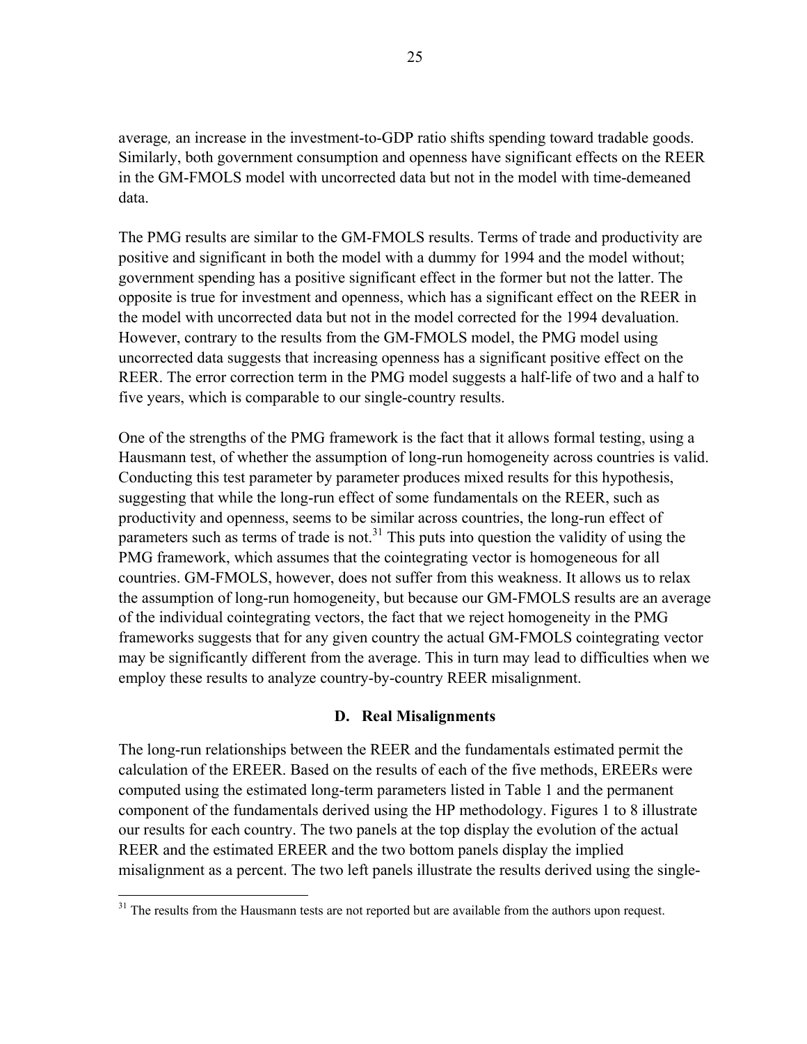average*,* an increase in the investment-to-GDP ratio shifts spending toward tradable goods. Similarly, both government consumption and openness have significant effects on the REER in the GM-FMOLS model with uncorrected data but not in the model with time-demeaned data.

The PMG results are similar to the GM-FMOLS results. Terms of trade and productivity are positive and significant in both the model with a dummy for 1994 and the model without; government spending has a positive significant effect in the former but not the latter. The opposite is true for investment and openness, which has a significant effect on the REER in the model with uncorrected data but not in the model corrected for the 1994 devaluation. However, contrary to the results from the GM-FMOLS model, the PMG model using uncorrected data suggests that increasing openness has a significant positive effect on the REER. The error correction term in the PMG model suggests a half-life of two and a half to five years, which is comparable to our single-country results.

One of the strengths of the PMG framework is the fact that it allows formal testing, using a Hausmann test, of whether the assumption of long-run homogeneity across countries is valid. Conducting this test parameter by parameter produces mixed results for this hypothesis, suggesting that while the long-run effect of some fundamentals on the REER, such as productivity and openness, seems to be similar across countries, the long-run effect of parameters such as terms of trade is not.[31] This puts into question the validity of using the PMG framework, which assumes that the cointegrating vector is homogeneous for all countries. GM-FMOLS, however, does not suffer from this weakness. It allows us to relax the assumption of long-run homogeneity, but because our GM-FMOLS results are an average of the individual cointegrating vectors, the fact that we reject homogeneity in the PMG frameworks suggests that for any given country the actual GM-FMOLS cointegrating vector may be significantly different from the average. This in turn may lead to difficulties when we employ these results to analyze country-by-country REER misalignment.

### D. Real Misalignments

The long-run relationships between the REER and the fundamentals estimated permit the calculation of the EREER. Based on the results of each of the five methods, EREERs were computed using the estimated long-term parameters listed in Table 1 and the permanent component of the fundamentals derived using the HP methodology. Figures 1 to 8 illustrate our results for each country. The two panels at the top display the evolution of the actual REER and the estimated EREER and the two bottom panels display the implied misalignment as a percent. The two left panels illustrate the results derived using the single-

[31] The results from the Hausmann tests are not reported but are available from the authors upon request.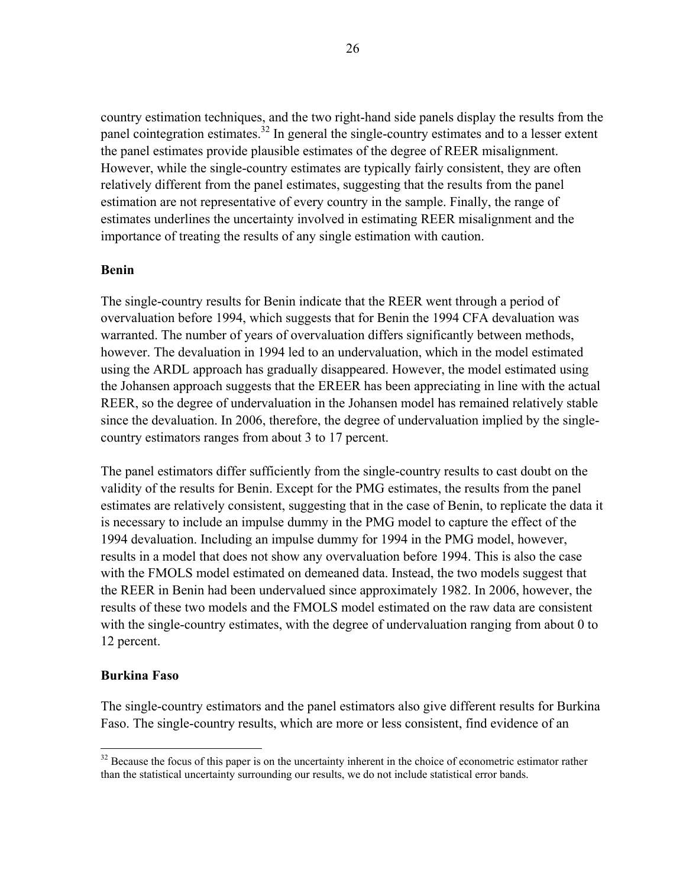country estimation techniques, and the two right-hand side panels display the results from the panel cointegration estimates.[32] In general the single-country estimates and to a lesser extent the panel estimates provide plausible estimates of the degree of REER misalignment. However, while the single-country estimates are typically fairly consistent, they are often relatively different from the panel estimates, suggesting that the results from the panel estimation are not representative of every country in the sample. Finally, the range of estimates underlines the uncertainty involved in estimating REER misalignment and the importance of treating the results of any single estimation with caution.

**Benin**

The single-country results for Benin indicate that the REER went through a period of overvaluation before 1994, which suggests that for Benin the 1994 CFA devaluation was warranted. The number of years of overvaluation differs significantly between methods, however. The devaluation in 1994 led to an undervaluation, which in the model estimated using the ARDL approach has gradually disappeared. However, the model estimated using the Johansen approach suggests that the EREER has been appreciating in line with the actual REER, so the degree of undervaluation in the Johansen model has remained relatively stable since the devaluation. In 2006, therefore, the degree of undervaluation implied by the single-country estimators ranges from about 3 to 17 percent.

The panel estimators differ sufficiently from the single-country results to cast doubt on the validity of the results for Benin. Except for the PMG estimates, the results from the panel estimates are relatively consistent, suggesting that in the case of Benin, to replicate the data it is necessary to include an impulse dummy in the PMG model to capture the effect of the 1994 devaluation. Including an impulse dummy for 1994 in the PMG model, however, results in a model that does not show any overvaluation before 1994. This is also the case with the FMOLS model estimated on demeaned data. Instead, the two models suggest that the REER in Benin had been undervalued since approximately 1982. In 2006, however, the results of these two models and the FMOLS model estimated on the raw data are consistent with the single-country estimates, with the degree of undervaluation ranging from about 0 to 12 percent.

**Burkina Faso**

The single-country estimators and the panel estimators also give different results for Burkina Faso. The single-country results, which are more or less consistent, find evidence of an

[32] Because the focus of this paper is on the uncertainty inherent in the choice of econometric estimator rather than the statistical uncertainty surrounding our results, we do not include statistical error bands.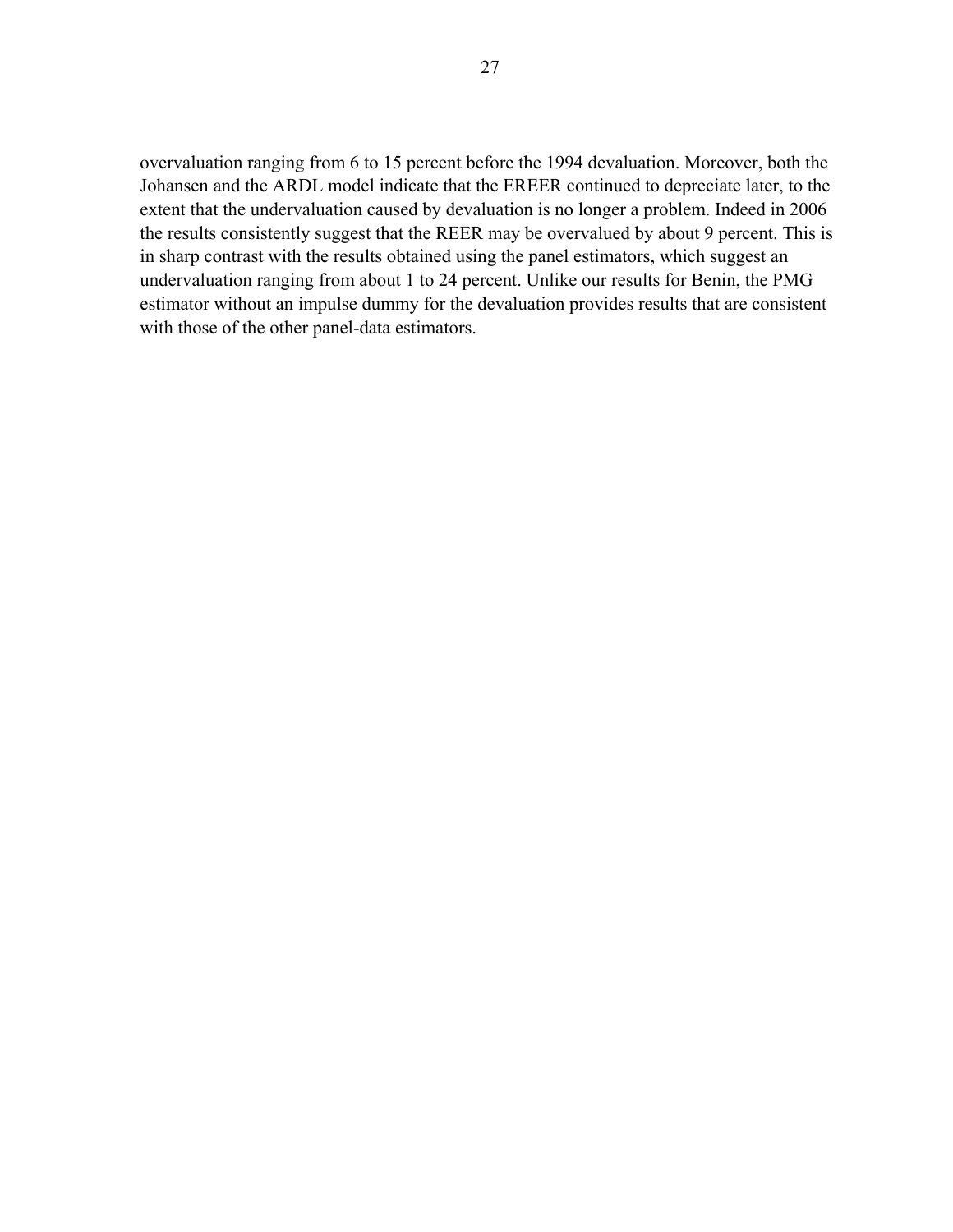overvaluation ranging from 6 to 15 percent before the 1994 devaluation. Moreover, both the Johansen and the ARDL model indicate that the EREER continued to depreciate later, to the extent that the undervaluation caused by devaluation is no longer a problem. Indeed in 2006 the results consistently suggest that the REER may be overvalued by about 9 percent. This is in sharp contrast with the results obtained using the panel estimators, which suggest an undervaluation ranging from about 1 to 24 percent. Unlike our results for Benin, the PMG estimator without an impulse dummy for the devaluation provides results that are consistent with those of the other panel-data estimators.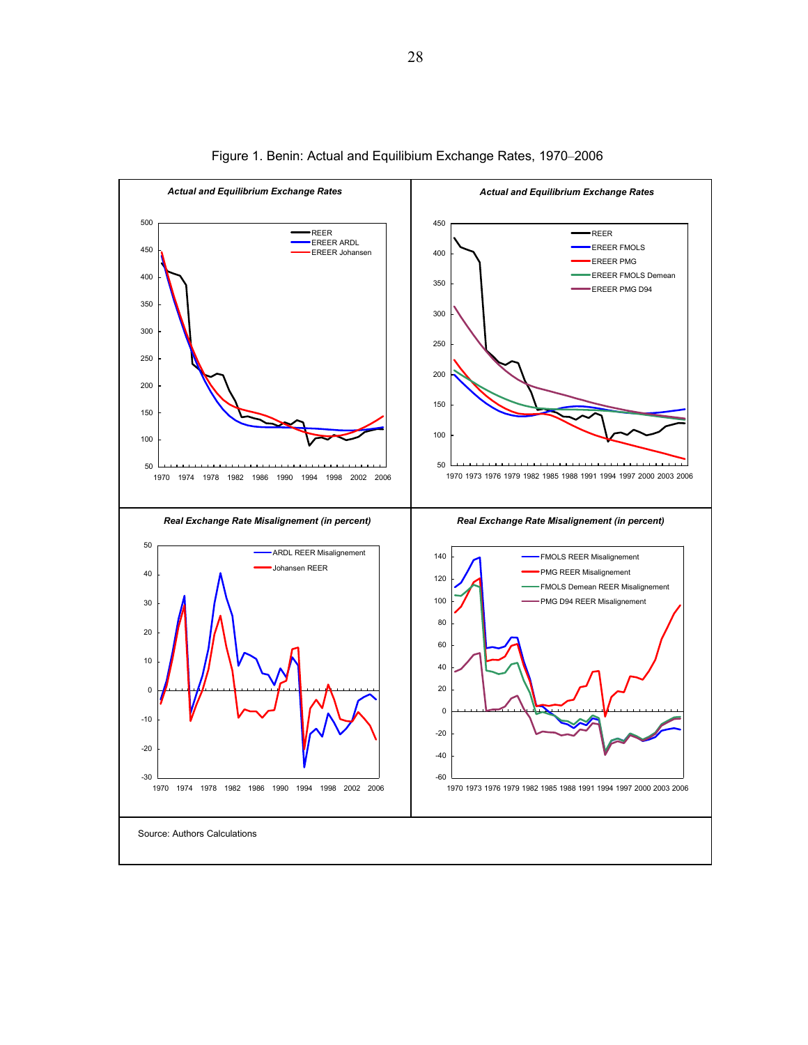Figure 1. Benin: Actual and Equilibium Exchange Rates, 1970–2006

*Actual and Equilibrium Exchange Rates*

*Actual and Equilibrium Exchange Rates*

*Real Exchange Rate Misalignement (in percent)*

*Real Exchange Rate Misalignement (in percent)*

Source: Authors Calculations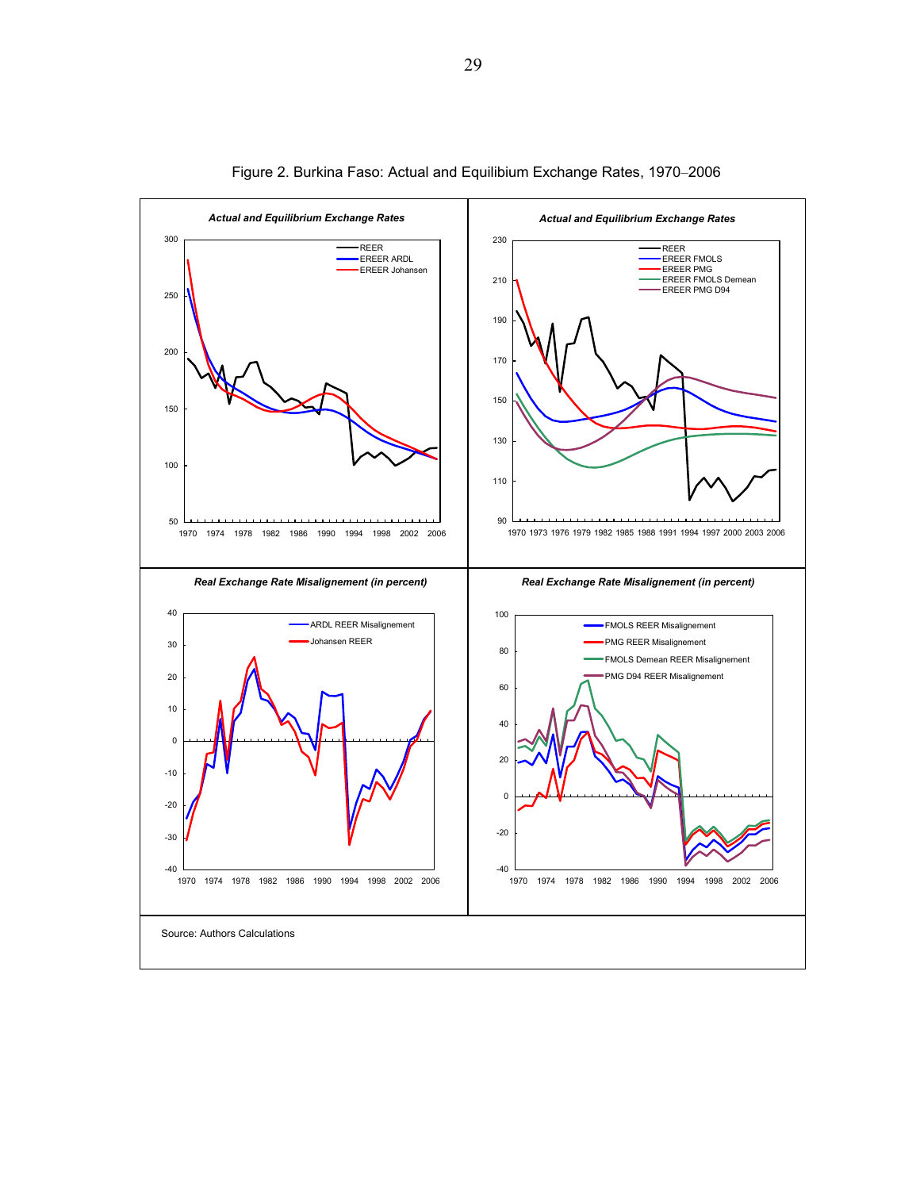Figure 2. Burkina Faso: Actual and Equilibium Exchange Rates, 1970–2006

***Actual and Equilibrium Exchange Rates***

***Actual and Equilibrium Exchange Rates***

***Real Exchange Rate Misalignement (in percent)***

***Real Exchange Rate Misalignement (in percent)***

Source: Authors Calculations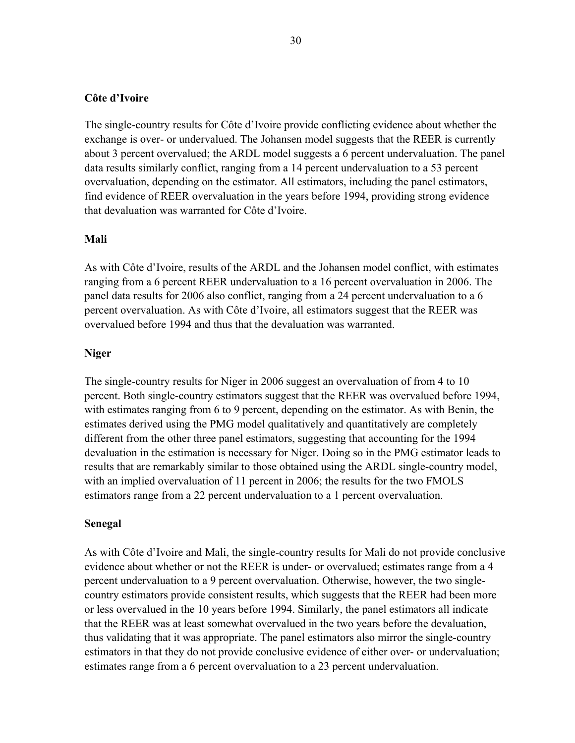### Côte d'Ivoire

The single-country results for Côte d'Ivoire provide conflicting evidence about whether the exchange is over- or undervalued. The Johansen model suggests that the REER is currently about 3 percent overvalued; the ARDL model suggests a 6 percent undervaluation. The panel data results similarly conflict, ranging from a 14 percent undervaluation to a 53 percent overvaluation, depending on the estimator. All estimators, including the panel estimators, find evidence of REER overvaluation in the years before 1994, providing strong evidence that devaluation was warranted for Côte d'Ivoire.

### Mali

As with Côte d'Ivoire, results of the ARDL and the Johansen model conflict, with estimates ranging from a 6 percent REER undervaluation to a 16 percent overvaluation in 2006. The panel data results for 2006 also conflict, ranging from a 24 percent undervaluation to a 6 percent overvaluation. As with Côte d'Ivoire, all estimators suggest that the REER was overvalued before 1994 and thus that the devaluation was warranted.

### Niger

The single-country results for Niger in 2006 suggest an overvaluation of from 4 to 10 percent. Both single-country estimators suggest that the REER was overvalued before 1994, with estimates ranging from 6 to 9 percent, depending on the estimator. As with Benin, the estimates derived using the PMG model qualitatively and quantitatively are completely different from the other three panel estimators, suggesting that accounting for the 1994 devaluation in the estimation is necessary for Niger. Doing so in the PMG estimator leads to results that are remarkably similar to those obtained using the ARDL single-country model, with an implied overvaluation of 11 percent in 2006; the results for the two FMOLS estimators range from a 22 percent undervaluation to a 1 percent overvaluation.

### Senegal

As with Côte d'Ivoire and Mali, the single-country results for Mali do not provide conclusive evidence about whether or not the REER is under- or overvalued; estimates range from a 4 percent undervaluation to a 9 percent overvaluation. Otherwise, however, the two single-country estimators provide consistent results, which suggests that the REER had been more or less overvalued in the 10 years before 1994. Similarly, the panel estimators all indicate that the REER was at least somewhat overvalued in the two years before the devaluation, thus validating that it was appropriate. The panel estimators also mirror the single-country estimators in that they do not provide conclusive evidence of either over- or undervaluation; estimates range from a 6 percent overvaluation to a 23 percent undervaluation.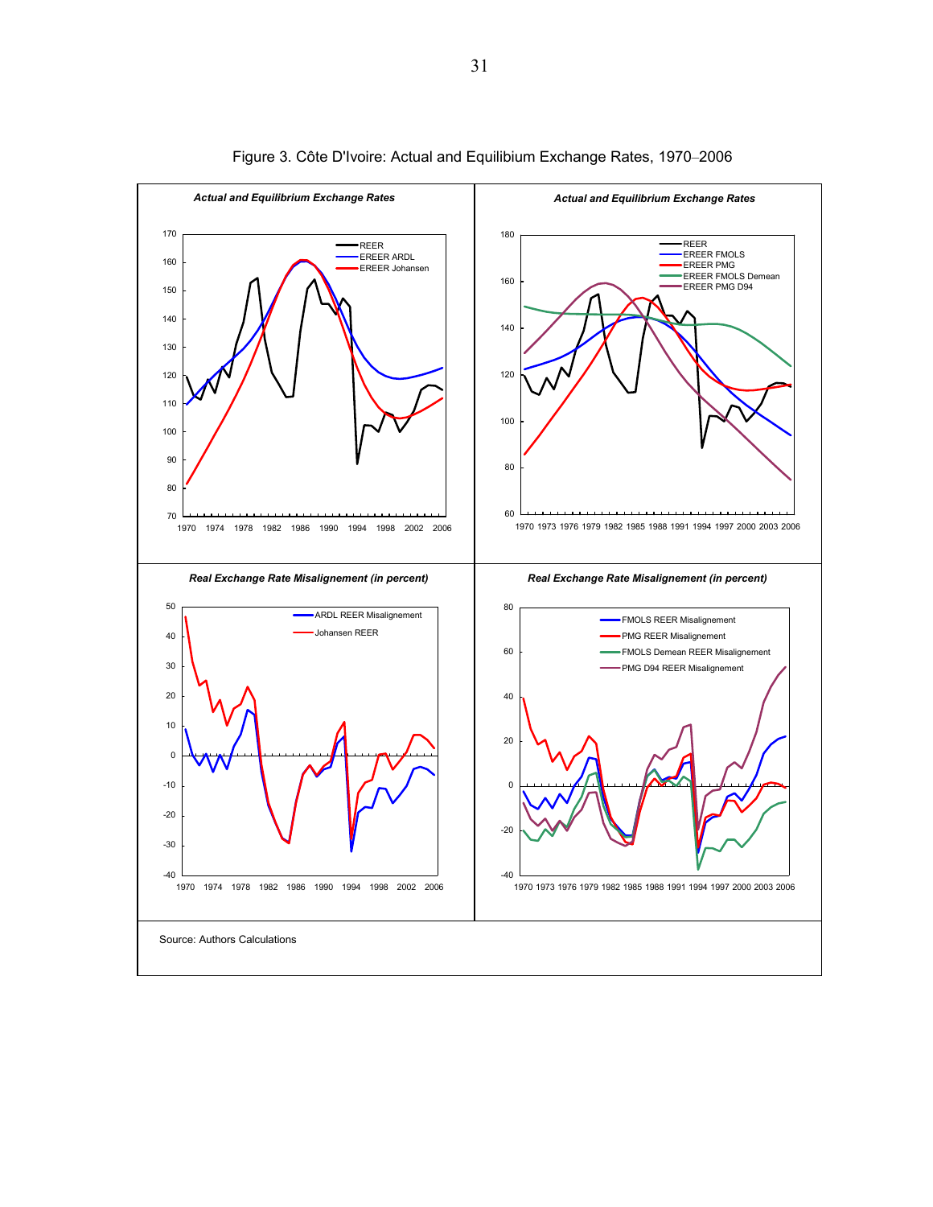Figure 3. Côte D'Ivoire: Actual and Equilibium Exchange Rates, 1970–2006

***Actual and Equilibrium Exchange Rates***

***Actual and Equilibrium Exchange Rates***

***Real Exchange Rate Misalignement (in percent)***

***Real Exchange Rate Misalignement (in percent)***

Source: Authors Calculations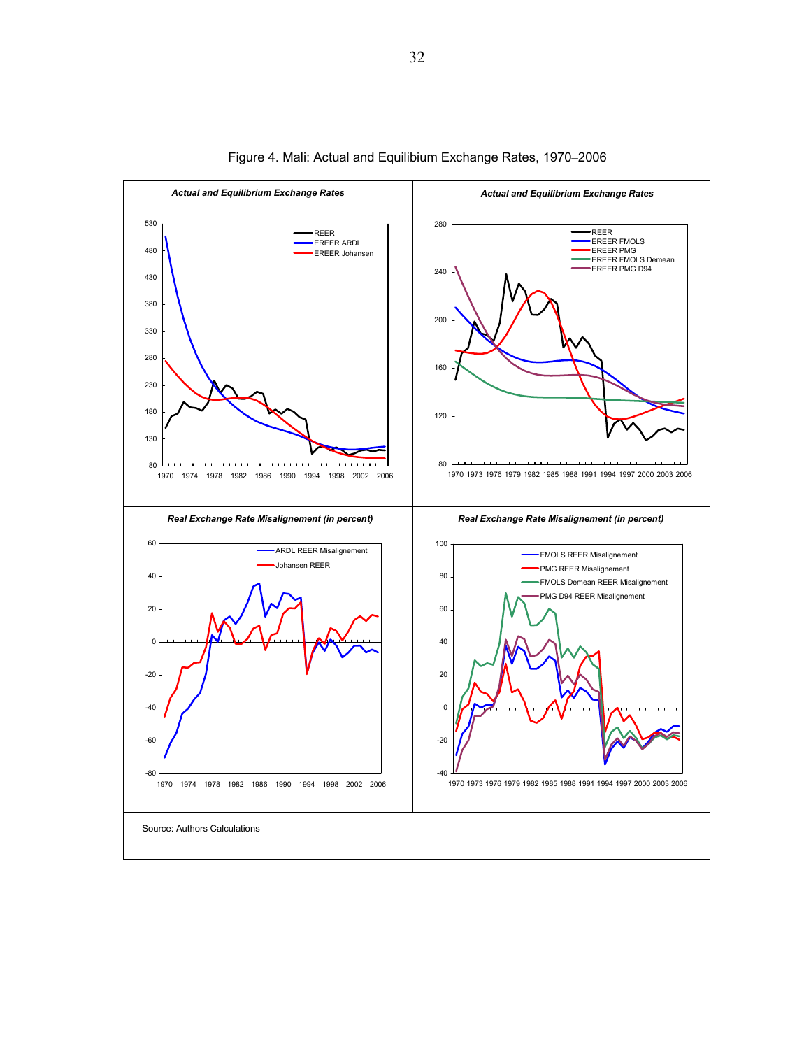Figure 4. Mali: Actual and Equilibium Exchange Rates, 1970–2006

*Actual and Equilibrium Exchange Rates*

*Actual and Equilibrium Exchange Rates*

*Real Exchange Rate Misalignement (in percent)*

*Real Exchange Rate Misalignement (in percent)*

Source: Authors Calculations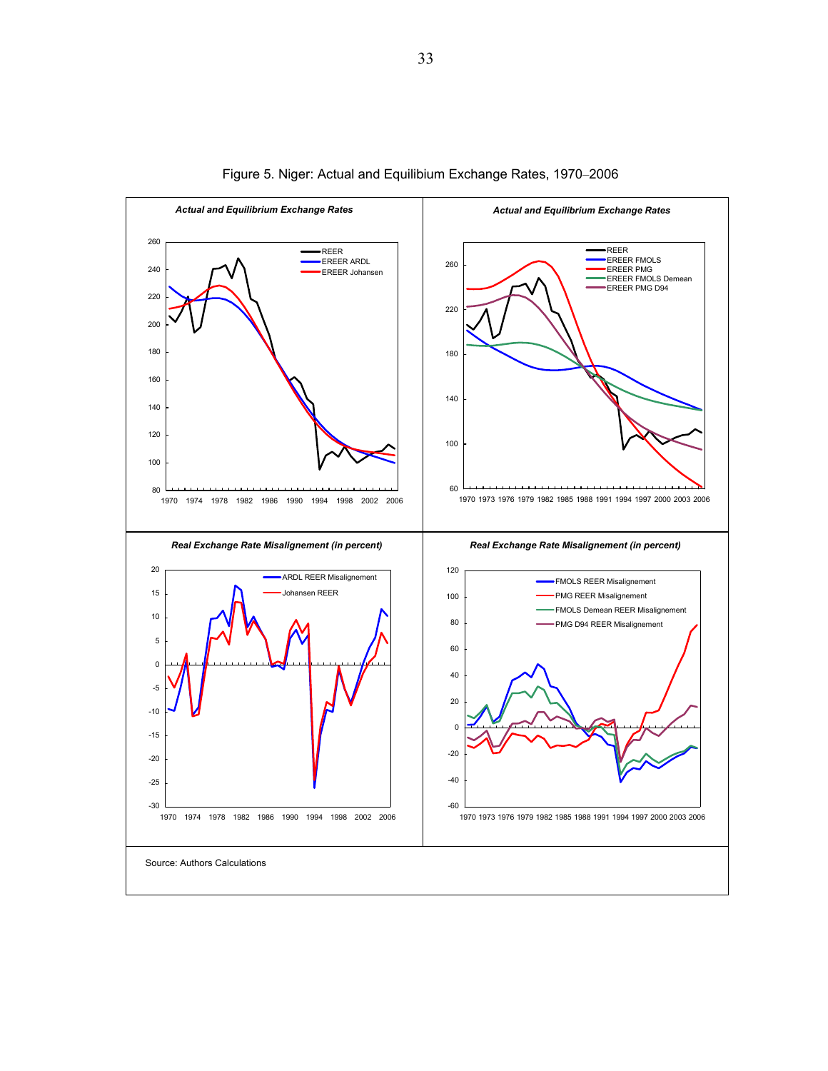Figure 5. Niger: Actual and Equilibium Exchange Rates, 1970–2006

*Actual and Equilibrium Exchange Rates*

*Actual and Equilibrium Exchange Rates*

*Real Exchange Rate Misalignement (in percent)*

*Real Exchange Rate Misalignement (in percent)*

Source: Authors Calculations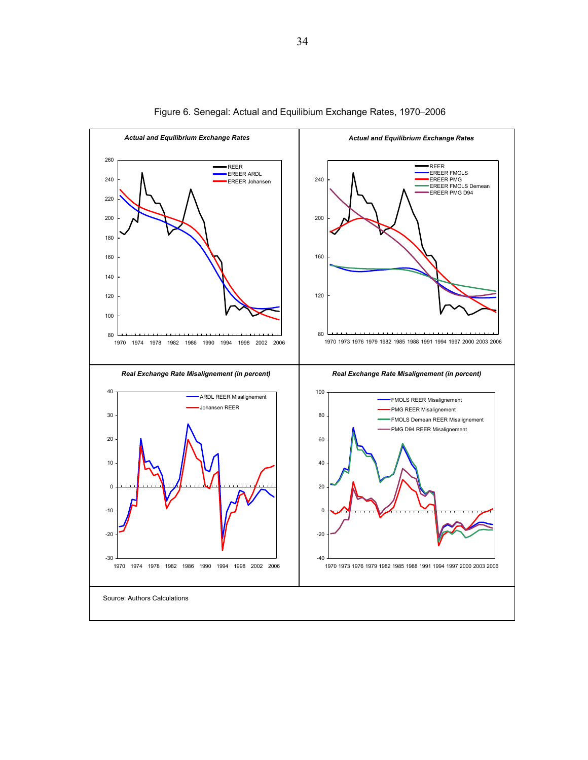Figure 6. Senegal: Actual and Equilibium Exchange Rates, 1970–2006

***Actual and Equilibrium Exchange Rates***

***Actual and Equilibrium Exchange Rates***

***Real Exchange Rate Misalignement (in percent)***

***Real Exchange Rate Misalignement (in percent)***

Source: Authors Calculations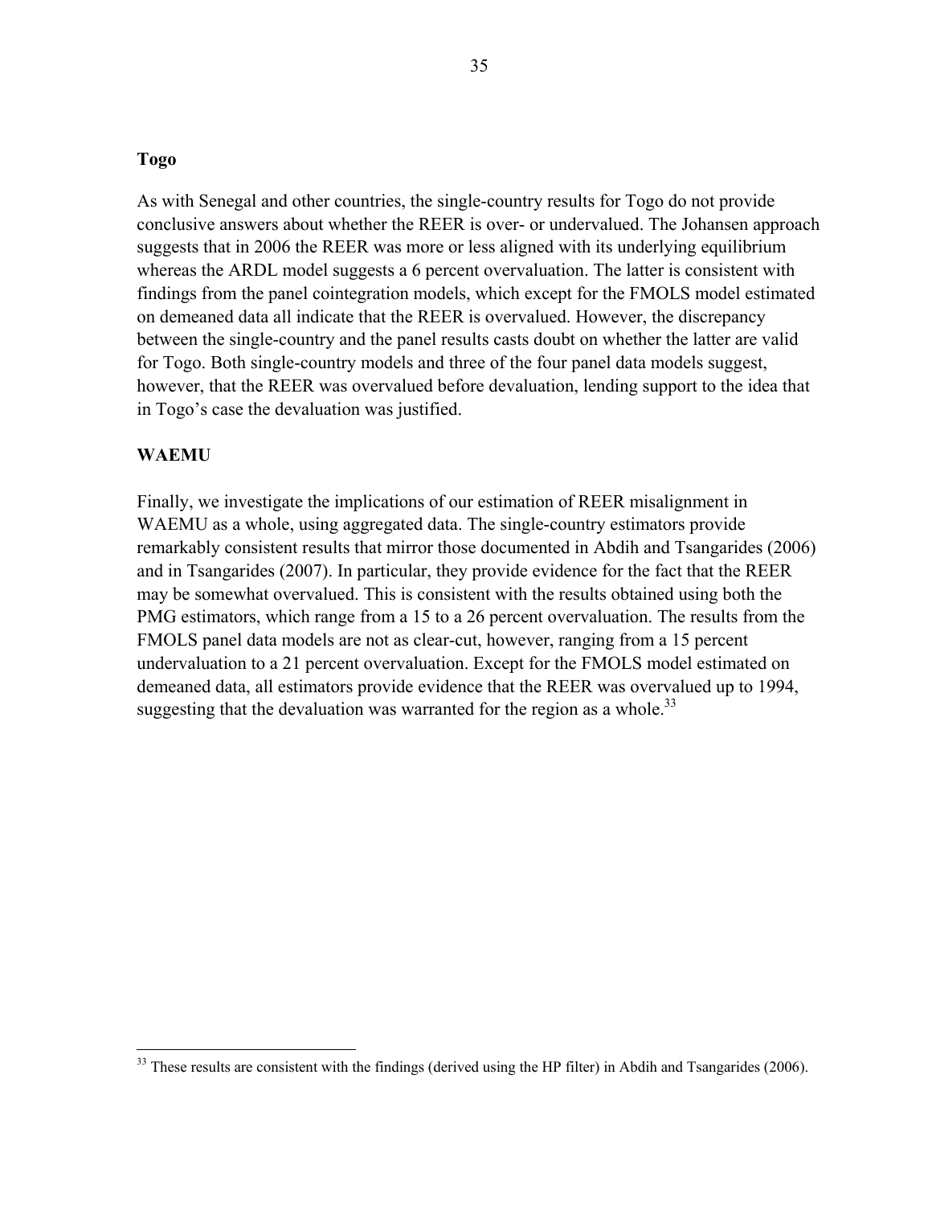### Togo

As with Senegal and other countries, the single-country results for Togo do not provide conclusive answers about whether the REER is over- or undervalued. The Johansen approach suggests that in 2006 the REER was more or less aligned with its underlying equilibrium whereas the ARDL model suggests a 6 percent overvaluation. The latter is consistent with findings from the panel cointegration models, which except for the FMOLS model estimated on demeaned data all indicate that the REER is overvalued. However, the discrepancy between the single-country and the panel results casts doubt on whether the latter are valid for Togo. Both single-country models and three of the four panel data models suggest, however, that the REER was overvalued before devaluation, lending support to the idea that in Togo's case the devaluation was justified.

### WAEMU

Finally, we investigate the implications of our estimation of REER misalignment in WAEMU as a whole, using aggregated data. The single-country estimators provide remarkably consistent results that mirror those documented in Abdih and Tsangarides (2006) and in Tsangarides (2007). In particular, they provide evidence for the fact that the REER may be somewhat overvalued. This is consistent with the results obtained using both the PMG estimators, which range from a 15 to a 26 percent overvaluation. The results from the FMOLS panel data models are not as clear-cut, however, ranging from a 15 percent undervaluation to a 21 percent overvaluation. Except for the FMOLS model estimated on demeaned data, all estimators provide evidence that the REER was overvalued up to 1994, suggesting that the devaluation was warranted for the region as a whole.[33]

---

[33] These results are consistent with the findings (derived using the HP filter) in Abdih and Tsangarides (2006).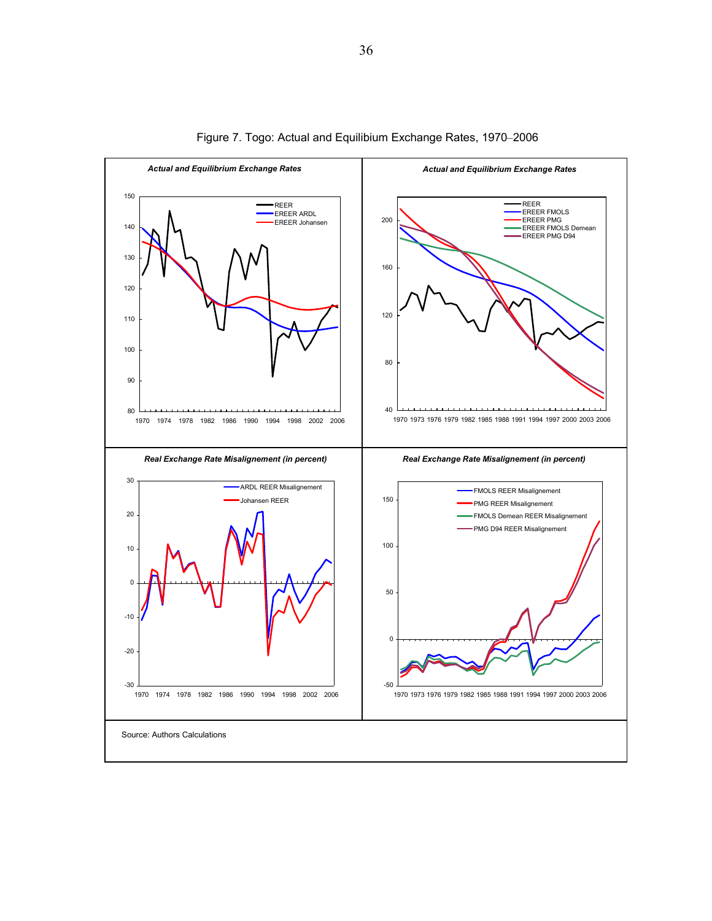Figure 7. Togo: Actual and Equilibium Exchange Rates, 1970–2006

Source: Authors Calculations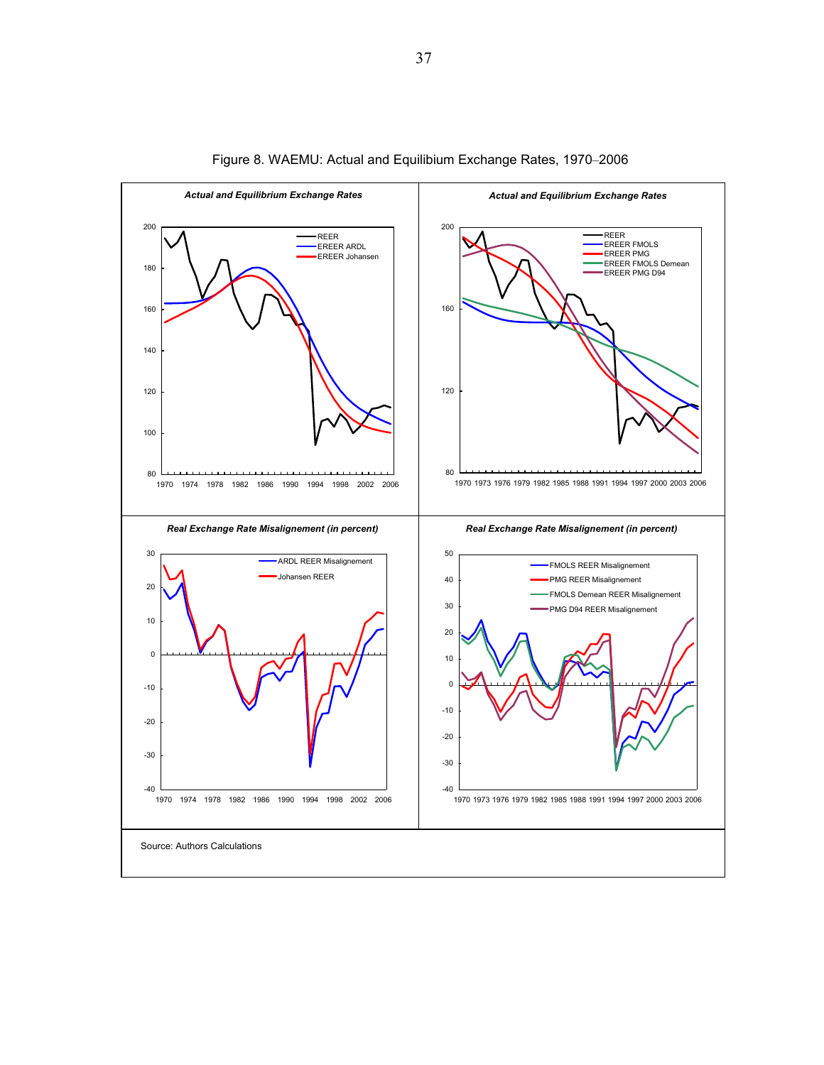Figure 8. WAEMU: Actual and Equilibium Exchange Rates, 1970–2006

*Actual and Equilibrium Exchange Rates*

REER
EREER ARDL
EREER Johansen

*Actual and Equilibrium Exchange Rates*

REER
EREER FMOLS
EREER PMG
EREER FMOLS Demean
EREER PMG D94

*Real Exchange Rate Misalignement (in percent)*

ARDL REER Misalignement
Johansen REER

*Real Exchange Rate Misalignement (in percent)*

FMOLS REER Misalignement
PMG REER Misalignement
FMOLS Demean REER Misalignement
PMG D94 REER Misalignement

Source: Authors Calculations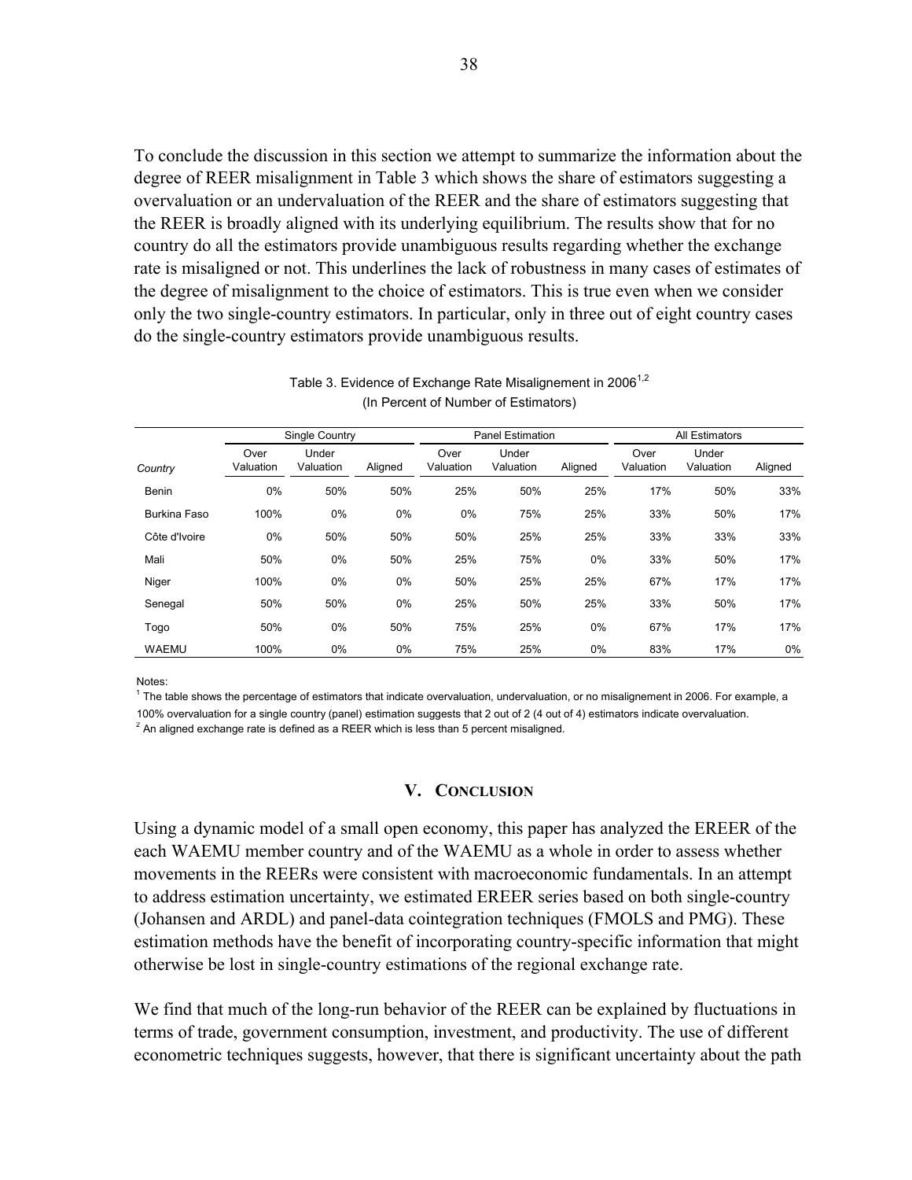To conclude the discussion in this section we attempt to summarize the information about the degree of REER misalignment in Table 3 which shows the share of estimators suggesting a overvaluation or an undervaluation of the REER and the share of estimators suggesting that the REER is broadly aligned with its underlying equilibrium. The results show that for no country do all the estimators provide unambiguous results regarding whether the exchange rate is misaligned or not. This underlines the lack of robustness in many cases of estimates of the degree of misalignment to the choice of estimators. This is true even when we consider only the two single-country estimators. In particular, only in three out of eight country cases do the single-country estimators provide unambiguous results.

Table 3. Evidence of Exchange Rate Misalignement in 2006[1,2]
(In Percent of Number of Estimators)

| | Single Country | | | Panel Estimation | | | All Estimators | | |
|---|---|---|---|---|---|---|---|---|---|
| *Country* | Over Valuation | Under Valuation | Aligned | Over Valuation | Under Valuation | Aligned | Over Valuation | Under Valuation | Aligned |
| Benin | 0% | 50% | 50% | 25% | 50% | 25% | 17% | 50% | 33% |
| Burkina Faso | 100% | 0% | 0% | 0% | 75% | 25% | 33% | 50% | 17% |
| Côte d'Ivoire | 0% | 50% | 50% | 50% | 25% | 25% | 33% | 33% | 33% |
| Mali | 50% | 0% | 50% | 25% | 75% | 0% | 33% | 50% | 17% |
| Niger | 100% | 0% | 0% | 50% | 25% | 25% | 67% | 17% | 17% |
| Senegal | 50% | 50% | 0% | 25% | 50% | 25% | 33% | 50% | 17% |
| Togo | 50% | 0% | 50% | 75% | 25% | 0% | 67% | 17% | 17% |
| WAEMU | 100% | 0% | 0% | 75% | 25% | 0% | 83% | 17% | 0% |

Notes:
[1] The table shows the percentage of estimators that indicate overvaluation, undervaluation, or no misalignement in 2006. For example, a 100% overvaluation for a single country (panel) estimation suggests that 2 out of 2 (4 out of 4) estimators indicate overvaluation.
[2] An aligned exchange rate is defined as a REER which is less than 5 percent misaligned.

## V. Conclusion

Using a dynamic model of a small open economy, this paper has analyzed the EREER of the each WAEMU member country and of the WAEMU as a whole in order to assess whether movements in the REERs were consistent with macroeconomic fundamentals. In an attempt to address estimation uncertainty, we estimated EREER series based on both single-country (Johansen and ARDL) and panel-data cointegration techniques (FMOLS and PMG). These estimation methods have the benefit of incorporating country-specific information that might otherwise be lost in single-country estimations of the regional exchange rate.

We find that much of the long-run behavior of the REER can be explained by fluctuations in terms of trade, government consumption, investment, and productivity. The use of different econometric techniques suggests, however, that there is significant uncertainty about the path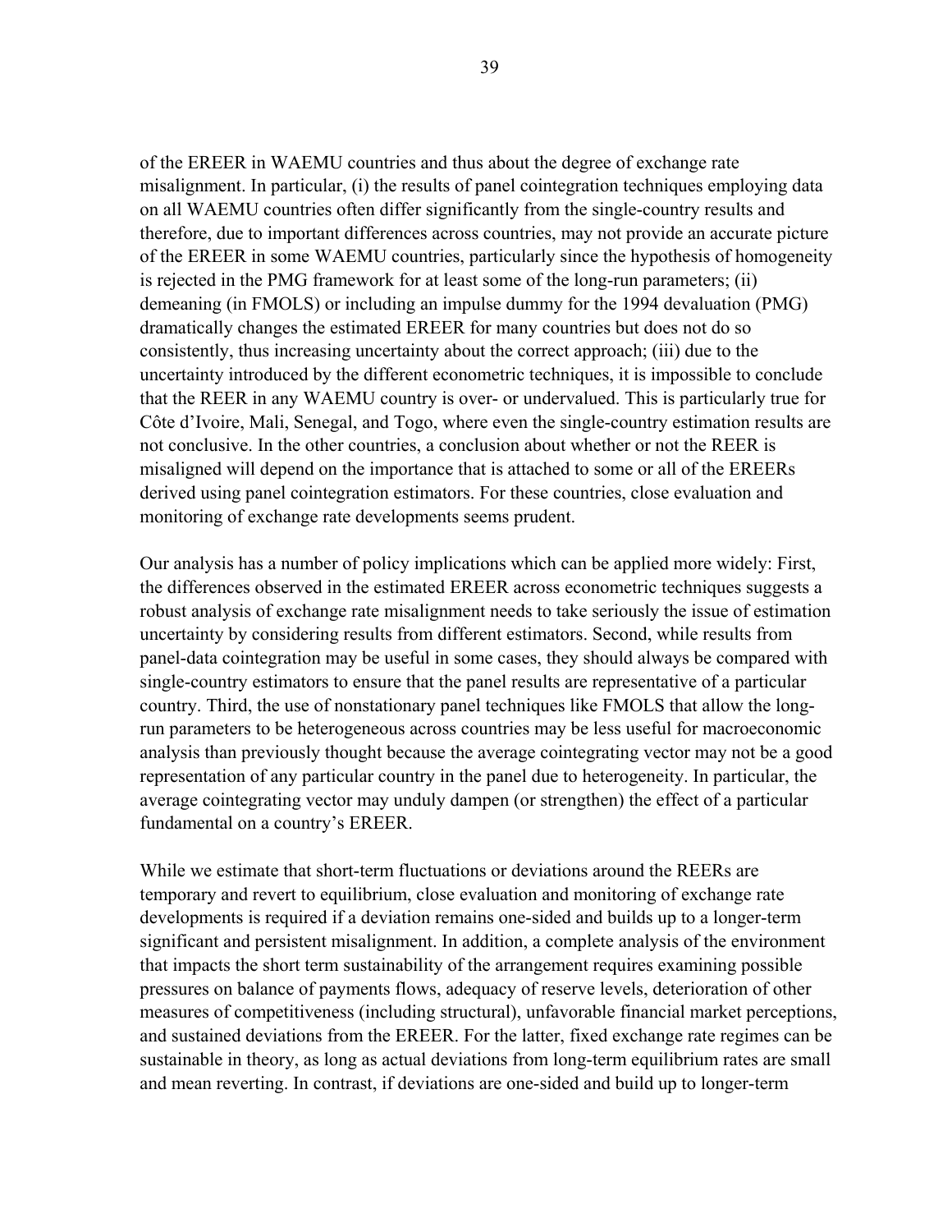of the EREER in WAEMU countries and thus about the degree of exchange rate misalignment. In particular, (i) the results of panel cointegration techniques employing data on all WAEMU countries often differ significantly from the single-country results and therefore, due to important differences across countries, may not provide an accurate picture of the EREER in some WAEMU countries, particularly since the hypothesis of homogeneity is rejected in the PMG framework for at least some of the long-run parameters; (ii) demeaning (in FMOLS) or including an impulse dummy for the 1994 devaluation (PMG) dramatically changes the estimated EREER for many countries but does not do so consistently, thus increasing uncertainty about the correct approach; (iii) due to the uncertainty introduced by the different econometric techniques, it is impossible to conclude that the REER in any WAEMU country is over- or undervalued. This is particularly true for Côte d'Ivoire, Mali, Senegal, and Togo, where even the single-country estimation results are not conclusive. In the other countries, a conclusion about whether or not the REER is misaligned will depend on the importance that is attached to some or all of the EREERs derived using panel cointegration estimators. For these countries, close evaluation and monitoring of exchange rate developments seems prudent.

Our analysis has a number of policy implications which can be applied more widely: First, the differences observed in the estimated EREER across econometric techniques suggests a robust analysis of exchange rate misalignment needs to take seriously the issue of estimation uncertainty by considering results from different estimators. Second, while results from panel-data cointegration may be useful in some cases, they should always be compared with single-country estimators to ensure that the panel results are representative of a particular country. Third, the use of nonstationary panel techniques like FMOLS that allow the long-run parameters to be heterogeneous across countries may be less useful for macroeconomic analysis than previously thought because the average cointegrating vector may not be a good representation of any particular country in the panel due to heterogeneity. In particular, the average cointegrating vector may unduly dampen (or strengthen) the effect of a particular fundamental on a country's EREER.

While we estimate that short-term fluctuations or deviations around the REERs are temporary and revert to equilibrium, close evaluation and monitoring of exchange rate developments is required if a deviation remains one-sided and builds up to a longer-term significant and persistent misalignment. In addition, a complete analysis of the environment that impacts the short term sustainability of the arrangement requires examining possible pressures on balance of payments flows, adequacy of reserve levels, deterioration of other measures of competitiveness (including structural), unfavorable financial market perceptions, and sustained deviations from the EREER. For the latter, fixed exchange rate regimes can be sustainable in theory, as long as actual deviations from long-term equilibrium rates are small and mean reverting. In contrast, if deviations are one-sided and build up to longer-term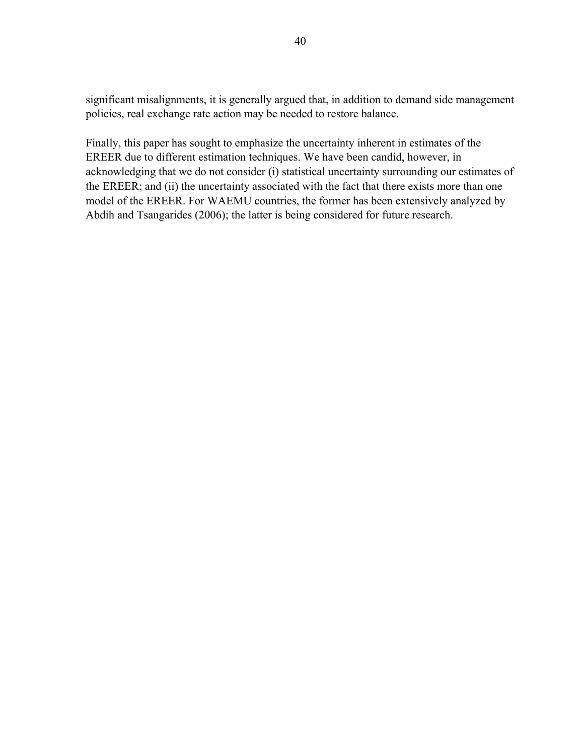significant misalignments, it is generally argued that, in addition to demand side management policies, real exchange rate action may be needed to restore balance.

Finally, this paper has sought to emphasize the uncertainty inherent in estimates of the EREER due to different estimation techniques. We have been candid, however, in acknowledging that we do not consider (i) statistical uncertainty surrounding our estimates of the EREER; and (ii) the uncertainty associated with the fact that there exists more than one model of the EREER. For WAEMU countries, the former has been extensively analyzed by Abdih and Tsangarides (2006); the latter is being considered for future research.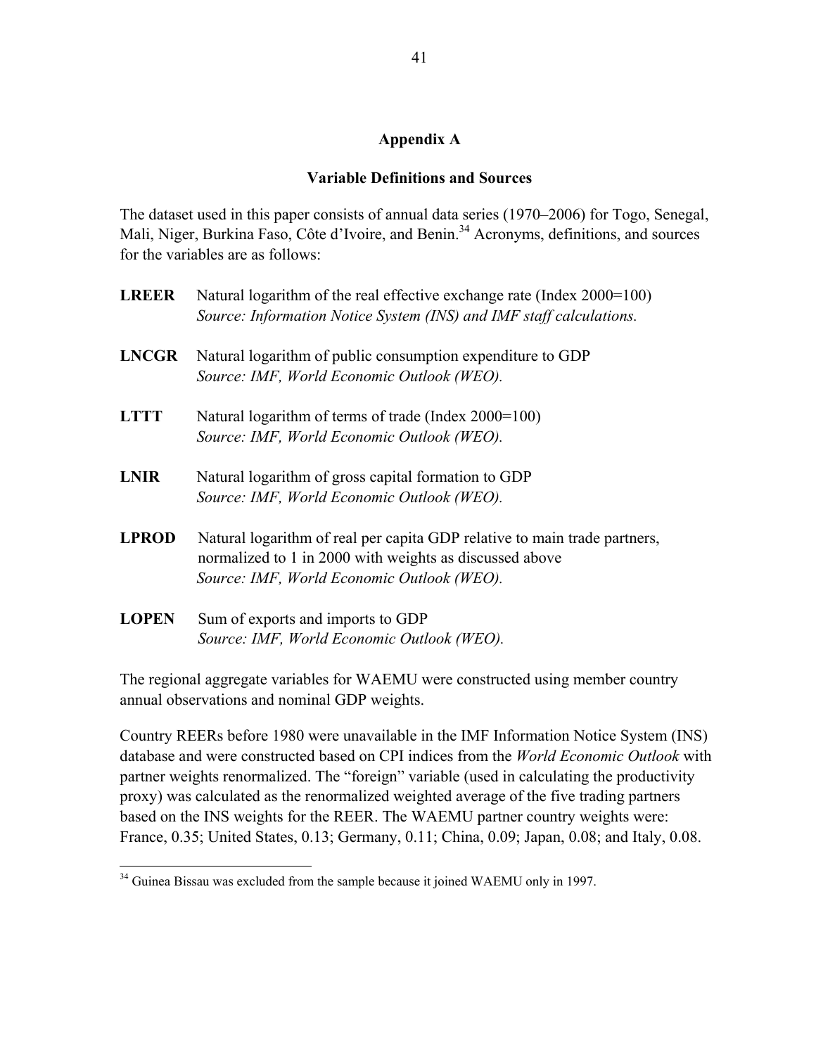## Appendix A

### Variable Definitions and Sources

The dataset used in this paper consists of annual data series (1970–2006) for Togo, Senegal, Mali, Niger, Burkina Faso, Côte d'Ivoire, and Benin.[34] Acronyms, definitions, and sources for the variables are as follows:

**LREER** Natural logarithm of the real effective exchange rate (Index 2000=100)
*Source: Information Notice System (INS) and IMF staff calculations.*

**LNCGR** Natural logarithm of public consumption expenditure to GDP
*Source: IMF, World Economic Outlook (WEO).*

**LTTT** Natural logarithm of terms of trade (Index 2000=100)
*Source: IMF, World Economic Outlook (WEO).*

**LNIR** Natural logarithm of gross capital formation to GDP
*Source: IMF, World Economic Outlook (WEO).*

**LPROD** Natural logarithm of real per capita GDP relative to main trade partners, normalized to 1 in 2000 with weights as discussed above
*Source: IMF, World Economic Outlook (WEO).*

**LOPEN** Sum of exports and imports to GDP
*Source: IMF, World Economic Outlook (WEO).*

The regional aggregate variables for WAEMU were constructed using member country annual observations and nominal GDP weights.

Country REERs before 1980 were unavailable in the IMF Information Notice System (INS) database and were constructed based on CPI indices from the *World Economic Outlook* with partner weights renormalized. The "foreign" variable (used in calculating the productivity proxy) was calculated as the renormalized weighted average of the five trading partners based on the INS weights for the REER. The WAEMU partner country weights were: France, 0.35; United States, 0.13; Germany, 0.11; China, 0.09; Japan, 0.08; and Italy, 0.08.

[34] Guinea Bissau was excluded from the sample because it joined WAEMU only in 1997.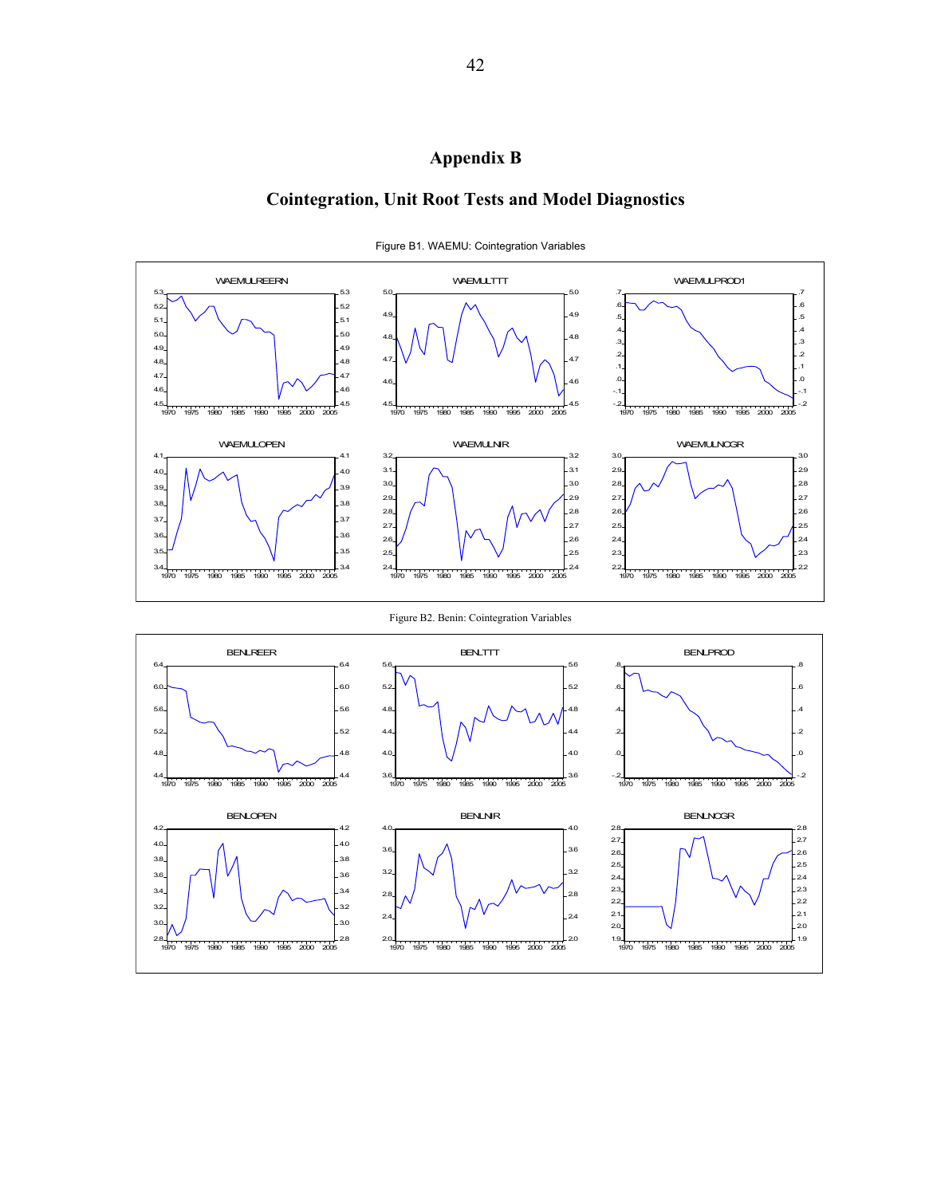# Appendix B

## Cointegration, Unit Root Tests and Model Diagnostics

Figure B1. WAEMU: Cointegration Variables

Figure B2. Benin: Cointegration Variables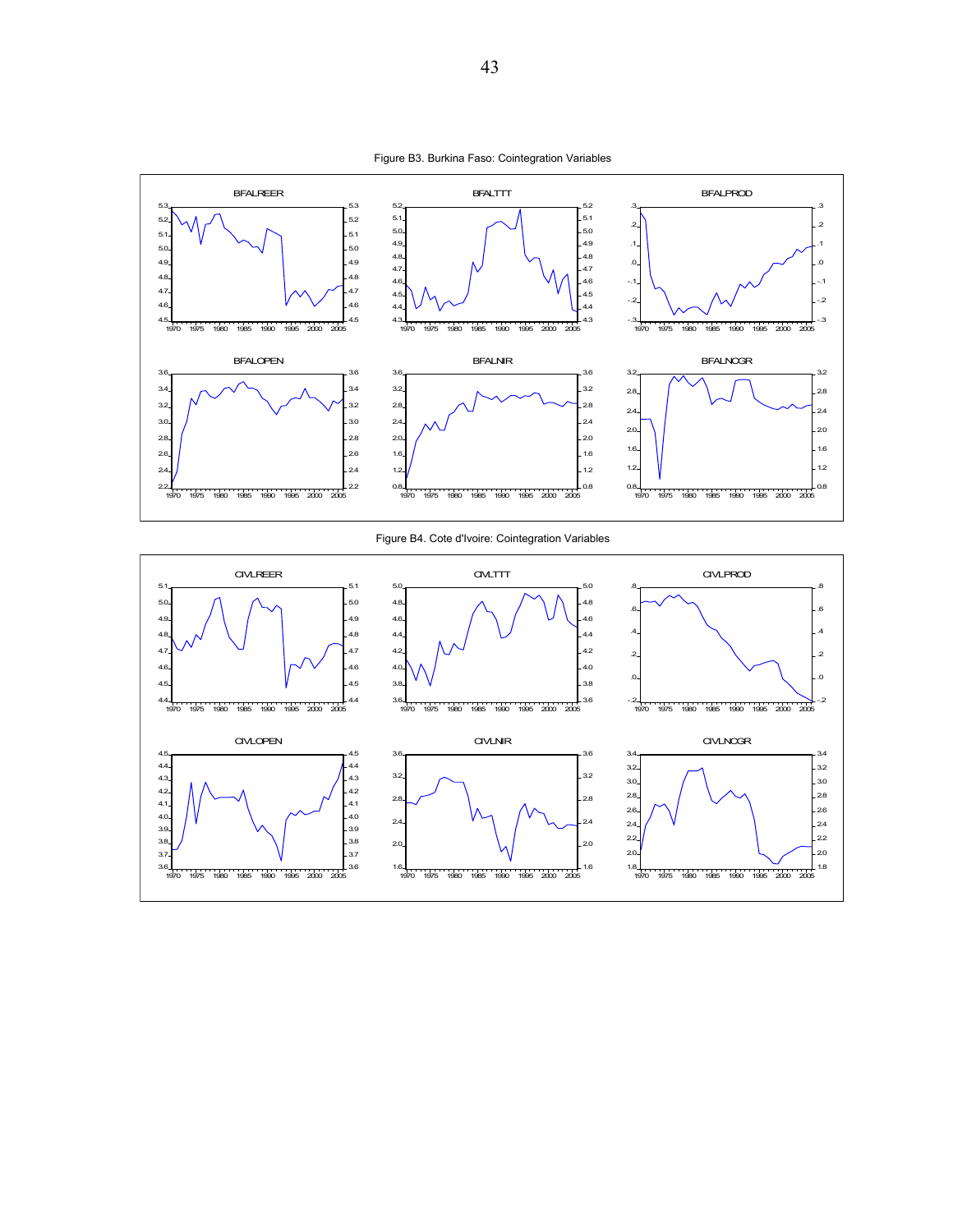Figure B3. Burkina Faso: Cointegration Variables

Figure B4. Cote d'Ivoire: Cointegration Variables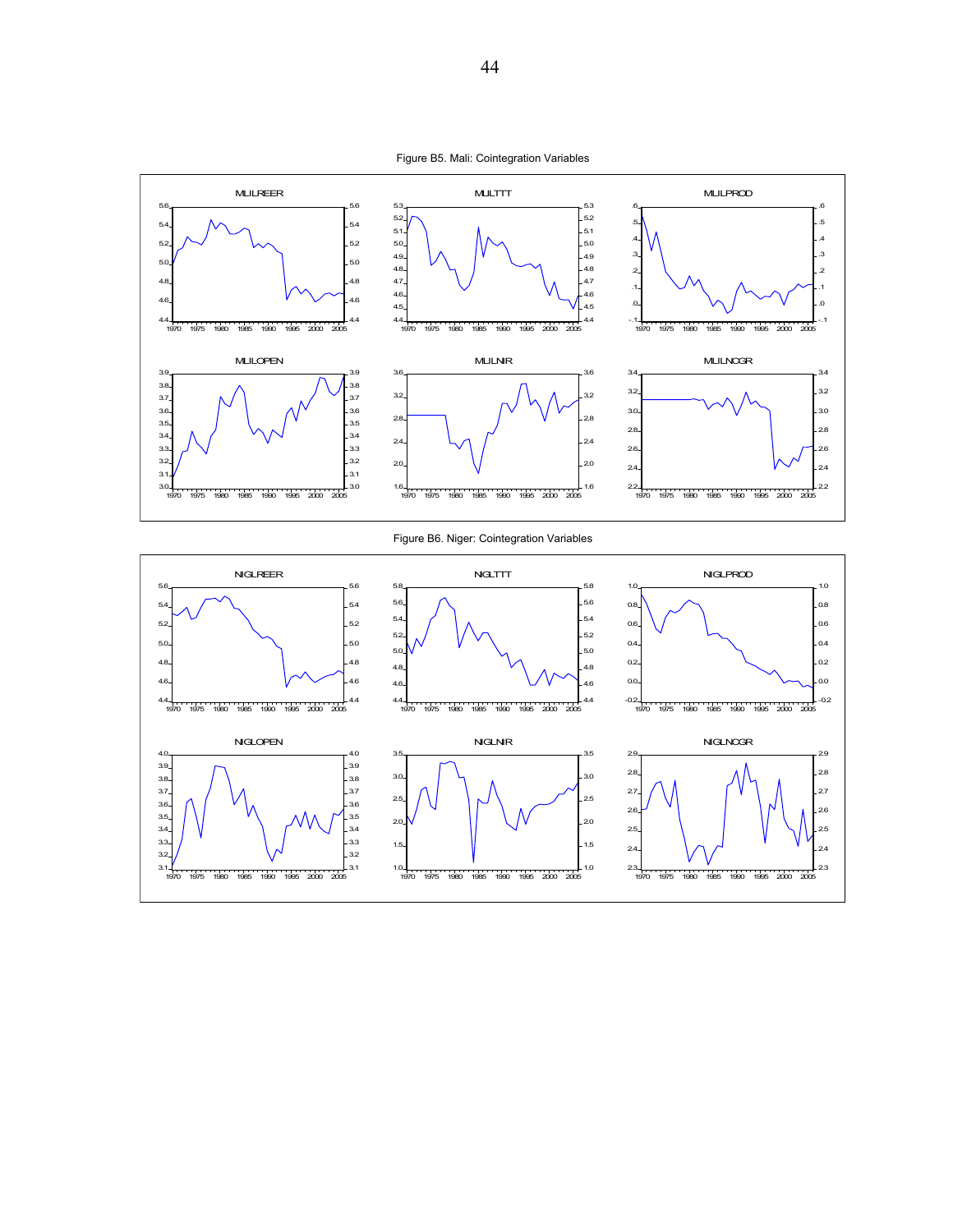Figure B5. Mali: Cointegration Variables

Figure B6. Niger: Cointegration Variables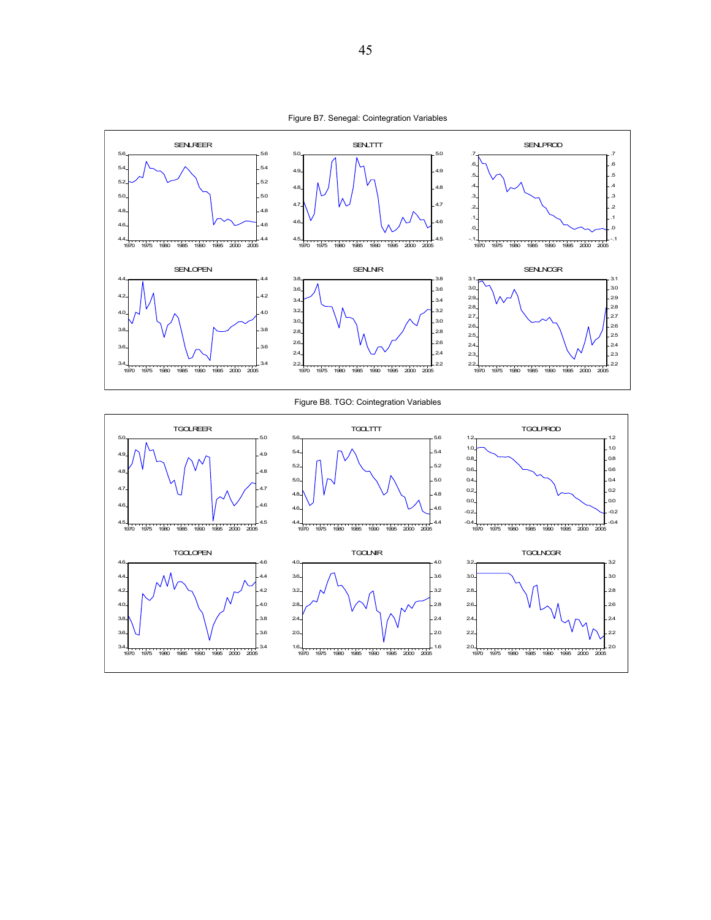Figure B7. Senegal: Cointegration Variables

Figure B8. TGO: Cointegration Variables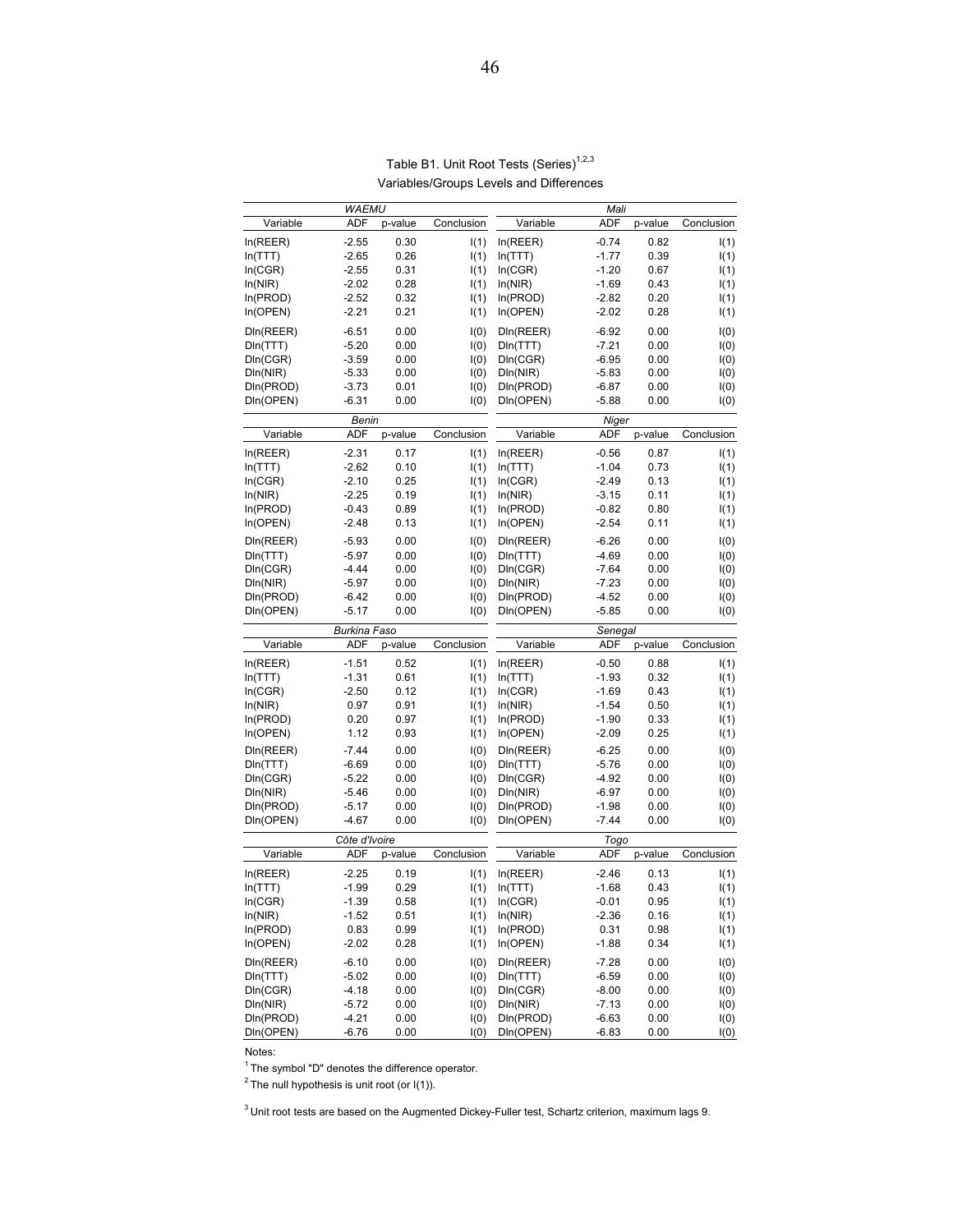Table B1. Unit Root Tests (Series)[1,2,3]

Variables/Groups Levels and Differences

| WAEMU | | | | Mali | | | |
|---|---|---|---|---|---|---|---|
| Variable | ADF | p-value | Conclusion | Variable | ADF | p-value | Conclusion |
| ln(REER) | -2.55 | 0.30 | I(1) | ln(REER) | -0.74 | 0.82 | I(1) |
| ln(TTT) | -2.65 | 0.26 | I(1) | ln(TTT) | -1.77 | 0.39 | I(1) |
| ln(CGR) | -2.55 | 0.31 | I(1) | ln(CGR) | -1.20 | 0.67 | I(1) |
| ln(NIR) | -2.02 | 0.28 | I(1) | ln(NIR) | -1.69 | 0.43 | I(1) |
| ln(PROD) | -2.52 | 0.32 | I(1) | ln(PROD) | -2.82 | 0.20 | I(1) |
| ln(OPEN) | -2.21 | 0.21 | I(1) | ln(OPEN) | -2.02 | 0.28 | I(1) |
| Dln(REER) | -6.51 | 0.00 | I(0) | Dln(REER) | -6.92 | 0.00 | I(0) |
| Dln(TTT) | -5.20 | 0.00 | I(0) | Dln(TTT) | -7.21 | 0.00 | I(0) |
| Dln(CGR) | -3.59 | 0.00 | I(0) | Dln(CGR) | -6.95 | 0.00 | I(0) |
| Dln(NIR) | -5.33 | 0.00 | I(0) | Dln(NIR) | -5.83 | 0.00 | I(0) |
| Dln(PROD) | -3.73 | 0.01 | I(0) | Dln(PROD) | -6.87 | 0.00 | I(0) |
| Dln(OPEN) | -6.31 | 0.00 | I(0) | Dln(OPEN) | -5.88 | 0.00 | I(0) |
| *Benin* | | | | *Niger* | | | |
| Variable | ADF | p-value | Conclusion | Variable | ADF | p-value | Conclusion |
| ln(REER) | -2.31 | 0.17 | I(1) | ln(REER) | -0.56 | 0.87 | I(1) |
| ln(TTT) | -2.62 | 0.10 | I(1) | ln(TTT) | -1.04 | 0.73 | I(1) |
| ln(CGR) | -2.10 | 0.25 | I(1) | ln(CGR) | -2.49 | 0.13 | I(1) |
| ln(NIR) | -2.25 | 0.19 | I(1) | ln(NIR) | -3.15 | 0.11 | I(1) |
| ln(PROD) | -0.43 | 0.89 | I(1) | ln(PROD) | -0.82 | 0.80 | I(1) |
| ln(OPEN) | -2.48 | 0.13 | I(1) | ln(OPEN) | -2.54 | 0.11 | I(1) |
| Dln(REER) | -5.93 | 0.00 | I(0) | Dln(REER) | -6.26 | 0.00 | I(0) |
| Dln(TTT) | -5.97 | 0.00 | I(0) | Dln(TTT) | -4.69 | 0.00 | I(0) |
| Dln(CGR) | -4.44 | 0.00 | I(0) | Dln(CGR) | -7.64 | 0.00 | I(0) |
| Dln(NIR) | -5.97 | 0.00 | I(0) | Dln(NIR) | -7.23 | 0.00 | I(0) |
| Dln(PROD) | -6.42 | 0.00 | I(0) | Dln(PROD) | -4.52 | 0.00 | I(0) |
| Dln(OPEN) | -5.17 | 0.00 | I(0) | Dln(OPEN) | -5.85 | 0.00 | I(0) |
| *Burkina Faso* | | | | *Senegal* | | | |
| Variable | ADF | p-value | Conclusion | Variable | ADF | p-value | Conclusion |
| ln(REER) | -1.51 | 0.52 | I(1) | ln(REER) | -0.50 | 0.88 | I(1) |
| ln(TTT) | -1.31 | 0.61 | I(1) | ln(TTT) | -1.93 | 0.32 | I(1) |
| ln(CGR) | -2.50 | 0.12 | I(1) | ln(CGR) | -1.69 | 0.43 | I(1) |
| ln(NIR) | 0.97 | 0.91 | I(1) | ln(NIR) | -1.54 | 0.50 | I(1) |
| ln(PROD) | 0.20 | 0.97 | I(1) | ln(PROD) | -1.90 | 0.33 | I(1) |
| ln(OPEN) | 1.12 | 0.93 | I(1) | ln(OPEN) | -2.09 | 0.25 | I(1) |
| Dln(REER) | -7.44 | 0.00 | I(0) | Dln(REER) | -6.25 | 0.00 | I(0) |
| Dln(TTT) | -6.69 | 0.00 | I(0) | Dln(TTT) | -5.76 | 0.00 | I(0) |
| Dln(CGR) | -5.22 | 0.00 | I(0) | Dln(CGR) | -4.92 | 0.00 | I(0) |
| Dln(NIR) | -5.46 | 0.00 | I(0) | Dln(NIR) | -6.97 | 0.00 | I(0) |
| Dln(PROD) | -5.17 | 0.00 | I(0) | Dln(PROD) | -1.98 | 0.00 | I(0) |
| Dln(OPEN) | -4.67 | 0.00 | I(0) | Dln(OPEN) | -7.44 | 0.00 | I(0) |
| *Côte d'Ivoire* | | | | *Togo* | | | |
| Variable | ADF | p-value | Conclusion | Variable | ADF | p-value | Conclusion |
| ln(REER) | -2.25 | 0.19 | I(1) | ln(REER) | -2.46 | 0.13 | I(1) |
| ln(TTT) | -1.99 | 0.29 | I(1) | ln(TTT) | -1.68 | 0.43 | I(1) |
| ln(CGR) | -1.39 | 0.58 | I(1) | ln(CGR) | -0.01 | 0.95 | I(1) |
| ln(NIR) | -1.52 | 0.51 | I(1) | ln(NIR) | -2.36 | 0.16 | I(1) |
| ln(PROD) | 0.83 | 0.99 | I(1) | ln(PROD) | 0.31 | 0.98 | I(1) |
| ln(OPEN) | -2.02 | 0.28 | I(1) | ln(OPEN) | -1.88 | 0.34 | I(1) |
| Dln(REER) | -6.10 | 0.00 | I(0) | Dln(REER) | -7.28 | 0.00 | I(0) |
| Dln(TTT) | -5.02 | 0.00 | I(0) | Dln(TTT) | -6.59 | 0.00 | I(0) |
| Dln(CGR) | -4.18 | 0.00 | I(0) | Dln(CGR) | -8.00 | 0.00 | I(0) |
| Dln(NIR) | -5.72 | 0.00 | I(0) | Dln(NIR) | -7.13 | 0.00 | I(0) |
| Dln(PROD) | -4.21 | 0.00 | I(0) | Dln(PROD) | -6.63 | 0.00 | I(0) |
| Dln(OPEN) | -6.76 | 0.00 | I(0) | Dln(OPEN) | -6.83 | 0.00 | I(0) |

Notes:

[1] The symbol "D" denotes the difference operator.

[2] The null hypothesis is unit root (or I(1)).

[3] Unit root tests are based on the Augmented Dickey-Fuller test, Schartz criterion, maximum lags 9.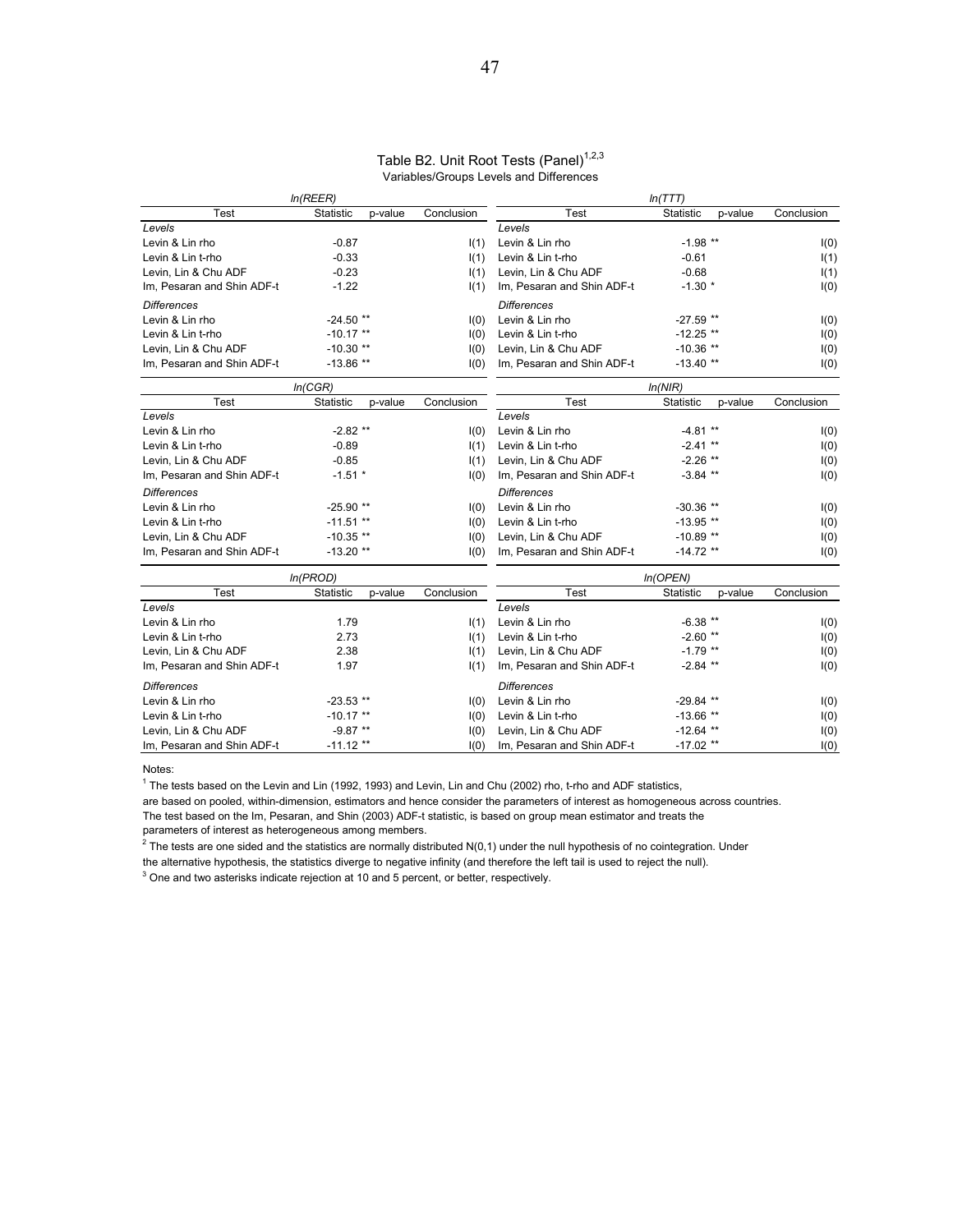# Table B2. Unit Root Tests (Panel)[1,2,3]

Variables/Groups Levels and Differences

| *ln(REER)* | | | | *ln(TTT)* | | | |
|---|---|---|---|---|---|---|---|
| Test | Statistic | p-value | Conclusion | Test | Statistic | p-value | Conclusion |
| *Levels* | | | | *Levels* | | | |
| Levin & Lin rho | -0.87 | | I(1) | Levin & Lin rho | -1.98 ** | | I(0) |
| Levin & Lin t-rho | -0.33 | | I(1) | Levin & Lin t-rho | -0.61 | | I(1) |
| Levin, Lin & Chu ADF | -0.23 | | I(1) | Levin, Lin & Chu ADF | -0.68 | | I(1) |
| Im, Pesaran and Shin ADF-t | -1.22 | | I(1) | Im, Pesaran and Shin ADF-t | -1.30 * | | I(0) |
| *Differences* | | | | *Differences* | | | |
| Levin & Lin rho | -24.50 ** | | I(0) | Levin & Lin rho | -27.59 ** | | I(0) |
| Levin & Lin t-rho | -10.17 ** | | I(0) | Levin & Lin t-rho | -12.25 ** | | I(0) |
| Levin, Lin & Chu ADF | -10.30 ** | | I(0) | Levin, Lin & Chu ADF | -10.36 ** | | I(0) |
| Im, Pesaran and Shin ADF-t | -13.86 ** | | I(0) | Im, Pesaran and Shin ADF-t | -13.40 ** | | I(0) |

| *ln(CGR)* | | | | *ln(NIR)* | | | |
|---|---|---|---|---|---|---|---|
| Test | Statistic | p-value | Conclusion | Test | Statistic | p-value | Conclusion |
| *Levels* | | | | *Levels* | | | |
| Levin & Lin rho | -2.82 ** | | I(0) | Levin & Lin rho | -4.81 ** | | I(0) |
| Levin & Lin t-rho | -0.89 | | I(1) | Levin & Lin t-rho | -2.41 ** | | I(0) |
| Levin, Lin & Chu ADF | -0.85 | | I(1) | Levin, Lin & Chu ADF | -2.26 ** | | I(0) |
| Im, Pesaran and Shin ADF-t | -1.51 * | | I(0) | Im, Pesaran and Shin ADF-t | -3.84 ** | | I(0) |
| *Differences* | | | | *Differences* | | | |
| Levin & Lin rho | -25.90 ** | | I(0) | Levin & Lin rho | -30.36 ** | | I(0) |
| Levin & Lin t-rho | -11.51 ** | | I(0) | Levin & Lin t-rho | -13.95 ** | | I(0) |
| Levin, Lin & Chu ADF | -10.35 ** | | I(0) | Levin, Lin & Chu ADF | -10.89 ** | | I(0) |
| Im, Pesaran and Shin ADF-t | -13.20 ** | | I(0) | Im, Pesaran and Shin ADF-t | -14.72 ** | | I(0) |

| *ln(PROD)* | | | | *ln(OPEN)* | | | |
|---|---|---|---|---|---|---|---|
| Test | Statistic | p-value | Conclusion | Test | Statistic | p-value | Conclusion |
| *Levels* | | | | *Levels* | | | |
| Levin & Lin rho | 1.79 | | I(1) | Levin & Lin rho | -6.38 ** | | I(0) |
| Levin & Lin t-rho | 2.73 | | I(1) | Levin & Lin t-rho | -2.60 ** | | I(0) |
| Levin, Lin & Chu ADF | 2.38 | | I(1) | Levin, Lin & Chu ADF | -1.79 ** | | I(0) |
| Im, Pesaran and Shin ADF-t | 1.97 | | I(1) | Im, Pesaran and Shin ADF-t | -2.84 ** | | I(0) |
| *Differences* | | | | *Differences* | | | |
| Levin & Lin rho | -23.53 ** | | I(0) | Levin & Lin rho | -29.84 ** | | I(0) |
| Levin & Lin t-rho | -10.17 ** | | I(0) | Levin & Lin t-rho | -13.66 ** | | I(0) |
| Levin, Lin & Chu ADF | -9.87 ** | | I(0) | Levin, Lin & Chu ADF | -12.64 ** | | I(0) |
| Im, Pesaran and Shin ADF-t | -11.12 ** | | I(0) | Im, Pesaran and Shin ADF-t | -17.02 ** | | I(0) |

Notes:

[1] The tests based on the Levin and Lin (1992, 1993) and Levin, Lin and Chu (2002) rho, t-rho and ADF statistics, are based on pooled, within-dimension, estimators and hence consider the parameters of interest as homogeneous across countries. The test based on the Im, Pesaran, and Shin (2003) ADF-t statistic, is based on group mean estimator and treats the parameters of interest as heterogeneous among members.

[2] The tests are one sided and the statistics are normally distributed N(0,1) under the null hypothesis of no cointegration. Under the alternative hypothesis, the statistics diverge to negative infinity (and therefore the left tail is used to reject the null).

[3] One and two asterisks indicate rejection at 10 and 5 percent, or better, respectively.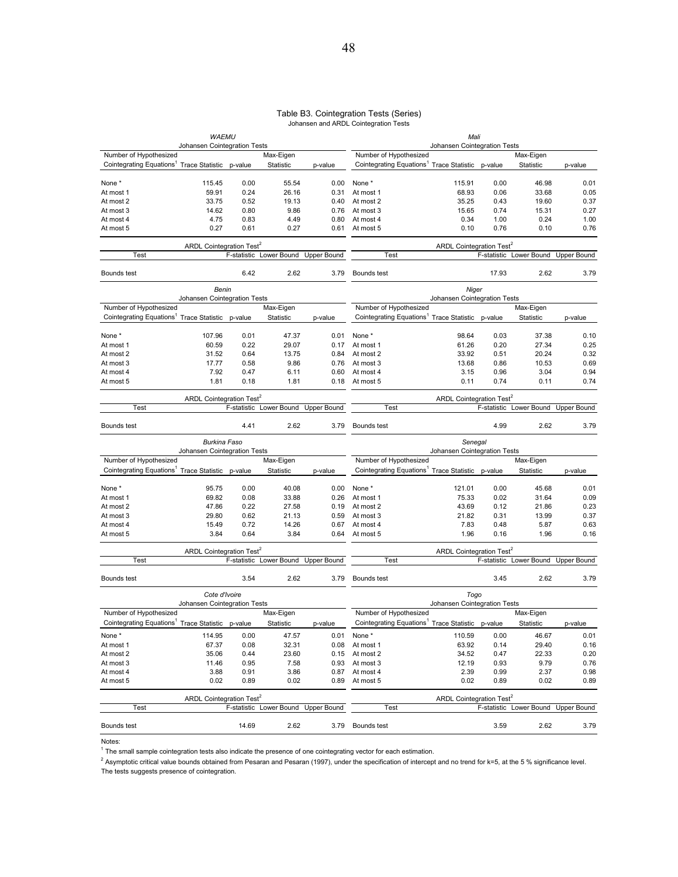# Table B3. Cointegration Tests (Series)

Johansen and ARDL Cointegration Tests

*WAEMU*

Johansen Cointegration Tests

| Number of Hypothesized Cointegrating Equations[1] | Trace Statistic | p-value | Max-Eigen Statistic | p-value |
|---|---|---|---|---|
| None * | 115.45 | 0.00 | 55.54 | 0.00 |
| At most 1 | 59.91 | 0.24 | 26.16 | 0.31 |
| At most 2 | 33.75 | 0.52 | 19.13 | 0.40 |
| At most 3 | 14.62 | 0.80 | 9.86 | 0.76 |
| At most 4 | 4.75 | 0.83 | 4.49 | 0.80 |
| At most 5 | 0.27 | 0.61 | 0.27 | 0.61 |

ARDL Cointegration Test[2]

| Test | F-statistic | Lower Bound | Upper Bound |
|---|---|---|---|
| Bounds test | 6.42 | 2.62 | 3.79 |

*Mali*

Johansen Cointegration Tests

| Number of Hypothesized Cointegrating Equations[1] | Trace Statistic | p-value | Max-Eigen Statistic | p-value |
|---|---|---|---|---|
| None * | 115.91 | 0.00 | 46.98 | 0.01 |
| At most 1 | 68.93 | 0.06 | 33.68 | 0.05 |
| At most 2 | 35.25 | 0.43 | 19.60 | 0.37 |
| At most 3 | 15.65 | 0.74 | 15.31 | 0.27 |
| At most 4 | 0.34 | 1.00 | 0.24 | 1.00 |
| At most 5 | 0.10 | 0.76 | 0.10 | 0.76 |

ARDL Cointegration Test[2]

| Test | F-statistic | Lower Bound | Upper Bound |
|---|---|---|---|
| Bounds test | 17.93 | 2.62 | 3.79 |

*Benin*

Johansen Cointegration Tests

| Number of Hypothesized Cointegrating Equations[1] | Trace Statistic | p-value | Max-Eigen Statistic | p-value |
|---|---|---|---|---|
| None * | 107.96 | 0.01 | 47.37 | 0.01 |
| At most 1 | 60.59 | 0.22 | 29.07 | 0.17 |
| At most 2 | 31.52 | 0.64 | 13.75 | 0.84 |
| At most 3 | 17.77 | 0.58 | 9.86 | 0.76 |
| At most 4 | 7.92 | 0.47 | 6.11 | 0.60 |
| At most 5 | 1.81 | 0.18 | 1.81 | 0.18 |

ARDL Cointegration Test[2]

| Test | F-statistic | Lower Bound | Upper Bound |
|---|---|---|---|
| Bounds test | 4.41 | 2.62 | 3.79 |

*Niger*

Johansen Cointegration Tests

| Number of Hypothesized Cointegrating Equations[1] | Trace Statistic | p-value | Max-Eigen Statistic | p-value |
|---|---|---|---|---|
| None * | 98.64 | 0.03 | 37.38 | 0.10 |
| At most 1 | 61.26 | 0.20 | 27.34 | 0.25 |
| At most 2 | 33.92 | 0.51 | 20.24 | 0.32 |
| At most 3 | 13.68 | 0.86 | 10.53 | 0.69 |
| At most 4 | 3.15 | 0.96 | 3.04 | 0.94 |
| At most 5 | 0.11 | 0.74 | 0.11 | 0.74 |

ARDL Cointegration Test[2]

| Test | F-statistic | Lower Bound | Upper Bound |
|---|---|---|---|
| Bounds test | 4.99 | 2.62 | 3.79 |

*Burkina Faso*

Johansen Cointegration Tests

| Number of Hypothesized Cointegrating Equations[1] | Trace Statistic | p-value | Max-Eigen Statistic | p-value |
|---|---|---|---|---|
| None * | 95.75 | 0.00 | 40.08 | 0.00 |
| At most 1 | 69.82 | 0.08 | 33.88 | 0.26 |
| At most 2 | 47.86 | 0.22 | 27.58 | 0.19 |
| At most 3 | 29.80 | 0.62 | 21.13 | 0.59 |
| At most 4 | 15.49 | 0.72 | 14.26 | 0.67 |
| At most 5 | 3.84 | 0.64 | 3.84 | 0.64 |

ARDL Cointegration Test[2]

| Test | F-statistic | Lower Bound | Upper Bound |
|---|---|---|---|
| Bounds test | 3.54 | 2.62 | 3.79 |

*Senegal*

Johansen Cointegration Tests

| Number of Hypothesized Cointegrating Equations[1] | Trace Statistic | p-value | Max-Eigen Statistic | p-value |
|---|---|---|---|---|
| None * | 121.01 | 0.00 | 45.68 | 0.01 |
| At most 1 | 75.33 | 0.02 | 31.64 | 0.09 |
| At most 2 | 43.69 | 0.12 | 21.86 | 0.23 |
| At most 3 | 21.82 | 0.31 | 13.99 | 0.37 |
| At most 4 | 7.83 | 0.48 | 5.87 | 0.63 |
| At most 5 | 1.96 | 0.16 | 1.96 | 0.16 |

ARDL Cointegration Test[2]

| Test | F-statistic | Lower Bound | Upper Bound |
|---|---|---|---|
| Bounds test | 3.45 | 2.62 | 3.79 |

*Cote d'Ivoire*

Johansen Cointegration Tests

| Number of Hypothesized Cointegrating Equations[1] | Trace Statistic | p-value | Max-Eigen Statistic | p-value |
|---|---|---|---|---|
| None * | 114.95 | 0.00 | 47.57 | 0.01 |
| At most 1 | 67.37 | 0.08 | 32.31 | 0.08 |
| At most 2 | 35.06 | 0.44 | 23.60 | 0.15 |
| At most 3 | 11.46 | 0.95 | 7.58 | 0.93 |
| At most 4 | 3.88 | 0.91 | 3.86 | 0.87 |
| At most 5 | 0.02 | 0.89 | 0.02 | 0.89 |

ARDL Cointegration Test[2]

| Test | F-statistic | Lower Bound | Upper Bound |
|---|---|---|---|
| Bounds test | 14.69 | 2.62 | 3.79 |

*Togo*

Johansen Cointegration Tests

| Number of Hypothesized Cointegrating Equations[1] | Trace Statistic | p-value | Max-Eigen Statistic | p-value |
|---|---|---|---|---|
| None * | 110.59 | 0.00 | 46.67 | 0.01 |
| At most 1 | 63.92 | 0.14 | 29.40 | 0.16 |
| At most 2 | 34.52 | 0.47 | 22.33 | 0.20 |
| At most 3 | 12.19 | 0.93 | 9.79 | 0.76 |
| At most 4 | 2.39 | 0.99 | 2.37 | 0.98 |
| At most 5 | 0.02 | 0.89 | 0.02 | 0.89 |

ARDL Cointegration Test[2]

| Test | F-statistic | Lower Bound | Upper Bound |
|---|---|---|---|
| Bounds test | 3.59 | 2.62 | 3.79 |

Notes:

[1] The small sample cointegration tests also indicate the presence of one cointegrating vector for each estimation.

[2] Asymptotic critical value bounds obtained from Pesaran and Pesaran (1997), under the specification of intercept and no trend for k=5, at the 5 % significance level. The tests suggests presence of cointegration.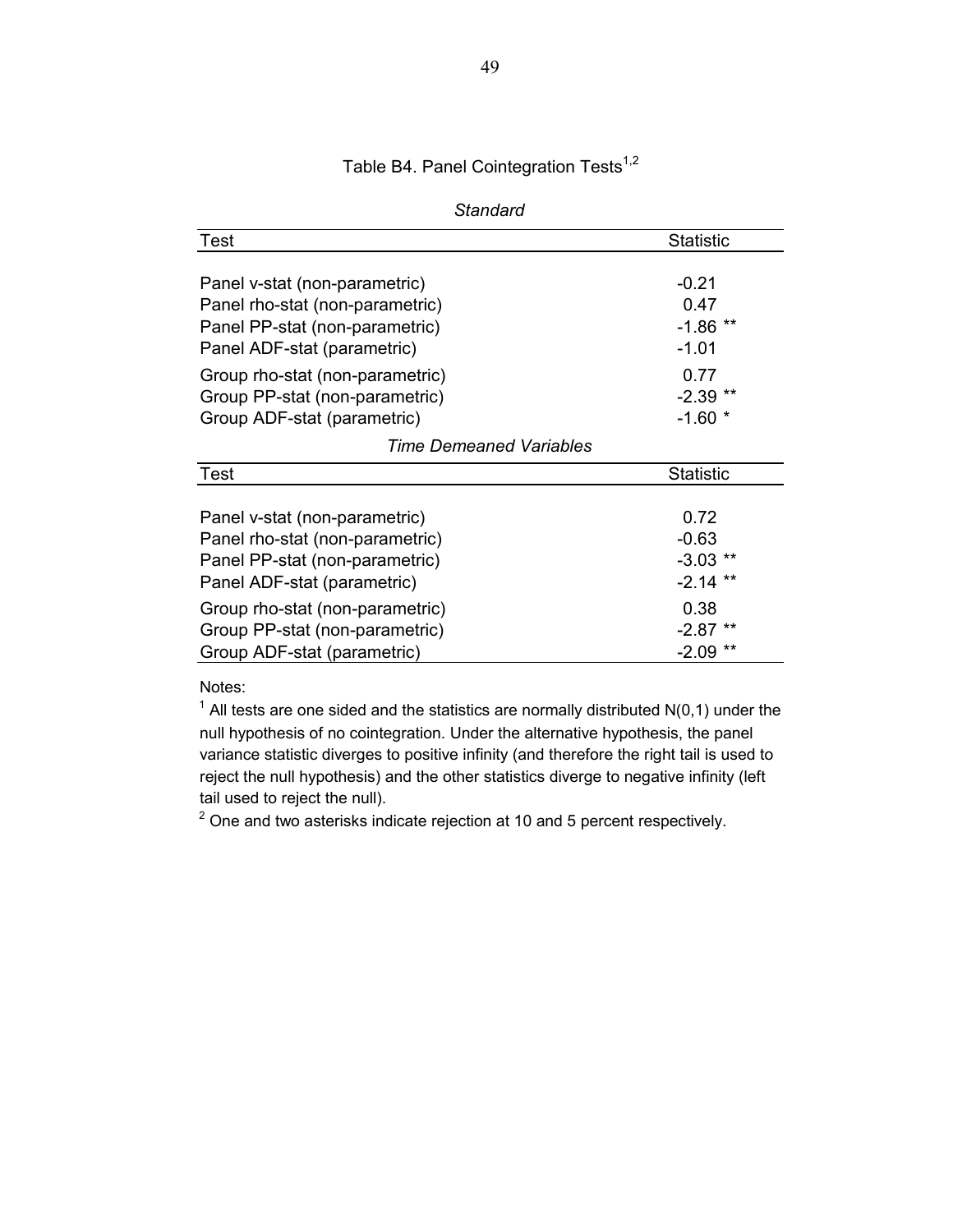Table B4. Panel Cointegration Tests[1,2]

*Standard*

| Test | Statistic |
|---|---|
| Panel v-stat (non-parametric) | -0.21 |
| Panel rho-stat (non-parametric) | 0.47 |
| Panel PP-stat (non-parametric) | -1.86 ** |
| Panel ADF-stat (parametric) | -1.01 |
| Group rho-stat (non-parametric) | 0.77 |
| Group PP-stat (non-parametric) | -2.39 ** |
| Group ADF-stat (parametric) | -1.60 * |

*Time Demeaned Variables*

| Test | Statistic |
|---|---|
| Panel v-stat (non-parametric) | 0.72 |
| Panel rho-stat (non-parametric) | -0.63 |
| Panel PP-stat (non-parametric) | -3.03 ** |
| Panel ADF-stat (parametric) | -2.14 ** |
| Group rho-stat (non-parametric) | 0.38 |
| Group PP-stat (non-parametric) | -2.87 ** |
| Group ADF-stat (parametric) | -2.09 ** |

Notes:

[1] All tests are one sided and the statistics are normally distributed N(0,1) under the null hypothesis of no cointegration. Under the alternative hypothesis, the panel variance statistic diverges to positive infinity (and therefore the right tail is used to reject the null hypothesis) and the other statistics diverge to negative infinity (left tail used to reject the null).

[2] One and two asterisks indicate rejection at 10 and 5 percent respectively.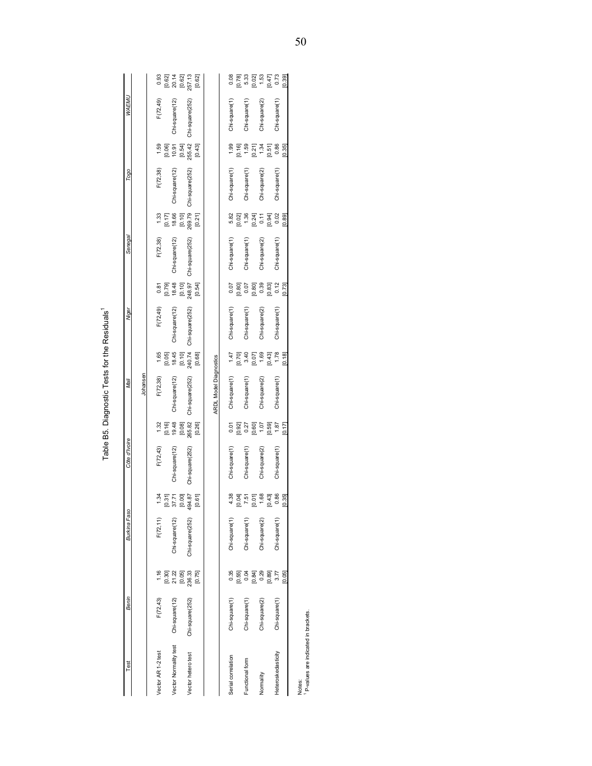# Table B5. Diagnostic Tests for the Residuals[1]

| Test | Benin | | Burkina Faso | | Côte d'Ivoire | | Mali | | Niger | | Senegal | | Togo | | WAEMU | |
|---|---|---|---|---|---|---|---|---|---|---|---|---|---|---|---|---|
| | | | | | | | Johansen | | | | | | | | | |
| Vector AR 1-2 test | F(72,43) | 1.16 | F(72,11) | 1.34 | F(72,43) | 1.32 | F(72,38) | 1.65 | F(72,49) | 0.81 | F(72,38) | 1.33 | F(72,38) | 1.59 | F(72,49) | 0.93 |
| | | [0.30] | | [0.31] | | [0.16] | | [0.05] | | [0.79] | | [0.17] | | [0.06] | | [0.62] |
| Vector Normality test | Chi-square(12) | 21.22 | Chi-square(12) | 37.71 | Chi-square(12) | 19.48 | Chi-square(12) | 18.45 | Chi-square(12) | 18.48 | Chi-square(12) | 18.66 | Chi-square(12) | 10.91 | Chi-square(12) | 20.14 |
| | | [0.05] | | [0.00] | | [0.08] | | [0.10] | | [0.10] | | [0.10] | | [0.54] | | [0.62] |
| Vector hetero test | Chi-square(252) | 236.33 | Chi-square(252) | 494.87 | Chi-square(252) | 265.82 | Chi-square(252) | 240.74 | Chi-square(252) | 248.97 | Chi-square(252) | 269.79 | Chi-square(252) | 255.42 | Chi-square(252) | 257.13 |
| | | [0.75] | | [0.61] | | [0.26] | | [0.68] | | [0.54] | | [0.21] | | [0.43] | | [0.62] |
| | | | | | | | ARDL Model Diagnostics | | | | | | | | | |
| Serial correlation | Chi-square(1) | 0.35 | Chi-square(1) | 4.38 | Chi-square(1) | 0.01 | Chi-square(1) | 1.47 | Chi-square(1) | 0.07 | Chi-square(1) | 5.82 | Chi-square(1) | 1.99 | Chi-square(1) | 0.08 |
| | | [0.55] | | [0.04] | | [0.92] | | [0.70] | | [0.80] | | [0.02] | | [0.16] | | [0.78] |
| Functional form | Chi-square(1) | 0.04 | Chi-square(1) | 7.51 | Chi-square(1) | 0.27 | Chi-square(1) | 3.40 | Chi-square(1) | 0.07 | Chi-square(1) | 1.36 | Chi-square(1) | 1.59 | Chi-square(1) | 5.33 |
| | | [0.84] | | [0.01] | | [0.60] | | [0.07] | | [0.80] | | [0.24] | | [0.21] | | [0.02] |
| Normality | Chi-square(2) | 0.29 | Chi-square(2) | 1.68 | Chi-square(2) | 1.07 | Chi-square(2) | 1.69 | Chi-square(2) | 0.39 | Chi-square(2) | 0.11 | Chi-square(2) | 1.34 | Chi-square(2) | 1.53 |
| | | [0.89] | | [0.43] | | [0.59] | | [0.43] | | [0.83] | | [0.94] | | [0.51] | | [0.47] |
| Heteroskedasticity | Chi-square(1) | 3.77 | Chi-square(1) | 0.86 | Chi-square(1) | 1.87 | Chi-square(1) | 1.78 | Chi-square(1) | 0.12 | Chi-square(1) | 0.02 | Chi-square(1) | 0.86 | Chi-square(1) | 0.73 |
| | | [0.05] | | [0.35] | | [0.17] | | [0.18] | | [0.73] | | [0.89] | | [0.35] | | [0.39] |

Notes:
[1] P-values are indicated in brackets.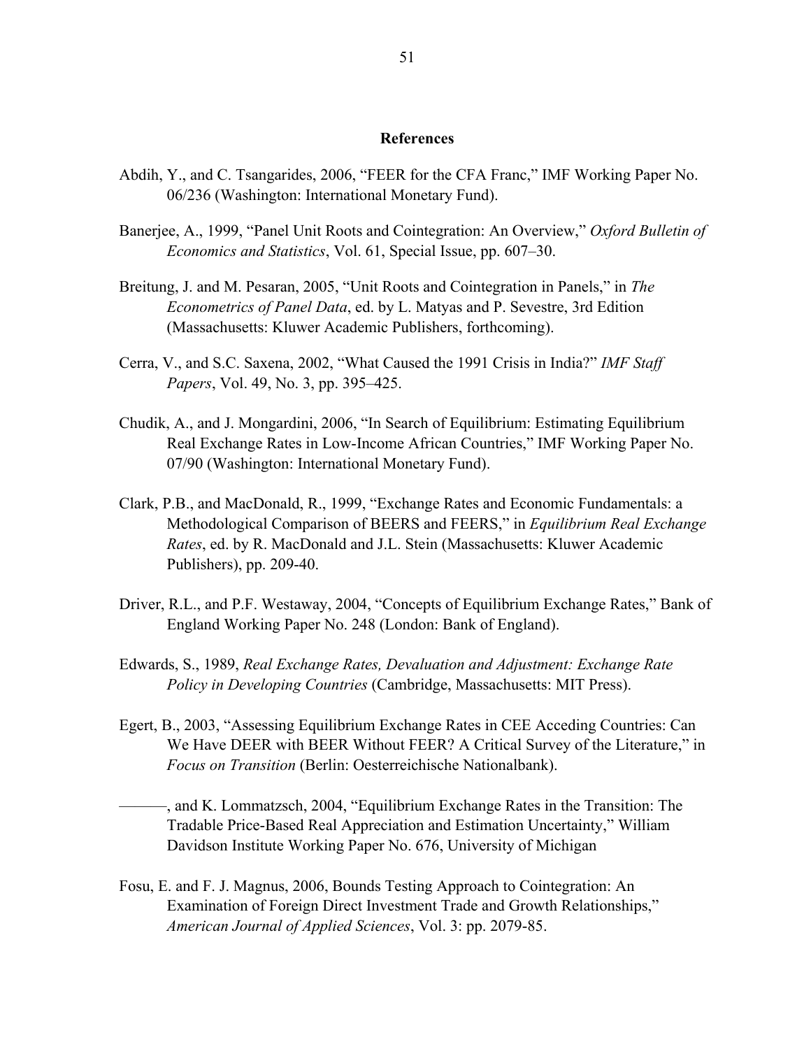# References

Abdih, Y., and C. Tsangarides, 2006, "FEER for the CFA Franc," IMF Working Paper No. 06/236 (Washington: International Monetary Fund).

Banerjee, A., 1999, "Panel Unit Roots and Cointegration: An Overview," *Oxford Bulletin of Economics and Statistics*, Vol. 61, Special Issue, pp. 607–30.

Breitung, J. and M. Pesaran, 2005, "Unit Roots and Cointegration in Panels," in *The Econometrics of Panel Data*, ed. by L. Matyas and P. Sevestre, 3rd Edition (Massachusetts: Kluwer Academic Publishers, forthcoming).

Cerra, V., and S.C. Saxena, 2002, "What Caused the 1991 Crisis in India?" *IMF Staff Papers*, Vol. 49, No. 3, pp. 395–425.

Chudik, A., and J. Mongardini, 2006, "In Search of Equilibrium: Estimating Equilibrium Real Exchange Rates in Low-Income African Countries," IMF Working Paper No. 07/90 (Washington: International Monetary Fund).

Clark, P.B., and MacDonald, R., 1999, "Exchange Rates and Economic Fundamentals: a Methodological Comparison of BEERS and FEERS," in *Equilibrium Real Exchange Rates*, ed. by R. MacDonald and J.L. Stein (Massachusetts: Kluwer Academic Publishers), pp. 209-40.

Driver, R.L., and P.F. Westaway, 2004, "Concepts of Equilibrium Exchange Rates," Bank of England Working Paper No. 248 (London: Bank of England).

Edwards, S., 1989, *Real Exchange Rates, Devaluation and Adjustment: Exchange Rate Policy in Developing Countries* (Cambridge, Massachusetts: MIT Press).

Egert, B., 2003, "Assessing Equilibrium Exchange Rates in CEE Acceding Countries: Can We Have DEER with BEER Without FEER? A Critical Survey of the Literature," in *Focus on Transition* (Berlin: Oesterreichische Nationalbank).

———, and K. Lommatzsch, 2004, "Equilibrium Exchange Rates in the Transition: The Tradable Price-Based Real Appreciation and Estimation Uncertainty," William Davidson Institute Working Paper No. 676, University of Michigan

Fosu, E. and F. J. Magnus, 2006, Bounds Testing Approach to Cointegration: An Examination of Foreign Direct Investment Trade and Growth Relationships," *American Journal of Applied Sciences*, Vol. 3: pp. 2079-85.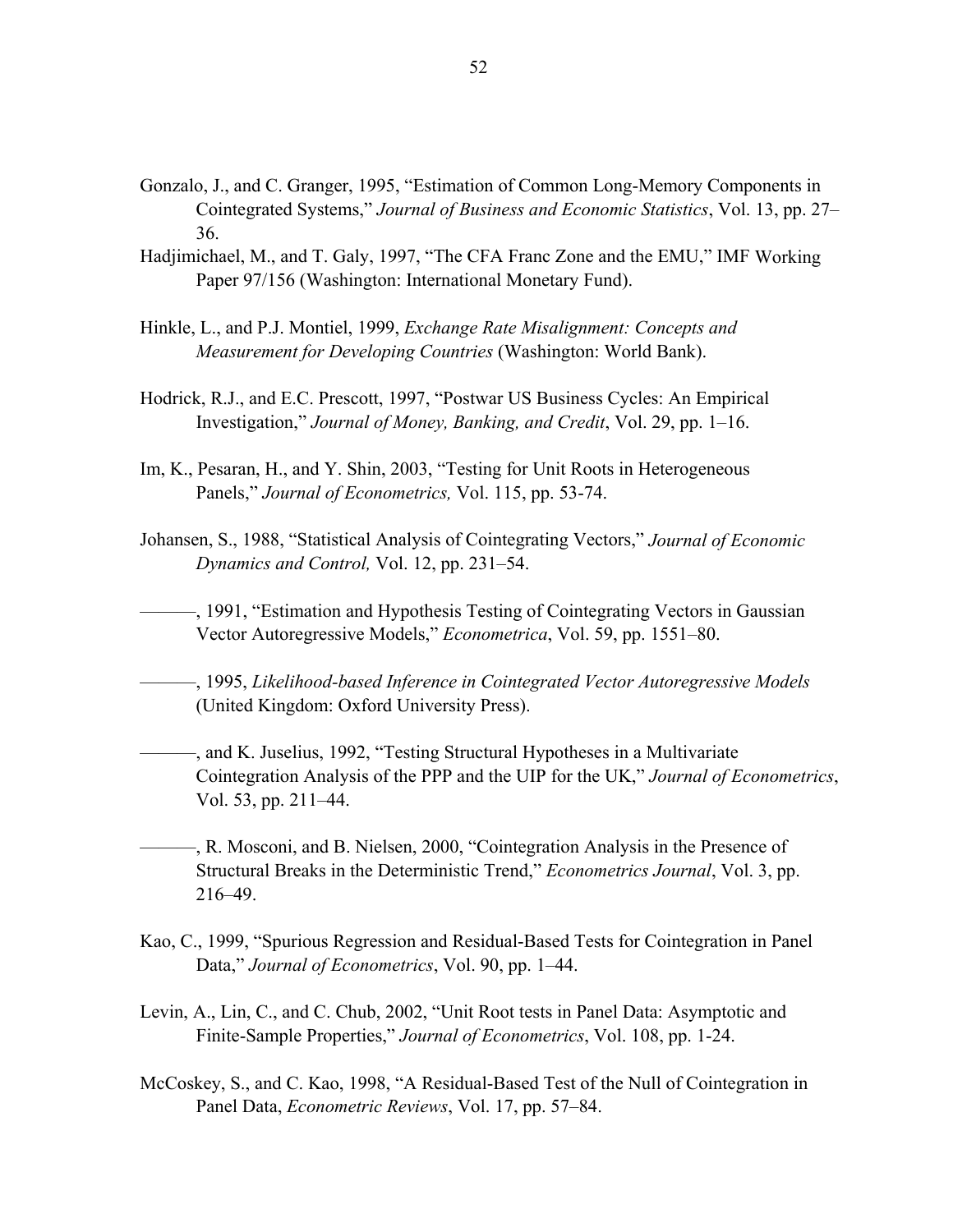Gonzalo, J., and C. Granger, 1995, "Estimation of Common Long-Memory Components in Cointegrated Systems," *Journal of Business and Economic Statistics*, Vol. 13, pp. 27–36.

Hadjimichael, M., and T. Galy, 1997, "The CFA Franc Zone and the EMU," IMF Working Paper 97/156 (Washington: International Monetary Fund).

Hinkle, L., and P.J. Montiel, 1999, *Exchange Rate Misalignment: Concepts and Measurement for Developing Countries* (Washington: World Bank).

Hodrick, R.J., and E.C. Prescott, 1997, "Postwar US Business Cycles: An Empirical Investigation," *Journal of Money, Banking, and Credit*, Vol. 29, pp. 1–16.

Im, K., Pesaran, H., and Y. Shin, 2003, "Testing for Unit Roots in Heterogeneous Panels," *Journal of Econometrics,* Vol. 115, pp. 53-74.

Johansen, S., 1988, "Statistical Analysis of Cointegrating Vectors," *Journal of Economic Dynamics and Control,* Vol. 12, pp. 231–54.

———, 1991, "Estimation and Hypothesis Testing of Cointegrating Vectors in Gaussian Vector Autoregressive Models," *Econometrica*, Vol. 59, pp. 1551–80.

———, 1995, *Likelihood-based Inference in Cointegrated Vector Autoregressive Models* (United Kingdom: Oxford University Press).

———, and K. Juselius, 1992, "Testing Structural Hypotheses in a Multivariate Cointegration Analysis of the PPP and the UIP for the UK," *Journal of Econometrics*, Vol. 53, pp. 211–44.

———, R. Mosconi, and B. Nielsen, 2000, "Cointegration Analysis in the Presence of Structural Breaks in the Deterministic Trend," *Econometrics Journal*, Vol. 3, pp. 216–49.

Kao, C., 1999, "Spurious Regression and Residual-Based Tests for Cointegration in Panel Data," *Journal of Econometrics*, Vol. 90, pp. 1–44.

Levin, A., Lin, C., and C. Chub, 2002, "Unit Root tests in Panel Data: Asymptotic and Finite-Sample Properties," *Journal of Econometrics*, Vol. 108, pp. 1-24.

McCoskey, S., and C. Kao, 1998, "A Residual-Based Test of the Null of Cointegration in Panel Data, *Econometric Reviews*, Vol. 17, pp. 57–84.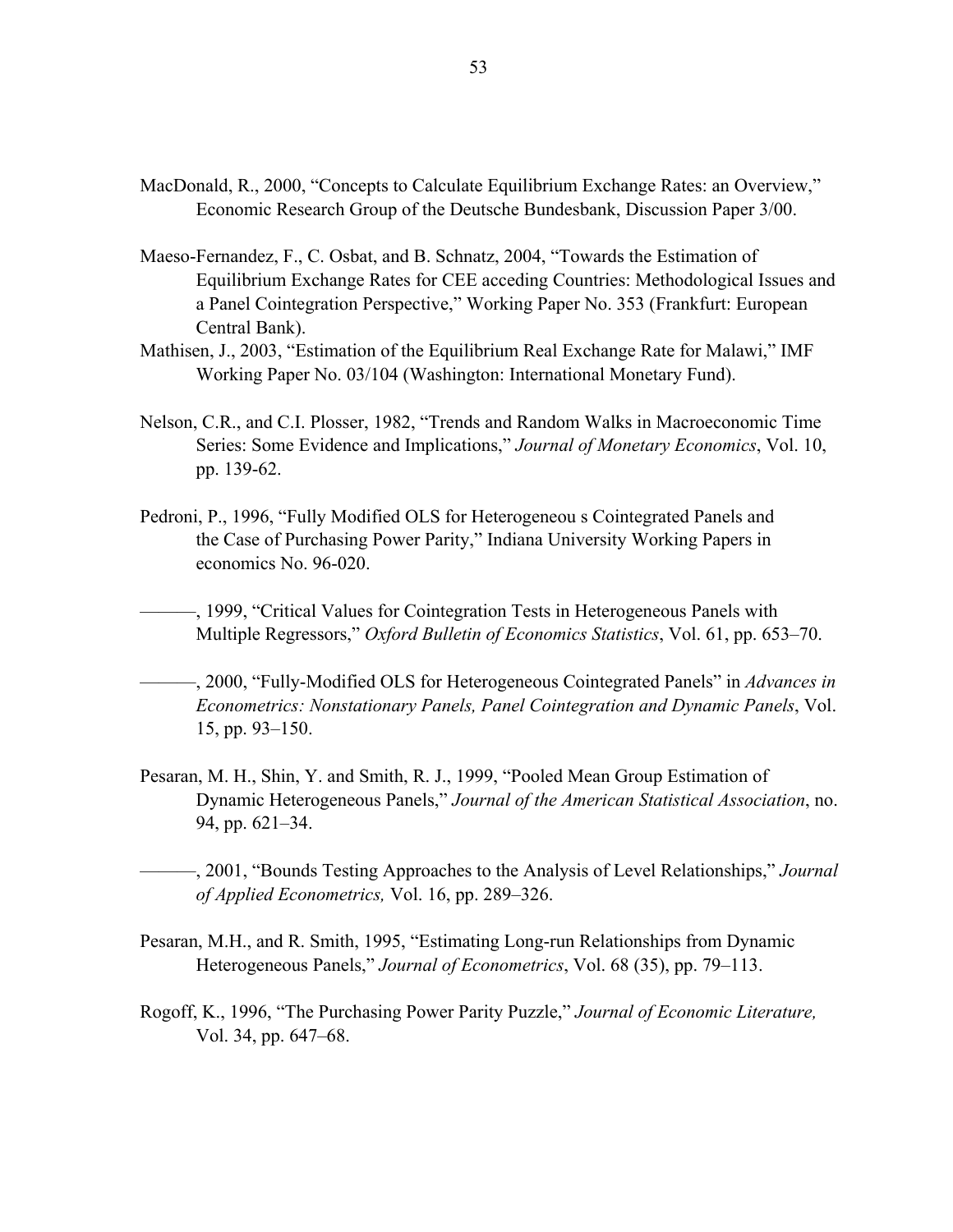MacDonald, R., 2000, "Concepts to Calculate Equilibrium Exchange Rates: an Overview," Economic Research Group of the Deutsche Bundesbank, Discussion Paper 3/00.

Maeso-Fernandez, F., C. Osbat, and B. Schnatz, 2004, "Towards the Estimation of Equilibrium Exchange Rates for CEE acceding Countries: Methodological Issues and a Panel Cointegration Perspective," Working Paper No. 353 (Frankfurt: European Central Bank).

Mathisen, J., 2003, "Estimation of the Equilibrium Real Exchange Rate for Malawi," IMF Working Paper No. 03/104 (Washington: International Monetary Fund).

Nelson, C.R., and C.I. Plosser, 1982, "Trends and Random Walks in Macroeconomic Time Series: Some Evidence and Implications," *Journal of Monetary Economics*, Vol. 10, pp. 139-62.

Pedroni, P., 1996, "Fully Modified OLS for Heterogeneou s Cointegrated Panels and the Case of Purchasing Power Parity," Indiana University Working Papers in economics No. 96-020.

———, 1999, "Critical Values for Cointegration Tests in Heterogeneous Panels with Multiple Regressors," *Oxford Bulletin of Economics Statistics*, Vol. 61, pp. 653–70.

———, 2000, "Fully-Modified OLS for Heterogeneous Cointegrated Panels" in *Advances in Econometrics: Nonstationary Panels, Panel Cointegration and Dynamic Panels*, Vol. 15, pp. 93–150.

Pesaran, M. H., Shin, Y. and Smith, R. J., 1999, "Pooled Mean Group Estimation of Dynamic Heterogeneous Panels," *Journal of the American Statistical Association*, no. 94, pp. 621–34.

———, 2001, "Bounds Testing Approaches to the Analysis of Level Relationships," *Journal of Applied Econometrics,* Vol. 16, pp. 289–326.

Pesaran, M.H., and R. Smith, 1995, "Estimating Long-run Relationships from Dynamic Heterogeneous Panels," *Journal of Econometrics*, Vol. 68 (35), pp. 79–113.

Rogoff, K., 1996, "The Purchasing Power Parity Puzzle," *Journal of Economic Literature,* Vol. 34, pp. 647–68.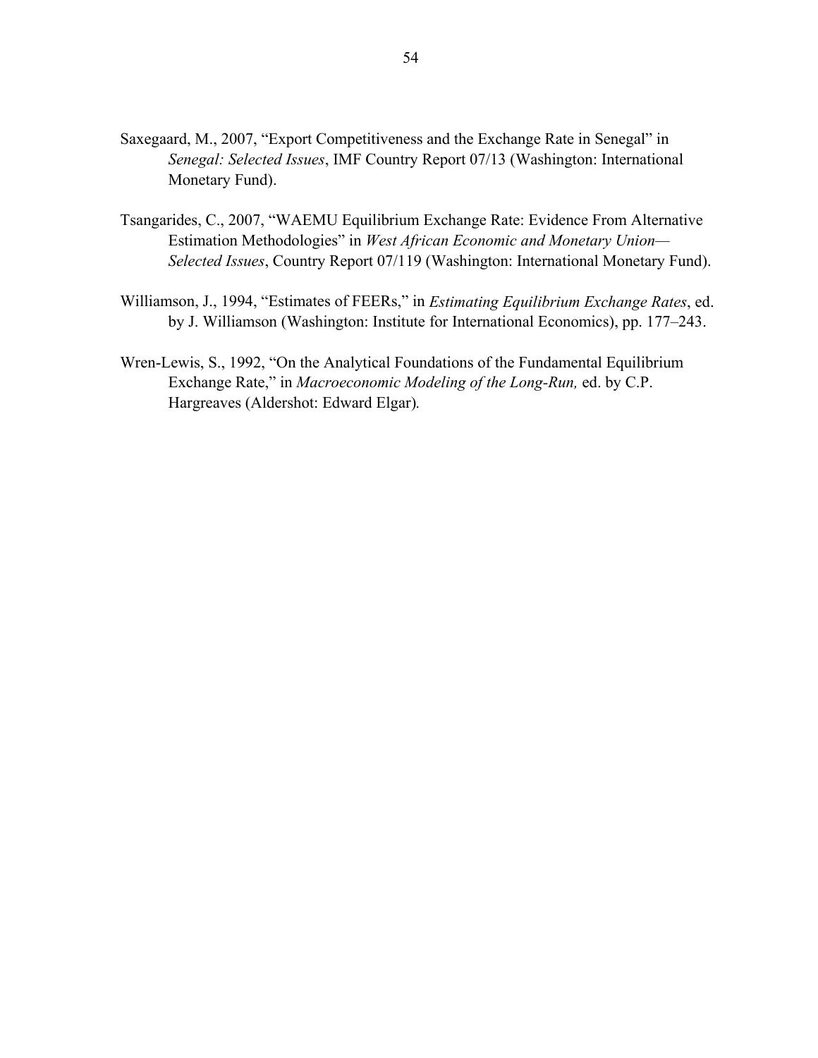Saxegaard, M., 2007, "Export Competitiveness and the Exchange Rate in Senegal" in *Senegal: Selected Issues*, IMF Country Report 07/13 (Washington: International Monetary Fund).

Tsangarides, C., 2007, "WAEMU Equilibrium Exchange Rate: Evidence From Alternative Estimation Methodologies" in *West African Economic and Monetary Union—Selected Issues*, Country Report 07/119 (Washington: International Monetary Fund).

Williamson, J., 1994, "Estimates of FEERs," in *Estimating Equilibrium Exchange Rates*, ed. by J. Williamson (Washington: Institute for International Economics), pp. 177–243.

Wren-Lewis, S., 1992, "On the Analytical Foundations of the Fundamental Equilibrium Exchange Rate," in *Macroeconomic Modeling of the Long-Run,* ed. by C.P. Hargreaves (Aldershot: Edward Elgar).